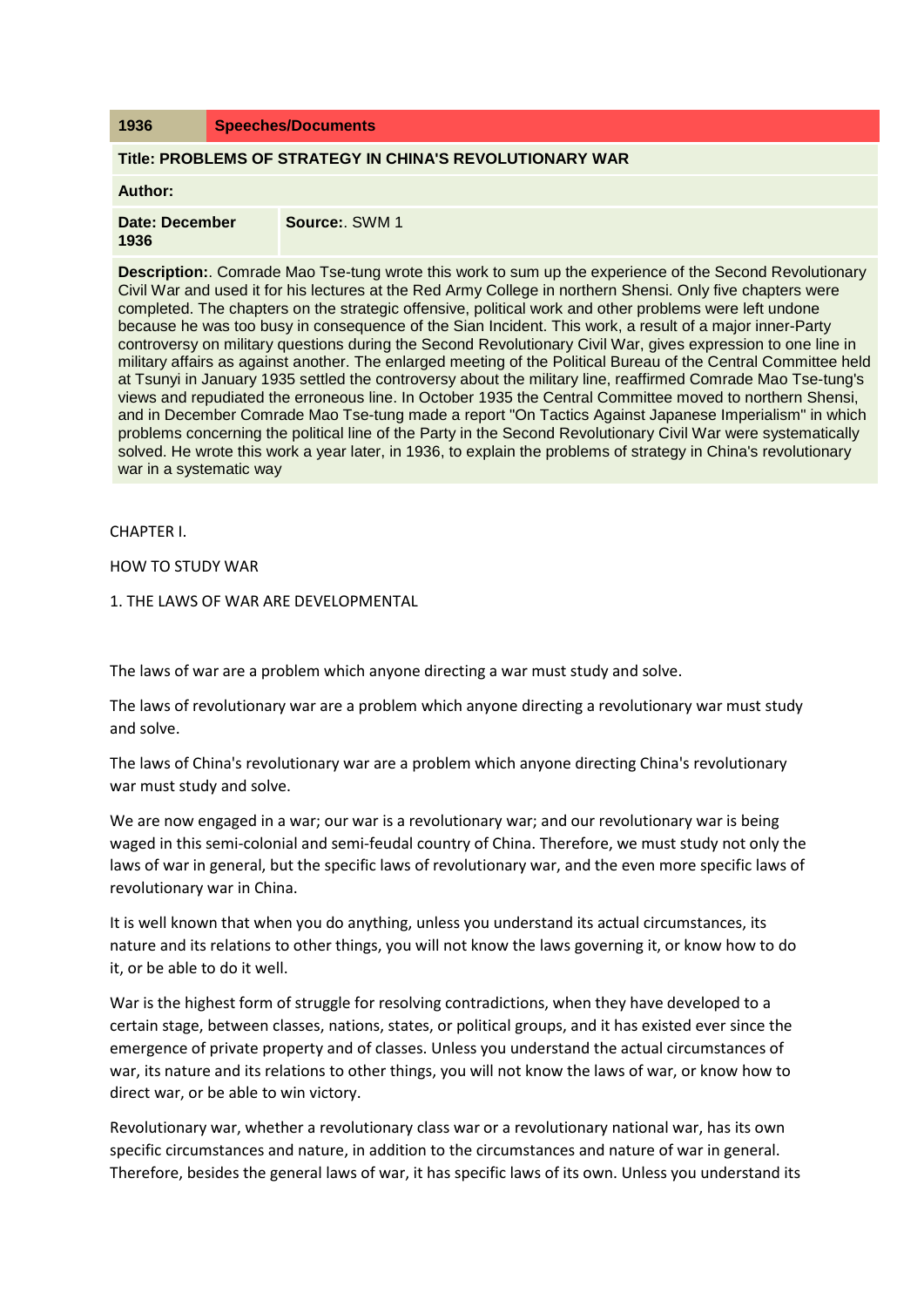| 1936 | Speeches/Documents |
|---|---|
| **Title: PROBLEMS OF STRATEGY IN CHINA'S REVOLUTIONARY WAR** | |
| **Author:** | |
| **Date: December 1936** | **Source:**. SWM 1 |

**Description:**. Comrade Mao Tse-tung wrote this work to sum up the experience of the Second Revolutionary Civil War and used it for his lectures at the Red Army College in northern Shensi. Only five chapters were completed. The chapters on the strategic offensive, political work and other problems were left undone because he was too busy in consequence of the Sian Incident. This work, a result of a major inner-Party controversy on military questions during the Second Revolutionary Civil War, gives expression to one line in military affairs as against another. The enlarged meeting of the Political Bureau of the Central Committee held at Tsunyi in January 1935 settled the controversy about the military line, reaffirmed Comrade Mao Tse-tung's views and repudiated the erroneous line. In October 1935 the Central Committee moved to northern Shensi, and in December Comrade Mao Tse-tung made a report "On Tactics Against Japanese Imperialism" in which problems concerning the political line of the Party in the Second Revolutionary Civil War were systematically solved. He wrote this work a year later, in 1936, to explain the problems of strategy in China's revolutionary war in a systematic way

# CHAPTER I.

## HOW TO STUDY WAR

### 1. THE LAWS OF WAR ARE DEVELOPMENTAL

The laws of war are a problem which anyone directing a war must study and solve.

The laws of revolutionary war are a problem which anyone directing a revolutionary war must study and solve.

The laws of China's revolutionary war are a problem which anyone directing China's revolutionary war must study and solve.

We are now engaged in a war; our war is a revolutionary war; and our revolutionary war is being waged in this semi-colonial and semi-feudal country of China. Therefore, we must study not only the laws of war in general, but the specific laws of revolutionary war, and the even more specific laws of revolutionary war in China.

It is well known that when you do anything, unless you understand its actual circumstances, its nature and its relations to other things, you will not know the laws governing it, or know how to do it, or be able to do it well.

War is the highest form of struggle for resolving contradictions, when they have developed to a certain stage, between classes, nations, states, or political groups, and it has existed ever since the emergence of private property and of classes. Unless you understand the actual circumstances of war, its nature and its relations to other things, you will not know the laws of war, or know how to direct war, or be able to win victory.

Revolutionary war, whether a revolutionary class war or a revolutionary national war, has its own specific circumstances and nature, in addition to the circumstances and nature of war in general. Therefore, besides the general laws of war, it has specific laws of its own. Unless you understand its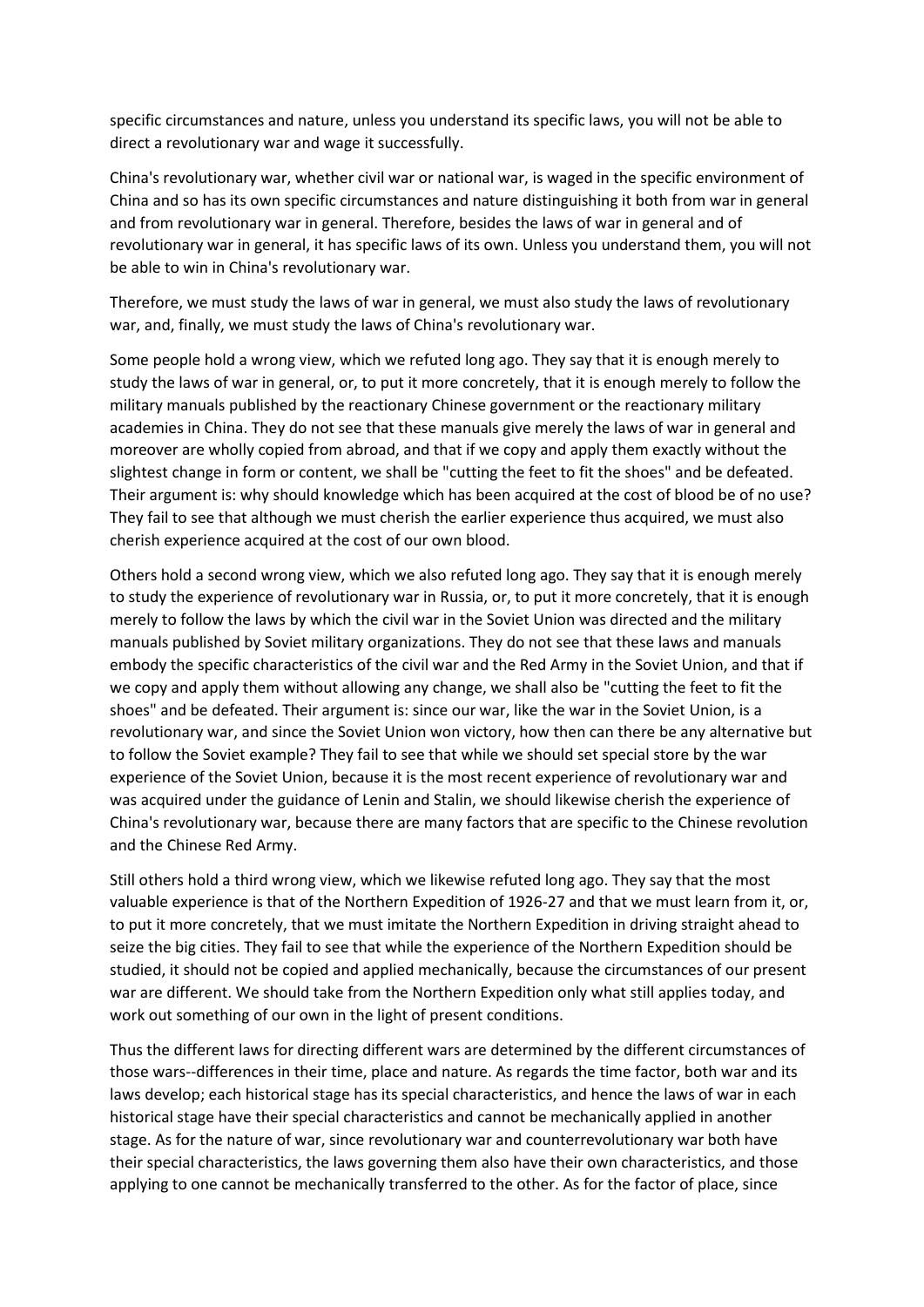specific circumstances and nature, unless you understand its specific laws, you will not be able to direct a revolutionary war and wage it successfully.

China's revolutionary war, whether civil war or national war, is waged in the specific environment of China and so has its own specific circumstances and nature distinguishing it both from war in general and from revolutionary war in general. Therefore, besides the laws of war in general and of revolutionary war in general, it has specific laws of its own. Unless you understand them, you will not be able to win in China's revolutionary war.

Therefore, we must study the laws of war in general, we must also study the laws of revolutionary war, and, finally, we must study the laws of China's revolutionary war.

Some people hold a wrong view, which we refuted long ago. They say that it is enough merely to study the laws of war in general, or, to put it more concretely, that it is enough merely to follow the military manuals published by the reactionary Chinese government or the reactionary military academies in China. They do not see that these manuals give merely the laws of war in general and moreover are wholly copied from abroad, and that if we copy and apply them exactly without the slightest change in form or content, we shall be "cutting the feet to fit the shoes" and be defeated. Their argument is: why should knowledge which has been acquired at the cost of blood be of no use? They fail to see that although we must cherish the earlier experience thus acquired, we must also cherish experience acquired at the cost of our own blood.

Others hold a second wrong view, which we also refuted long ago. They say that it is enough merely to study the experience of revolutionary war in Russia, or, to put it more concretely, that it is enough merely to follow the laws by which the civil war in the Soviet Union was directed and the military manuals published by Soviet military organizations. They do not see that these laws and manuals embody the specific characteristics of the civil war and the Red Army in the Soviet Union, and that if we copy and apply them without allowing any change, we shall also be "cutting the feet to fit the shoes" and be defeated. Their argument is: since our war, like the war in the Soviet Union, is a revolutionary war, and since the Soviet Union won victory, how then can there be any alternative but to follow the Soviet example? They fail to see that while we should set special store by the war experience of the Soviet Union, because it is the most recent experience of revolutionary war and was acquired under the guidance of Lenin and Stalin, we should likewise cherish the experience of China's revolutionary war, because there are many factors that are specific to the Chinese revolution and the Chinese Red Army.

Still others hold a third wrong view, which we likewise refuted long ago. They say that the most valuable experience is that of the Northern Expedition of 1926-27 and that we must learn from it, or, to put it more concretely, that we must imitate the Northern Expedition in driving straight ahead to seize the big cities. They fail to see that while the experience of the Northern Expedition should be studied, it should not be copied and applied mechanically, because the circumstances of our present war are different. We should take from the Northern Expedition only what still applies today, and work out something of our own in the light of present conditions.

Thus the different laws for directing different wars are determined by the different circumstances of those wars--differences in their time, place and nature. As regards the time factor, both war and its laws develop; each historical stage has its special characteristics, and hence the laws of war in each historical stage have their special characteristics and cannot be mechanically applied in another stage. As for the nature of war, since revolutionary war and counterrevolutionary war both have their special characteristics, the laws governing them also have their own characteristics, and those applying to one cannot be mechanically transferred to the other. As for the factor of place, since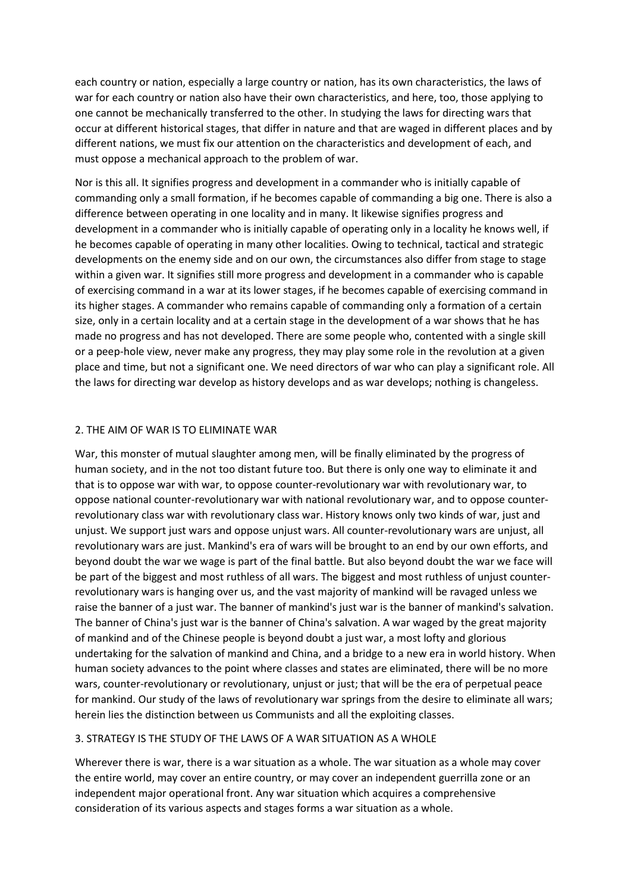each country or nation, especially a large country or nation, has its own characteristics, the laws of war for each country or nation also have their own characteristics, and here, too, those applying to one cannot be mechanically transferred to the other. In studying the laws for directing wars that occur at different historical stages, that differ in nature and that are waged in different places and by different nations, we must fix our attention on the characteristics and development of each, and must oppose a mechanical approach to the problem of war.

Nor is this all. It signifies progress and development in a commander who is initially capable of commanding only a small formation, if he becomes capable of commanding a big one. There is also a difference between operating in one locality and in many. It likewise signifies progress and development in a commander who is initially capable of operating only in a locality he knows well, if he becomes capable of operating in many other localities. Owing to technical, tactical and strategic developments on the enemy side and on our own, the circumstances also differ from stage to stage within a given war. It signifies still more progress and development in a commander who is capable of exercising command in a war at its lower stages, if he becomes capable of exercising command in its higher stages. A commander who remains capable of commanding only a formation of a certain size, only in a certain locality and at a certain stage in the development of a war shows that he has made no progress and has not developed. There are some people who, contented with a single skill or a peep-hole view, never make any progress, they may play some role in the revolution at a given place and time, but not a significant one. We need directors of war who can play a significant role. All the laws for directing war develop as history develops and as war develops; nothing is changeless.

## 2. THE AIM OF WAR IS TO ELIMINATE WAR

War, this monster of mutual slaughter among men, will be finally eliminated by the progress of human society, and in the not too distant future too. But there is only one way to eliminate it and that is to oppose war with war, to oppose counter-revolutionary war with revolutionary war, to oppose national counter-revolutionary war with national revolutionary war, and to oppose counter-revolutionary class war with revolutionary class war. History knows only two kinds of war, just and unjust. We support just wars and oppose unjust wars. All counter-revolutionary wars are unjust, all revolutionary wars are just. Mankind's era of wars will be brought to an end by our own efforts, and beyond doubt the war we wage is part of the final battle. But also beyond doubt the war we face will be part of the biggest and most ruthless of all wars. The biggest and most ruthless of unjust counter-revolutionary wars is hanging over us, and the vast majority of mankind will be ravaged unless we raise the banner of a just war. The banner of mankind's just war is the banner of mankind's salvation. The banner of China's just war is the banner of China's salvation. A war waged by the great majority of mankind and of the Chinese people is beyond doubt a just war, a most lofty and glorious undertaking for the salvation of mankind and China, and a bridge to a new era in world history. When human society advances to the point where classes and states are eliminated, there will be no more wars, counter-revolutionary or revolutionary, unjust or just; that will be the era of perpetual peace for mankind. Our study of the laws of revolutionary war springs from the desire to eliminate all wars; herein lies the distinction between us Communists and all the exploiting classes.

## 3. STRATEGY IS THE STUDY OF THE LAWS OF A WAR SITUATION AS A WHOLE

Wherever there is war, there is a war situation as a whole. The war situation as a whole may cover the entire world, may cover an entire country, or may cover an independent guerrilla zone or an independent major operational front. Any war situation which acquires a comprehensive consideration of its various aspects and stages forms a war situation as a whole.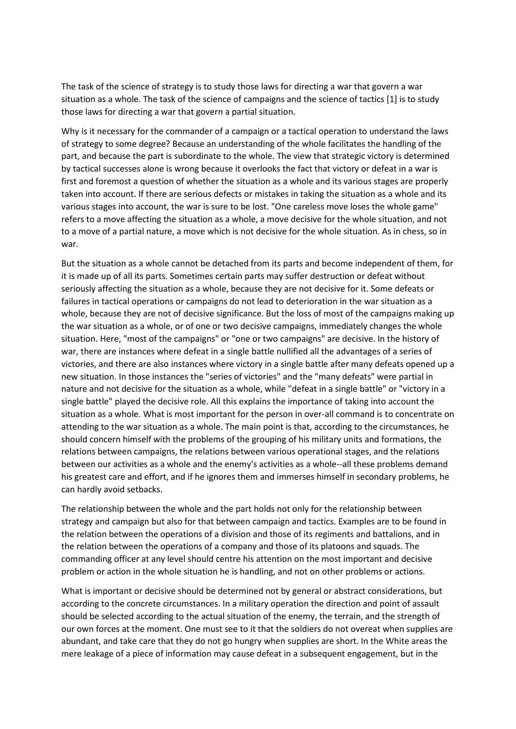The task of the science of strategy is to study those laws for directing a war that govern a war situation as a whole. The task of the science of campaigns and the science of tactics [1] is to study those laws for directing a war that govern a partial situation.

Why is it necessary for the commander of a campaign or a tactical operation to understand the laws of strategy to some degree? Because an understanding of the whole facilitates the handling of the part, and because the part is subordinate to the whole. The view that strategic victory is determined by tactical successes alone is wrong because it overlooks the fact that victory or defeat in a war is first and foremost a question of whether the situation as a whole and its various stages are properly taken into account. If there are serious defects or mistakes in taking the situation as a whole and its various stages into account, the war is sure to be lost. "One careless move loses the whole game" refers to a move affecting the situation as a whole, a move decisive for the whole situation, and not to a move of a partial nature, a move which is not decisive for the whole situation. As in chess, so in war.

But the situation as a whole cannot be detached from its parts and become independent of them, for it is made up of all its parts. Sometimes certain parts may suffer destruction or defeat without seriously affecting the situation as a whole, because they are not decisive for it. Some defeats or failures in tactical operations or campaigns do not lead to deterioration in the war situation as a whole, because they are not of decisive significance. But the loss of most of the campaigns making up the war situation as a whole, or of one or two decisive campaigns, immediately changes the whole situation. Here, "most of the campaigns" or "one or two campaigns" are decisive. In the history of war, there are instances where defeat in a single battle nullified all the advantages of a series of victories, and there are also instances where victory in a single battle after many defeats opened up a new situation. In those instances the "series of victories" and the "many defeats" were partial in nature and not decisive for the situation as a whole, while "defeat in a single battle" or "victory in a single battle" played the decisive role. All this explains the importance of taking into account the situation as a whole. What is most important for the person in over-all command is to concentrate on attending to the war situation as a whole. The main point is that, according to the circumstances, he should concern himself with the problems of the grouping of his military units and formations, the relations between campaigns, the relations between various operational stages, and the relations between our activities as a whole and the enemy's activities as a whole--all these problems demand his greatest care and effort, and if he ignores them and immerses himself in secondary problems, he can hardly avoid setbacks.

The relationship between the whole and the part holds not only for the relationship between strategy and campaign but also for that between campaign and tactics. Examples are to be found in the relation between the operations of a division and those of its regiments and battalions, and in the relation between the operations of a company and those of its platoons and squads. The commanding officer at any level should centre his attention on the most important and decisive problem or action in the whole situation he is handling, and not on other problems or actions.

What is important or decisive should be determined not by general or abstract considerations, but according to the concrete circumstances. In a military operation the direction and point of assault should be selected according to the actual situation of the enemy, the terrain, and the strength of our own forces at the moment. One must see to it that the soldiers do not overeat when supplies are abundant, and take care that they do not go hungry when supplies are short. In the White areas the mere leakage of a piece of information may cause defeat in a subsequent engagement, but in the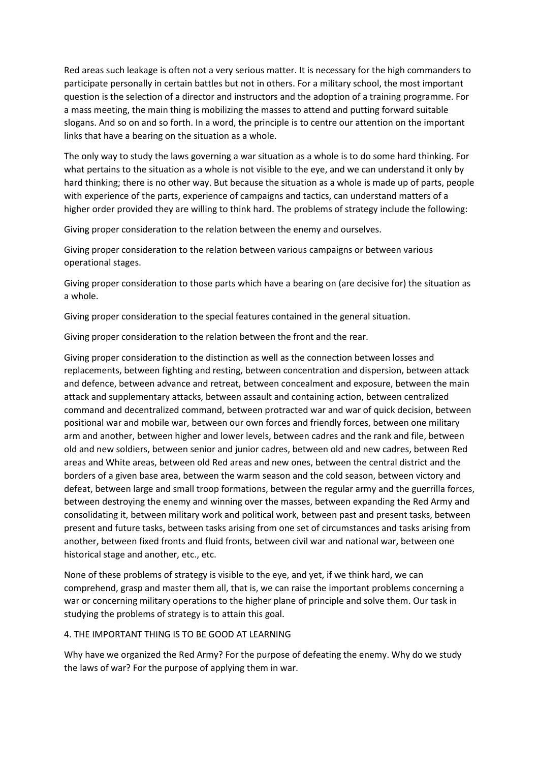Red areas such leakage is often not a very serious matter. It is necessary for the high commanders to participate personally in certain battles but not in others. For a military school, the most important question is the selection of a director and instructors and the adoption of a training programme. For a mass meeting, the main thing is mobilizing the masses to attend and putting forward suitable slogans. And so on and so forth. In a word, the principle is to centre our attention on the important links that have a bearing on the situation as a whole.

The only way to study the laws governing a war situation as a whole is to do some hard thinking. For what pertains to the situation as a whole is not visible to the eye, and we can understand it only by hard thinking; there is no other way. But because the situation as a whole is made up of parts, people with experience of the parts, experience of campaigns and tactics, can understand matters of a higher order provided they are willing to think hard. The problems of strategy include the following:

Giving proper consideration to the relation between the enemy and ourselves.

Giving proper consideration to the relation between various campaigns or between various operational stages.

Giving proper consideration to those parts which have a bearing on (are decisive for) the situation as a whole.

Giving proper consideration to the special features contained in the general situation.

Giving proper consideration to the relation between the front and the rear.

Giving proper consideration to the distinction as well as the connection between losses and replacements, between fighting and resting, between concentration and dispersion, between attack and defence, between advance and retreat, between concealment and exposure, between the main attack and supplementary attacks, between assault and containing action, between centralized command and decentralized command, between protracted war and war of quick decision, between positional war and mobile war, between our own forces and friendly forces, between one military arm and another, between higher and lower levels, between cadres and the rank and file, between old and new soldiers, between senior and junior cadres, between old and new cadres, between Red areas and White areas, between old Red areas and new ones, between the central district and the borders of a given base area, between the warm season and the cold season, between victory and defeat, between large and small troop formations, between the regular army and the guerrilla forces, between destroying the enemy and winning over the masses, between expanding the Red Army and consolidating it, between military work and political work, between past and present tasks, between present and future tasks, between tasks arising from one set of circumstances and tasks arising from another, between fixed fronts and fluid fronts, between civil war and national war, between one historical stage and another, etc., etc.

None of these problems of strategy is visible to the eye, and yet, if we think hard, we can comprehend, grasp and master them all, that is, we can raise the important problems concerning a war or concerning military operations to the higher plane of principle and solve them. Our task in studying the problems of strategy is to attain this goal.

## 4. THE IMPORTANT THING IS TO BE GOOD AT LEARNING

Why have we organized the Red Army? For the purpose of defeating the enemy. Why do we study the laws of war? For the purpose of applying them in war.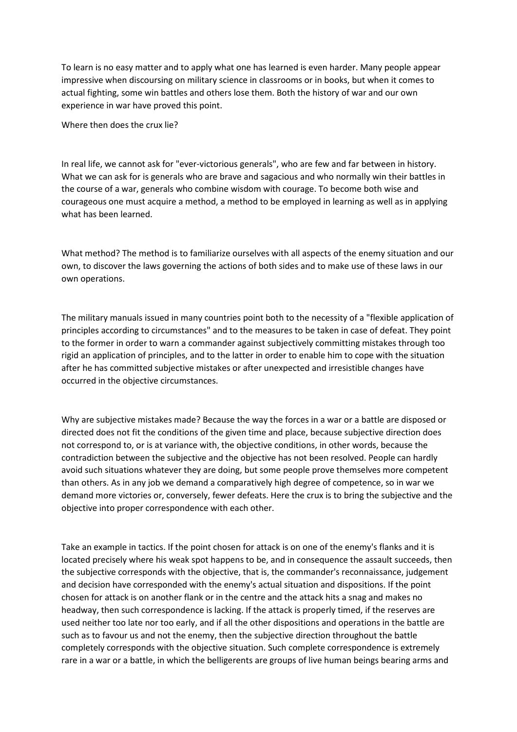To learn is no easy matter and to apply what one has learned is even harder. Many people appear impressive when discoursing on military science in classrooms or in books, but when it comes to actual fighting, some win battles and others lose them. Both the history of war and our own experience in war have proved this point.

Where then does the crux lie?

In real life, we cannot ask for "ever-victorious generals", who are few and far between in history. What we can ask for is generals who are brave and sagacious and who normally win their battles in the course of a war, generals who combine wisdom with courage. To become both wise and courageous one must acquire a method, a method to be employed in learning as well as in applying what has been learned.

What method? The method is to familiarize ourselves with all aspects of the enemy situation and our own, to discover the laws governing the actions of both sides and to make use of these laws in our own operations.

The military manuals issued in many countries point both to the necessity of a "flexible application of principles according to circumstances" and to the measures to be taken in case of defeat. They point to the former in order to warn a commander against subjectively committing mistakes through too rigid an application of principles, and to the latter in order to enable him to cope with the situation after he has committed subjective mistakes or after unexpected and irresistible changes have occurred in the objective circumstances.

Why are subjective mistakes made? Because the way the forces in a war or a battle are disposed or directed does not fit the conditions of the given time and place, because subjective direction does not correspond to, or is at variance with, the objective conditions, in other words, because the contradiction between the subjective and the objective has not been resolved. People can hardly avoid such situations whatever they are doing, but some people prove themselves more competent than others. As in any job we demand a comparatively high degree of competence, so in war we demand more victories or, conversely, fewer defeats. Here the crux is to bring the subjective and the objective into proper correspondence with each other.

Take an example in tactics. If the point chosen for attack is on one of the enemy's flanks and it is located precisely where his weak spot happens to be, and in consequence the assault succeeds, then the subjective corresponds with the objective, that is, the commander's reconnaissance, judgement and decision have corresponded with the enemy's actual situation and dispositions. If the point chosen for attack is on another flank or in the centre and the attack hits a snag and makes no headway, then such correspondence is lacking. If the attack is properly timed, if the reserves are used neither too late nor too early, and if all the other dispositions and operations in the battle are such as to favour us and not the enemy, then the subjective direction throughout the battle completely corresponds with the objective situation. Such complete correspondence is extremely rare in a war or a battle, in which the belligerents are groups of live human beings bearing arms and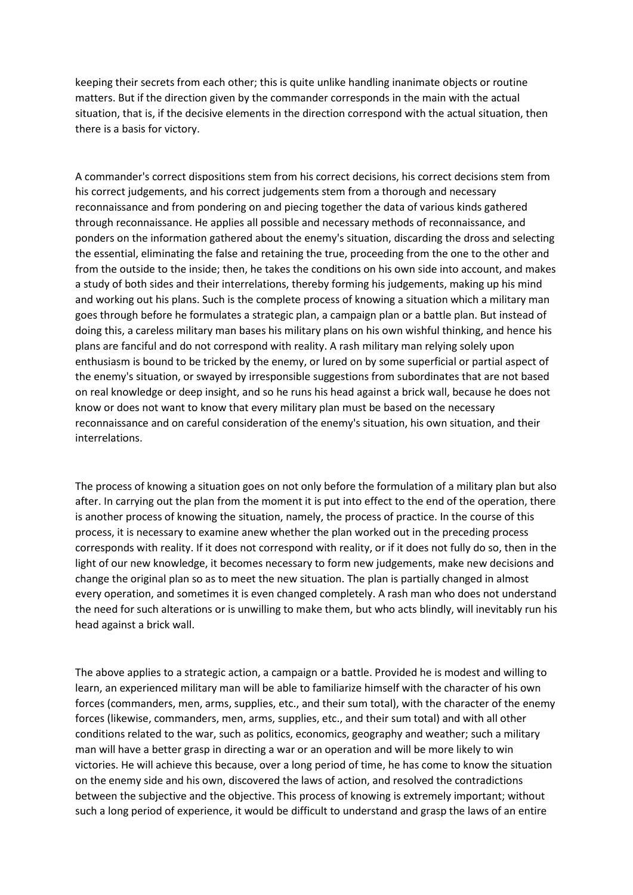keeping their secrets from each other; this is quite unlike handling inanimate objects or routine matters. But if the direction given by the commander corresponds in the main with the actual situation, that is, if the decisive elements in the direction correspond with the actual situation, then there is a basis for victory.

A commander's correct dispositions stem from his correct decisions, his correct decisions stem from his correct judgements, and his correct judgements stem from a thorough and necessary reconnaissance and from pondering on and piecing together the data of various kinds gathered through reconnaissance. He applies all possible and necessary methods of reconnaissance, and ponders on the information gathered about the enemy's situation, discarding the dross and selecting the essential, eliminating the false and retaining the true, proceeding from the one to the other and from the outside to the inside; then, he takes the conditions on his own side into account, and makes a study of both sides and their interrelations, thereby forming his judgements, making up his mind and working out his plans. Such is the complete process of knowing a situation which a military man goes through before he formulates a strategic plan, a campaign plan or a battle plan. But instead of doing this, a careless military man bases his military plans on his own wishful thinking, and hence his plans are fanciful and do not correspond with reality. A rash military man relying solely upon enthusiasm is bound to be tricked by the enemy, or lured on by some superficial or partial aspect of the enemy's situation, or swayed by irresponsible suggestions from subordinates that are not based on real knowledge or deep insight, and so he runs his head against a brick wall, because he does not know or does not want to know that every military plan must be based on the necessary reconnaissance and on careful consideration of the enemy's situation, his own situation, and their interrelations.

The process of knowing a situation goes on not only before the formulation of a military plan but also after. In carrying out the plan from the moment it is put into effect to the end of the operation, there is another process of knowing the situation, namely, the process of practice. In the course of this process, it is necessary to examine anew whether the plan worked out in the preceding process corresponds with reality. If it does not correspond with reality, or if it does not fully do so, then in the light of our new knowledge, it becomes necessary to form new judgements, make new decisions and change the original plan so as to meet the new situation. The plan is partially changed in almost every operation, and sometimes it is even changed completely. A rash man who does not understand the need for such alterations or is unwilling to make them, but who acts blindly, will inevitably run his head against a brick wall.

The above applies to a strategic action, a campaign or a battle. Provided he is modest and willing to learn, an experienced military man will be able to familiarize himself with the character of his own forces (commanders, men, arms, supplies, etc., and their sum total), with the character of the enemy forces (likewise, commanders, men, arms, supplies, etc., and their sum total) and with all other conditions related to the war, such as politics, economics, geography and weather; such a military man will have a better grasp in directing a war or an operation and will be more likely to win victories. He will achieve this because, over a long period of time, he has come to know the situation on the enemy side and his own, discovered the laws of action, and resolved the contradictions between the subjective and the objective. This process of knowing is extremely important; without such a long period of experience, it would be difficult to understand and grasp the laws of an entire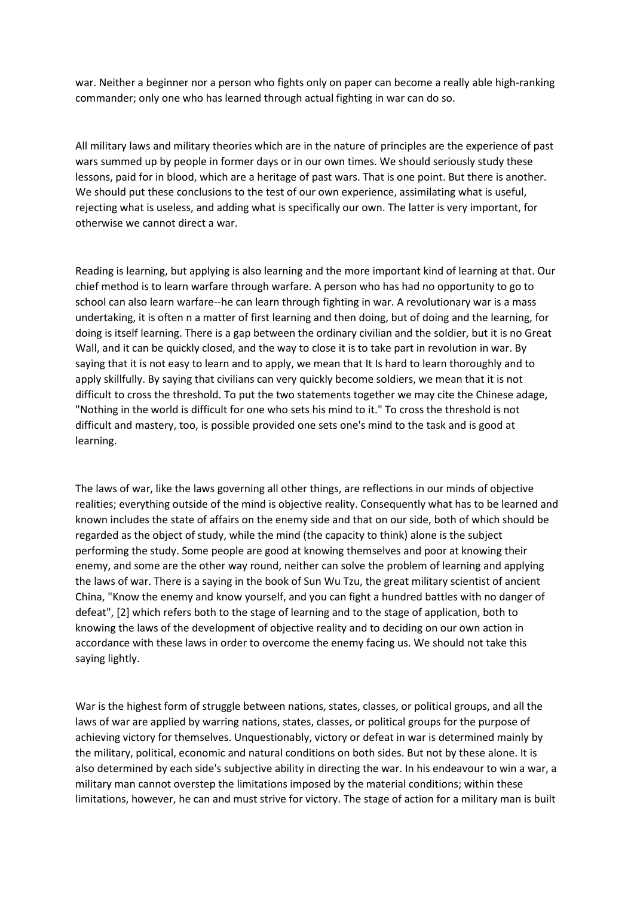war. Neither a beginner nor a person who fights only on paper can become a really able high-ranking commander; only one who has learned through actual fighting in war can do so.

All military laws and military theories which are in the nature of principles are the experience of past wars summed up by people in former days or in our own times. We should seriously study these lessons, paid for in blood, which are a heritage of past wars. That is one point. But there is another. We should put these conclusions to the test of our own experience, assimilating what is useful, rejecting what is useless, and adding what is specifically our own. The latter is very important, for otherwise we cannot direct a war.

Reading is learning, but applying is also learning and the more important kind of learning at that. Our chief method is to learn warfare through warfare. A person who has had no opportunity to go to school can also learn warfare--he can learn through fighting in war. A revolutionary war is a mass undertaking, it is often n a matter of first learning and then doing, but of doing and the learning, for doing is itself learning. There is a gap between the ordinary civilian and the soldier, but it is no Great Wall, and it can be quickly closed, and the way to close it is to take part in revolution in war. By saying that it is not easy to learn and to apply, we mean that It Is hard to learn thoroughly and to apply skillfully. By saying that civilians can very quickly become soldiers, we mean that it is not difficult to cross the threshold. To put the two statements together we may cite the Chinese adage, "Nothing in the world is difficult for one who sets his mind to it." To cross the threshold is not difficult and mastery, too, is possible provided one sets one's mind to the task and is good at learning.

The laws of war, like the laws governing all other things, are reflections in our minds of objective realities; everything outside of the mind is objective reality. Consequently what has to be learned and known includes the state of affairs on the enemy side and that on our side, both of which should be regarded as the object of study, while the mind (the capacity to think) alone is the subject performing the study. Some people are good at knowing themselves and poor at knowing their enemy, and some are the other way round, neither can solve the problem of learning and applying the laws of war. There is a saying in the book of Sun Wu Tzu, the great military scientist of ancient China, "Know the enemy and know yourself, and you can fight a hundred battles with no danger of defeat", [2] which refers both to the stage of learning and to the stage of application, both to knowing the laws of the development of objective reality and to deciding on our own action in accordance with these laws in order to overcome the enemy facing us. We should not take this saying lightly.

War is the highest form of struggle between nations, states, classes, or political groups, and all the laws of war are applied by warring nations, states, classes, or political groups for the purpose of achieving victory for themselves. Unquestionably, victory or defeat in war is determined mainly by the military, political, economic and natural conditions on both sides. But not by these alone. It is also determined by each side's subjective ability in directing the war. In his endeavour to win a war, a military man cannot overstep the limitations imposed by the material conditions; within these limitations, however, he can and must strive for victory. The stage of action for a military man is built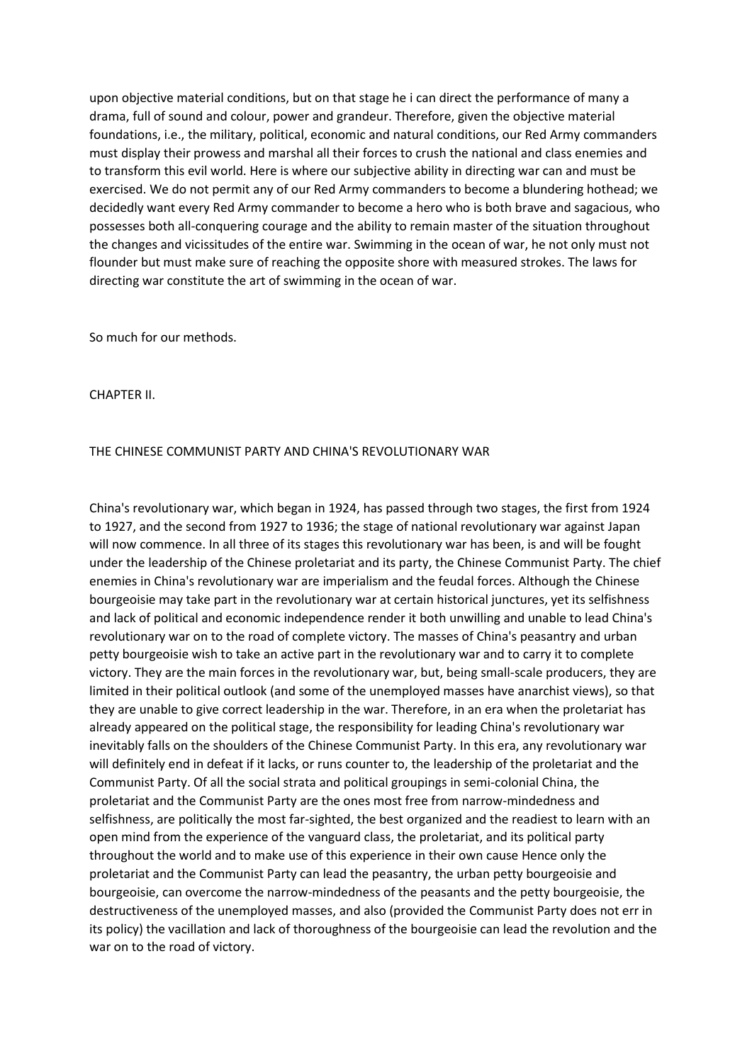upon objective material conditions, but on that stage he i can direct the performance of many a drama, full of sound and colour, power and grandeur. Therefore, given the objective material foundations, i.e., the military, political, economic and natural conditions, our Red Army commanders must display their prowess and marshal all their forces to crush the national and class enemies and to transform this evil world. Here is where our subjective ability in directing war can and must be exercised. We do not permit any of our Red Army commanders to become a blundering hothead; we decidedly want every Red Army commander to become a hero who is both brave and sagacious, who possesses both all-conquering courage and the ability to remain master of the situation throughout the changes and vicissitudes of the entire war. Swimming in the ocean of war, he not only must not flounder but must make sure of reaching the opposite shore with measured strokes. The laws for directing war constitute the art of swimming in the ocean of war.

So much for our methods.

## CHAPTER II.

## THE CHINESE COMMUNIST PARTY AND CHINA'S REVOLUTIONARY WAR

China's revolutionary war, which began in 1924, has passed through two stages, the first from 1924 to 1927, and the second from 1927 to 1936; the stage of national revolutionary war against Japan will now commence. In all three of its stages this revolutionary war has been, is and will be fought under the leadership of the Chinese proletariat and its party, the Chinese Communist Party. The chief enemies in China's revolutionary war are imperialism and the feudal forces. Although the Chinese bourgeoisie may take part in the revolutionary war at certain historical junctures, yet its selfishness and lack of political and economic independence render it both unwilling and unable to lead China's revolutionary war on to the road of complete victory. The masses of China's peasantry and urban petty bourgeoisie wish to take an active part in the revolutionary war and to carry it to complete victory. They are the main forces in the revolutionary war, but, being small-scale producers, they are limited in their political outlook (and some of the unemployed masses have anarchist views), so that they are unable to give correct leadership in the war. Therefore, in an era when the proletariat has already appeared on the political stage, the responsibility for leading China's revolutionary war inevitably falls on the shoulders of the Chinese Communist Party. In this era, any revolutionary war will definitely end in defeat if it lacks, or runs counter to, the leadership of the proletariat and the Communist Party. Of all the social strata and political groupings in semi-colonial China, the proletariat and the Communist Party are the ones most free from narrow-mindedness and selfishness, are politically the most far-sighted, the best organized and the readiest to learn with an open mind from the experience of the vanguard class, the proletariat, and its political party throughout the world and to make use of this experience in their own cause Hence only the proletariat and the Communist Party can lead the peasantry, the urban petty bourgeoisie and bourgeoisie, can overcome the narrow-mindedness of the peasants and the petty bourgeoisie, the destructiveness of the unemployed masses, and also (provided the Communist Party does not err in its policy) the vacillation and lack of thoroughness of the bourgeoisie can lead the revolution and the war on to the road of victory.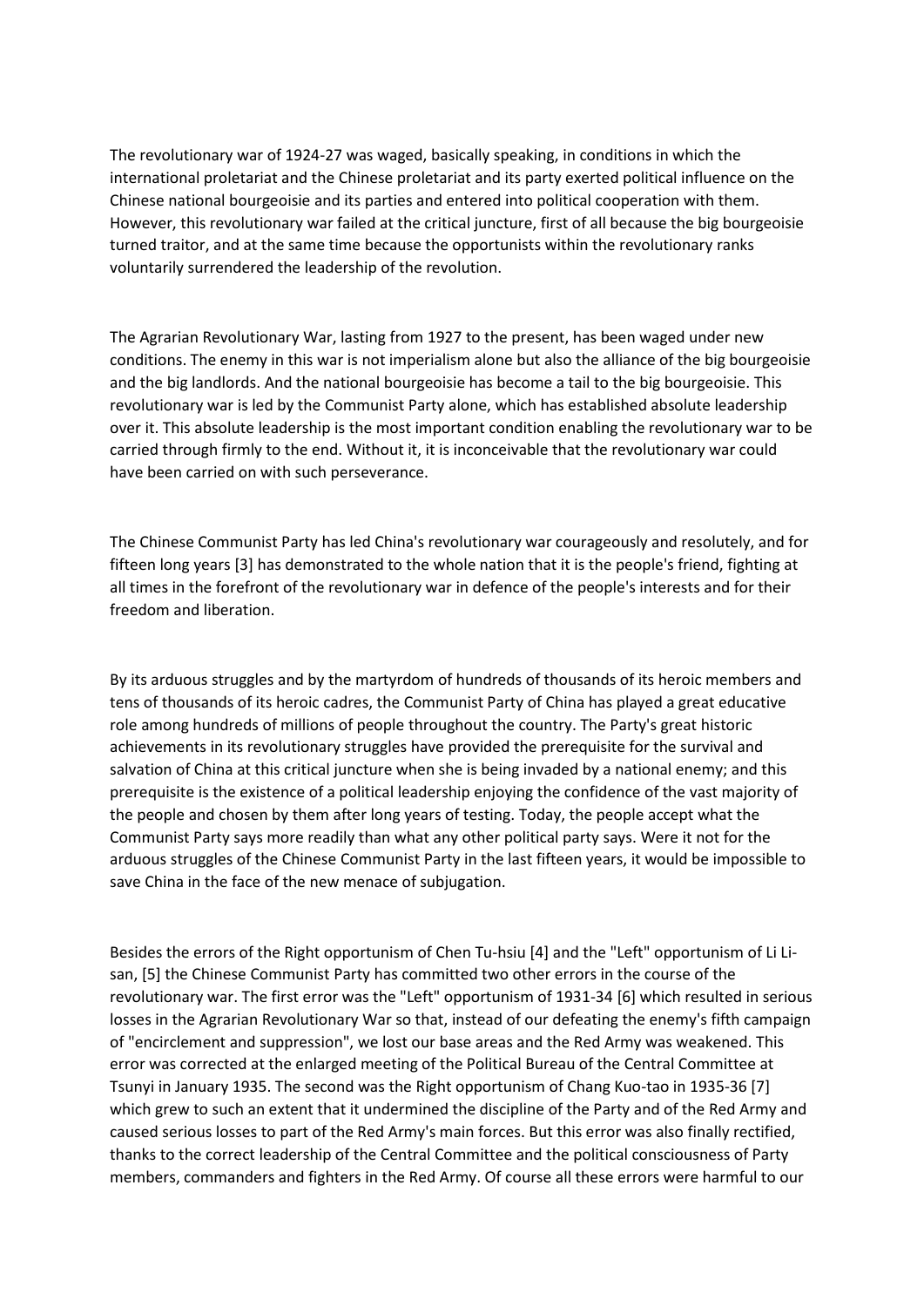The revolutionary war of 1924-27 was waged, basically speaking, in conditions in which the international proletariat and the Chinese proletariat and its party exerted political influence on the Chinese national bourgeoisie and its parties and entered into political cooperation with them. However, this revolutionary war failed at the critical juncture, first of all because the big bourgeoisie turned traitor, and at the same time because the opportunists within the revolutionary ranks voluntarily surrendered the leadership of the revolution.

The Agrarian Revolutionary War, lasting from 1927 to the present, has been waged under new conditions. The enemy in this war is not imperialism alone but also the alliance of the big bourgeoisie and the big landlords. And the national bourgeoisie has become a tail to the big bourgeoisie. This revolutionary war is led by the Communist Party alone, which has established absolute leadership over it. This absolute leadership is the most important condition enabling the revolutionary war to be carried through firmly to the end. Without it, it is inconceivable that the revolutionary war could have been carried on with such perseverance.

The Chinese Communist Party has led China's revolutionary war courageously and resolutely, and for fifteen long years [3] has demonstrated to the whole nation that it is the people's friend, fighting at all times in the forefront of the revolutionary war in defence of the people's interests and for their freedom and liberation.

By its arduous struggles and by the martyrdom of hundreds of thousands of its heroic members and tens of thousands of its heroic cadres, the Communist Party of China has played a great educative role among hundreds of millions of people throughout the country. The Party's great historic achievements in its revolutionary struggles have provided the prerequisite for the survival and salvation of China at this critical juncture when she is being invaded by a national enemy; and this prerequisite is the existence of a political leadership enjoying the confidence of the vast majority of the people and chosen by them after long years of testing. Today, the people accept what the Communist Party says more readily than what any other political party says. Were it not for the arduous struggles of the Chinese Communist Party in the last fifteen years, it would be impossible to save China in the face of the new menace of subjugation.

Besides the errors of the Right opportunism of Chen Tu-hsiu [4] and the "Left" opportunism of Li Li-san, [5] the Chinese Communist Party has committed two other errors in the course of the revolutionary war. The first error was the "Left" opportunism of 1931-34 [6] which resulted in serious losses in the Agrarian Revolutionary War so that, instead of our defeating the enemy's fifth campaign of "encirclement and suppression", we lost our base areas and the Red Army was weakened. This error was corrected at the enlarged meeting of the Political Bureau of the Central Committee at Tsunyi in January 1935. The second was the Right opportunism of Chang Kuo-tao in 1935-36 [7] which grew to such an extent that it undermined the discipline of the Party and of the Red Army and caused serious losses to part of the Red Army's main forces. But this error was also finally rectified, thanks to the correct leadership of the Central Committee and the political consciousness of Party members, commanders and fighters in the Red Army. Of course all these errors were harmful to our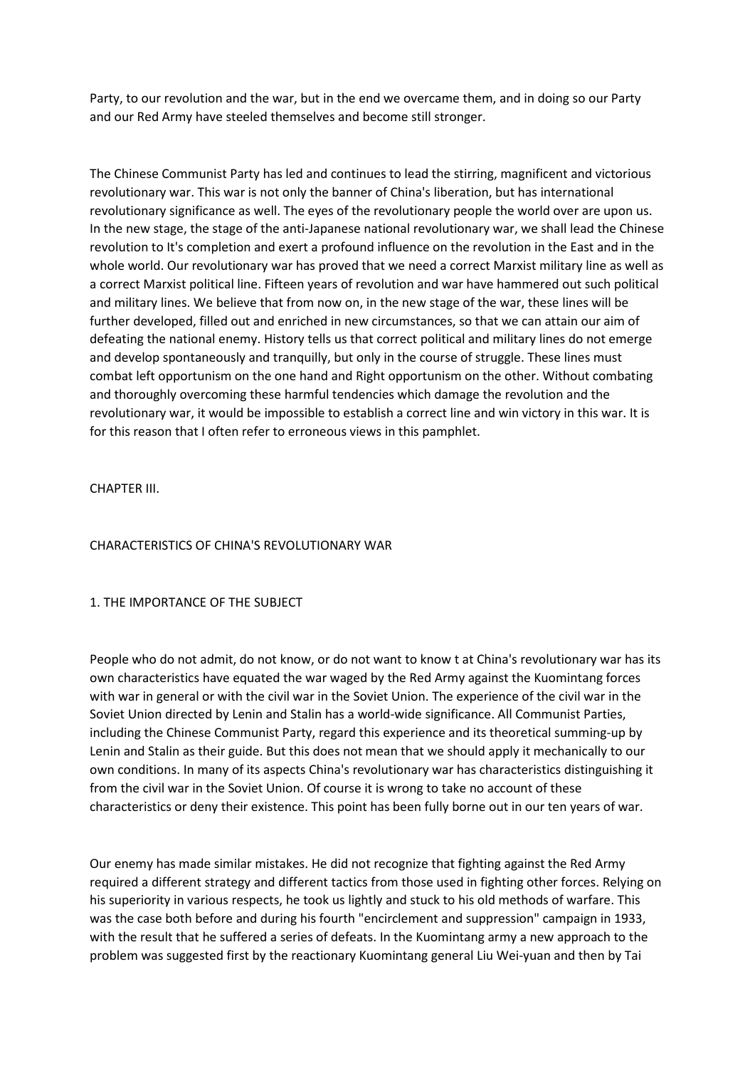Party, to our revolution and the war, but in the end we overcame them, and in doing so our Party and our Red Army have steeled themselves and become still stronger.

The Chinese Communist Party has led and continues to lead the stirring, magnificent and victorious revolutionary war. This war is not only the banner of China's liberation, but has international revolutionary significance as well. The eyes of the revolutionary people the world over are upon us. In the new stage, the stage of the anti-Japanese national revolutionary war, we shall lead the Chinese revolution to It's completion and exert a profound influence on the revolution in the East and in the whole world. Our revolutionary war has proved that we need a correct Marxist military line as well as a correct Marxist political line. Fifteen years of revolution and war have hammered out such political and military lines. We believe that from now on, in the new stage of the war, these lines will be further developed, filled out and enriched in new circumstances, so that we can attain our aim of defeating the national enemy. History tells us that correct political and military lines do not emerge and develop spontaneously and tranquilly, but only in the course of struggle. These lines must combat left opportunism on the one hand and Right opportunism on the other. Without combating and thoroughly overcoming these harmful tendencies which damage the revolution and the revolutionary war, it would be impossible to establish a correct line and win victory in this war. It is for this reason that I often refer to erroneous views in this pamphlet.

## CHAPTER III.

## CHARACTERISTICS OF CHINA'S REVOLUTIONARY WAR

### 1. THE IMPORTANCE OF THE SUBJECT

People who do not admit, do not know, or do not want to know t at China's revolutionary war has its own characteristics have equated the war waged by the Red Army against the Kuomintang forces with war in general or with the civil war in the Soviet Union. The experience of the civil war in the Soviet Union directed by Lenin and Stalin has a world-wide significance. All Communist Parties, including the Chinese Communist Party, regard this experience and its theoretical summing-up by Lenin and Stalin as their guide. But this does not mean that we should apply it mechanically to our own conditions. In many of its aspects China's revolutionary war has characteristics distinguishing it from the civil war in the Soviet Union. Of course it is wrong to take no account of these characteristics or deny their existence. This point has been fully borne out in our ten years of war.

Our enemy has made similar mistakes. He did not recognize that fighting against the Red Army required a different strategy and different tactics from those used in fighting other forces. Relying on his superiority in various respects, he took us lightly and stuck to his old methods of warfare. This was the case both before and during his fourth "encirclement and suppression" campaign in 1933, with the result that he suffered a series of defeats. In the Kuomintang army a new approach to the problem was suggested first by the reactionary Kuomintang general Liu Wei-yuan and then by Tai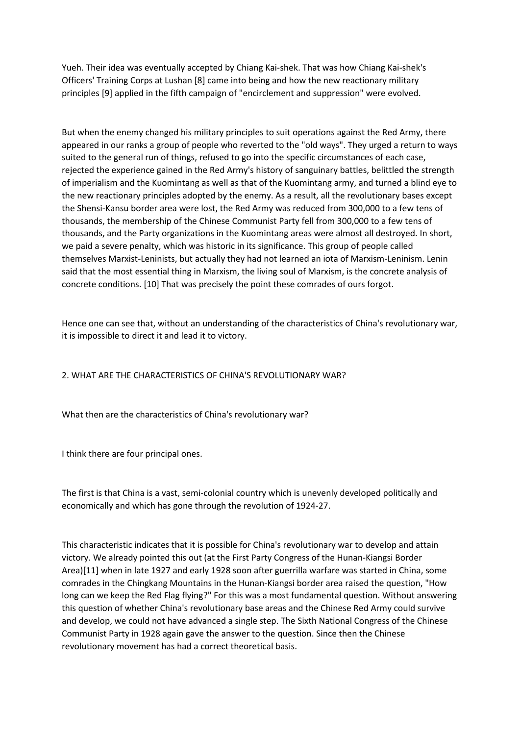Yueh. Their idea was eventually accepted by Chiang Kai-shek. That was how Chiang Kai-shek's Officers' Training Corps at Lushan [8] came into being and how the new reactionary military principles [9] applied in the fifth campaign of "encirclement and suppression" were evolved.

But when the enemy changed his military principles to suit operations against the Red Army, there appeared in our ranks a group of people who reverted to the "old ways". They urged a return to ways suited to the general run of things, refused to go into the specific circumstances of each case, rejected the experience gained in the Red Army's history of sanguinary battles, belittled the strength of imperialism and the Kuomintang as well as that of the Kuomintang army, and turned a blind eye to the new reactionary principles adopted by the enemy. As a result, all the revolutionary bases except the Shensi-Kansu border area were lost, the Red Army was reduced from 300,000 to a few tens of thousands, the membership of the Chinese Communist Party fell from 300,000 to a few tens of thousands, and the Party organizations in the Kuomintang areas were almost all destroyed. In short, we paid a severe penalty, which was historic in its significance. This group of people called themselves Marxist-Leninists, but actually they had not learned an iota of Marxism-Leninism. Lenin said that the most essential thing in Marxism, the living soul of Marxism, is the concrete analysis of concrete conditions. [10] That was precisely the point these comrades of ours forgot.

Hence one can see that, without an understanding of the characteristics of China's revolutionary war, it is impossible to direct it and lead it to victory.

## 2. WHAT ARE THE CHARACTERISTICS OF CHINA'S REVOLUTIONARY WAR?

What then are the characteristics of China's revolutionary war?

I think there are four principal ones.

The first is that China is a vast, semi-colonial country which is unevenly developed politically and economically and which has gone through the revolution of 1924-27.

This characteristic indicates that it is possible for China's revolutionary war to develop and attain victory. We already pointed this out (at the First Party Congress of the Hunan-Kiangsi Border Area)[11] when in late 1927 and early 1928 soon after guerrilla warfare was started in China, some comrades in the Chingkang Mountains in the Hunan-Kiangsi border area raised the question, "How long can we keep the Red Flag flying?" For this was a most fundamental question. Without answering this question of whether China's revolutionary base areas and the Chinese Red Army could survive and develop, we could not have advanced a single step. The Sixth National Congress of the Chinese Communist Party in 1928 again gave the answer to the question. Since then the Chinese revolutionary movement has had a correct theoretical basis.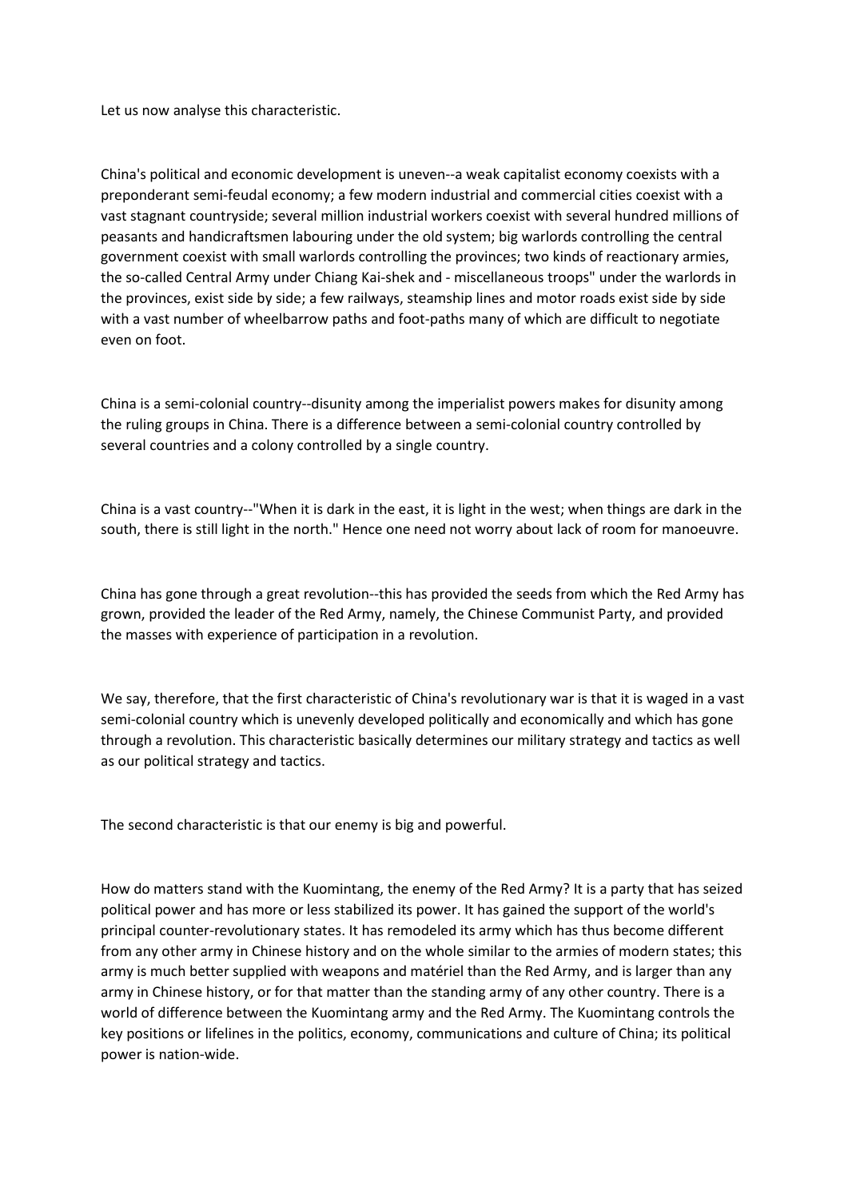Let us now analyse this characteristic.

China's political and economic development is uneven--a weak capitalist economy coexists with a preponderant semi-feudal economy; a few modern industrial and commercial cities coexist with a vast stagnant countryside; several million industrial workers coexist with several hundred millions of peasants and handicraftsmen labouring under the old system; big warlords controlling the central government coexist with small warlords controlling the provinces; two kinds of reactionary armies, the so-called Central Army under Chiang Kai-shek and - miscellaneous troops" under the warlords in the provinces, exist side by side; a few railways, steamship lines and motor roads exist side by side with a vast number of wheelbarrow paths and foot-paths many of which are difficult to negotiate even on foot.

China is a semi-colonial country--disunity among the imperialist powers makes for disunity among the ruling groups in China. There is a difference between a semi-colonial country controlled by several countries and a colony controlled by a single country.

China is a vast country--"When it is dark in the east, it is light in the west; when things are dark in the south, there is still light in the north." Hence one need not worry about lack of room for manoeuvre.

China has gone through a great revolution--this has provided the seeds from which the Red Army has grown, provided the leader of the Red Army, namely, the Chinese Communist Party, and provided the masses with experience of participation in a revolution.

We say, therefore, that the first characteristic of China's revolutionary war is that it is waged in a vast semi-colonial country which is unevenly developed politically and economically and which has gone through a revolution. This characteristic basically determines our military strategy and tactics as well as our political strategy and tactics.

The second characteristic is that our enemy is big and powerful.

How do matters stand with the Kuomintang, the enemy of the Red Army? It is a party that has seized political power and has more or less stabilized its power. It has gained the support of the world's principal counter-revolutionary states. It has remodeled its army which has thus become different from any other army in Chinese history and on the whole similar to the armies of modern states; this army is much better supplied with weapons and matériel than the Red Army, and is larger than any army in Chinese history, or for that matter than the standing army of any other country. There is a world of difference between the Kuomintang army and the Red Army. The Kuomintang controls the key positions or lifelines in the politics, economy, communications and culture of China; its political power is nation-wide.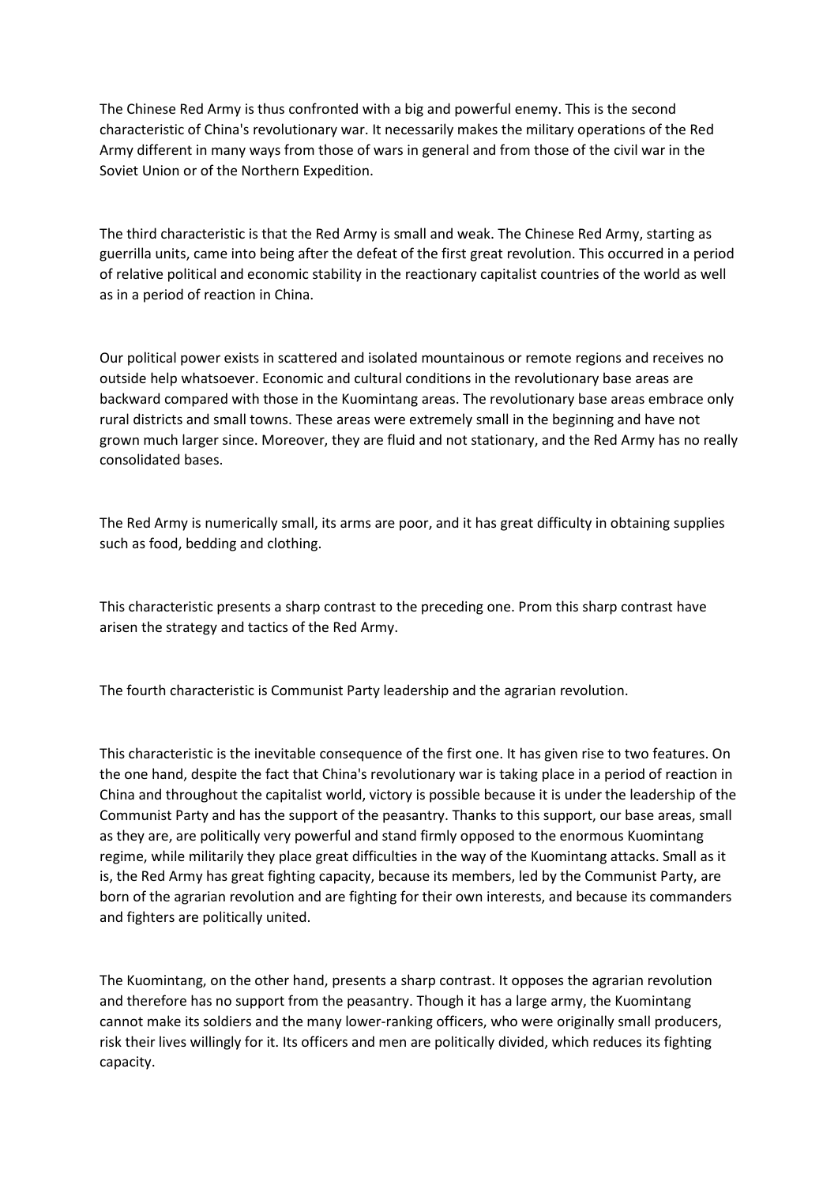The Chinese Red Army is thus confronted with a big and powerful enemy. This is the second characteristic of China's revolutionary war. It necessarily makes the military operations of the Red Army different in many ways from those of wars in general and from those of the civil war in the Soviet Union or of the Northern Expedition.

The third characteristic is that the Red Army is small and weak. The Chinese Red Army, starting as guerrilla units, came into being after the defeat of the first great revolution. This occurred in a period of relative political and economic stability in the reactionary capitalist countries of the world as well as in a period of reaction in China.

Our political power exists in scattered and isolated mountainous or remote regions and receives no outside help whatsoever. Economic and cultural conditions in the revolutionary base areas are backward compared with those in the Kuomintang areas. The revolutionary base areas embrace only rural districts and small towns. These areas were extremely small in the beginning and have not grown much larger since. Moreover, they are fluid and not stationary, and the Red Army has no really consolidated bases.

The Red Army is numerically small, its arms are poor, and it has great difficulty in obtaining supplies such as food, bedding and clothing.

This characteristic presents a sharp contrast to the preceding one. Prom this sharp contrast have arisen the strategy and tactics of the Red Army.

The fourth characteristic is Communist Party leadership and the agrarian revolution.

This characteristic is the inevitable consequence of the first one. It has given rise to two features. On the one hand, despite the fact that China's revolutionary war is taking place in a period of reaction in China and throughout the capitalist world, victory is possible because it is under the leadership of the Communist Party and has the support of the peasantry. Thanks to this support, our base areas, small as they are, are politically very powerful and stand firmly opposed to the enormous Kuomintang regime, while militarily they place great difficulties in the way of the Kuomintang attacks. Small as it is, the Red Army has great fighting capacity, because its members, led by the Communist Party, are born of the agrarian revolution and are fighting for their own interests, and because its commanders and fighters are politically united.

The Kuomintang, on the other hand, presents a sharp contrast. It opposes the agrarian revolution and therefore has no support from the peasantry. Though it has a large army, the Kuomintang cannot make its soldiers and the many lower-ranking officers, who were originally small producers, risk their lives willingly for it. Its officers and men are politically divided, which reduces its fighting capacity.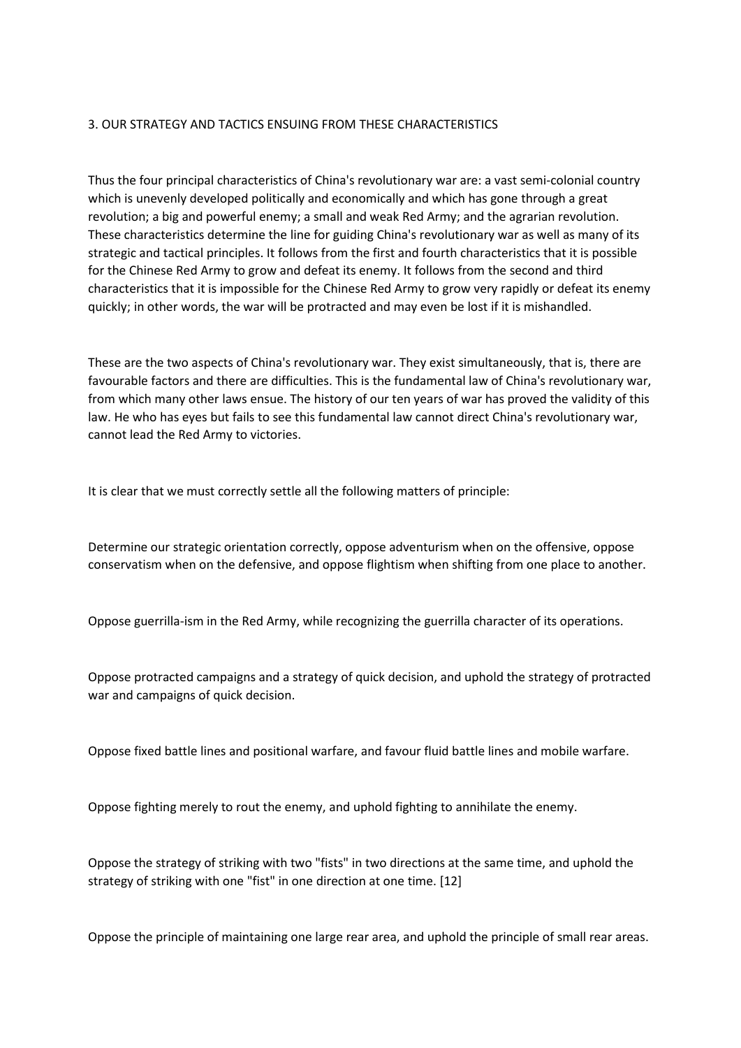## 3. OUR STRATEGY AND TACTICS ENSUING FROM THESE CHARACTERISTICS

Thus the four principal characteristics of China's revolutionary war are: a vast semi-colonial country which is unevenly developed politically and economically and which has gone through a great revolution; a big and powerful enemy; a small and weak Red Army; and the agrarian revolution. These characteristics determine the line for guiding China's revolutionary war as well as many of its strategic and tactical principles. It follows from the first and fourth characteristics that it is possible for the Chinese Red Army to grow and defeat its enemy. It follows from the second and third characteristics that it is impossible for the Chinese Red Army to grow very rapidly or defeat its enemy quickly; in other words, the war will be protracted and may even be lost if it is mishandled.

These are the two aspects of China's revolutionary war. They exist simultaneously, that is, there are favourable factors and there are difficulties. This is the fundamental law of China's revolutionary war, from which many other laws ensue. The history of our ten years of war has proved the validity of this law. He who has eyes but fails to see this fundamental law cannot direct China's revolutionary war, cannot lead the Red Army to victories.

It is clear that we must correctly settle all the following matters of principle:

Determine our strategic orientation correctly, oppose adventurism when on the offensive, oppose conservatism when on the defensive, and oppose flightism when shifting from one place to another.

Oppose guerrilla-ism in the Red Army, while recognizing the guerrilla character of its operations.

Oppose protracted campaigns and a strategy of quick decision, and uphold the strategy of protracted war and campaigns of quick decision.

Oppose fixed battle lines and positional warfare, and favour fluid battle lines and mobile warfare.

Oppose fighting merely to rout the enemy, and uphold fighting to annihilate the enemy.

Oppose the strategy of striking with two "fists" in two directions at the same time, and uphold the strategy of striking with one "fist" in one direction at one time. [12]

Oppose the principle of maintaining one large rear area, and uphold the principle of small rear areas.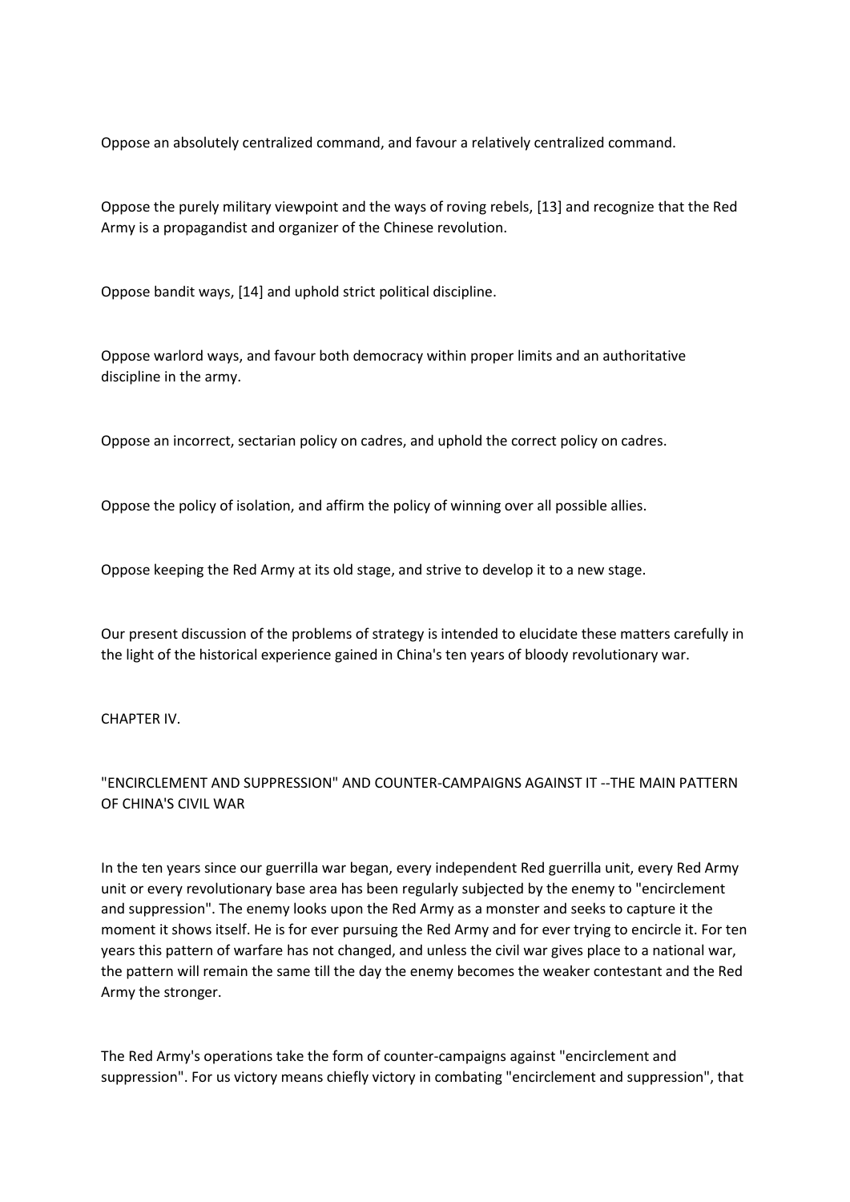Oppose an absolutely centralized command, and favour a relatively centralized command.

Oppose the purely military viewpoint and the ways of roving rebels, [13] and recognize that the Red Army is a propagandist and organizer of the Chinese revolution.

Oppose bandit ways, [14] and uphold strict political discipline.

Oppose warlord ways, and favour both democracy within proper limits and an authoritative discipline in the army.

Oppose an incorrect, sectarian policy on cadres, and uphold the correct policy on cadres.

Oppose the policy of isolation, and affirm the policy of winning over all possible allies.

Oppose keeping the Red Army at its old stage, and strive to develop it to a new stage.

Our present discussion of the problems of strategy is intended to elucidate these matters carefully in the light of the historical experience gained in China's ten years of bloody revolutionary war.

## CHAPTER IV.

## "ENCIRCLEMENT AND SUPPRESSION" AND COUNTER-CAMPAIGNS AGAINST IT --THE MAIN PATTERN OF CHINA'S CIVIL WAR

In the ten years since our guerrilla war began, every independent Red guerrilla unit, every Red Army unit or every revolutionary base area has been regularly subjected by the enemy to "encirclement and suppression". The enemy looks upon the Red Army as a monster and seeks to capture it the moment it shows itself. He is for ever pursuing the Red Army and for ever trying to encircle it. For ten years this pattern of warfare has not changed, and unless the civil war gives place to a national war, the pattern will remain the same till the day the enemy becomes the weaker contestant and the Red Army the stronger.

The Red Army's operations take the form of counter-campaigns against "encirclement and suppression". For us victory means chiefly victory in combating "encirclement and suppression", that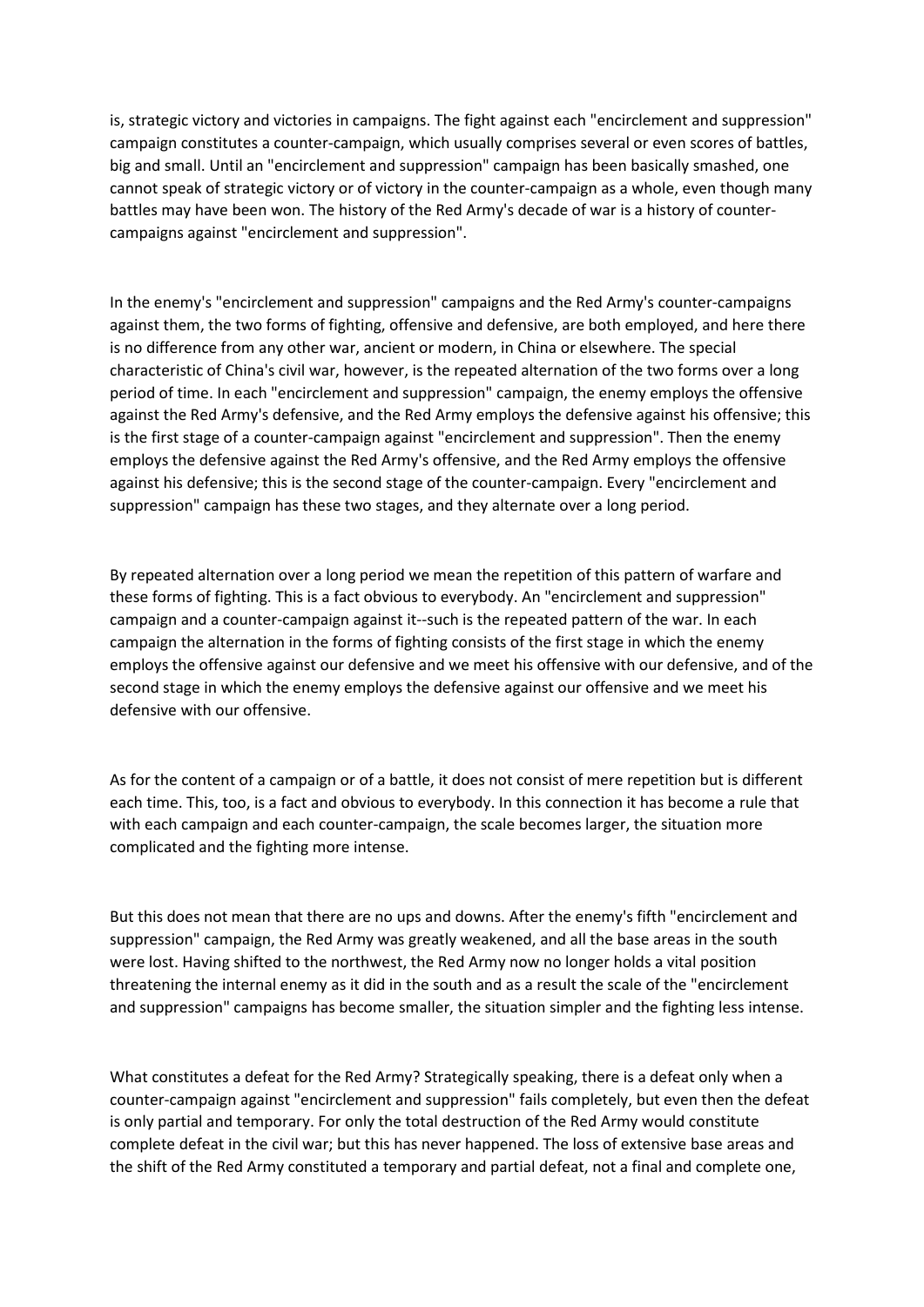is, strategic victory and victories in campaigns. The fight against each "encirclement and suppression" campaign constitutes a counter-campaign, which usually comprises several or even scores of battles, big and small. Until an "encirclement and suppression" campaign has been basically smashed, one cannot speak of strategic victory or of victory in the counter-campaign as a whole, even though many battles may have been won. The history of the Red Army's decade of war is a history of counter-campaigns against "encirclement and suppression".

In the enemy's "encirclement and suppression" campaigns and the Red Army's counter-campaigns against them, the two forms of fighting, offensive and defensive, are both employed, and here there is no difference from any other war, ancient or modern, in China or elsewhere. The special characteristic of China's civil war, however, is the repeated alternation of the two forms over a long period of time. In each "encirclement and suppression" campaign, the enemy employs the offensive against the Red Army's defensive, and the Red Army employs the defensive against his offensive; this is the first stage of a counter-campaign against "encirclement and suppression". Then the enemy employs the defensive against the Red Army's offensive, and the Red Army employs the offensive against his defensive; this is the second stage of the counter-campaign. Every "encirclement and suppression" campaign has these two stages, and they alternate over a long period.

By repeated alternation over a long period we mean the repetition of this pattern of warfare and these forms of fighting. This is a fact obvious to everybody. An "encirclement and suppression" campaign and a counter-campaign against it--such is the repeated pattern of the war. In each campaign the alternation in the forms of fighting consists of the first stage in which the enemy employs the offensive against our defensive and we meet his offensive with our defensive, and of the second stage in which the enemy employs the defensive against our offensive and we meet his defensive with our offensive.

As for the content of a campaign or of a battle, it does not consist of mere repetition but is different each time. This, too, is a fact and obvious to everybody. In this connection it has become a rule that with each campaign and each counter-campaign, the scale becomes larger, the situation more complicated and the fighting more intense.

But this does not mean that there are no ups and downs. After the enemy's fifth "encirclement and suppression" campaign, the Red Army was greatly weakened, and all the base areas in the south were lost. Having shifted to the northwest, the Red Army now no longer holds a vital position threatening the internal enemy as it did in the south and as a result the scale of the "encirclement and suppression" campaigns has become smaller, the situation simpler and the fighting less intense.

What constitutes a defeat for the Red Army? Strategically speaking, there is a defeat only when a counter-campaign against "encirclement and suppression" fails completely, but even then the defeat is only partial and temporary. For only the total destruction of the Red Army would constitute complete defeat in the civil war; but this has never happened. The loss of extensive base areas and the shift of the Red Army constituted a temporary and partial defeat, not a final and complete one,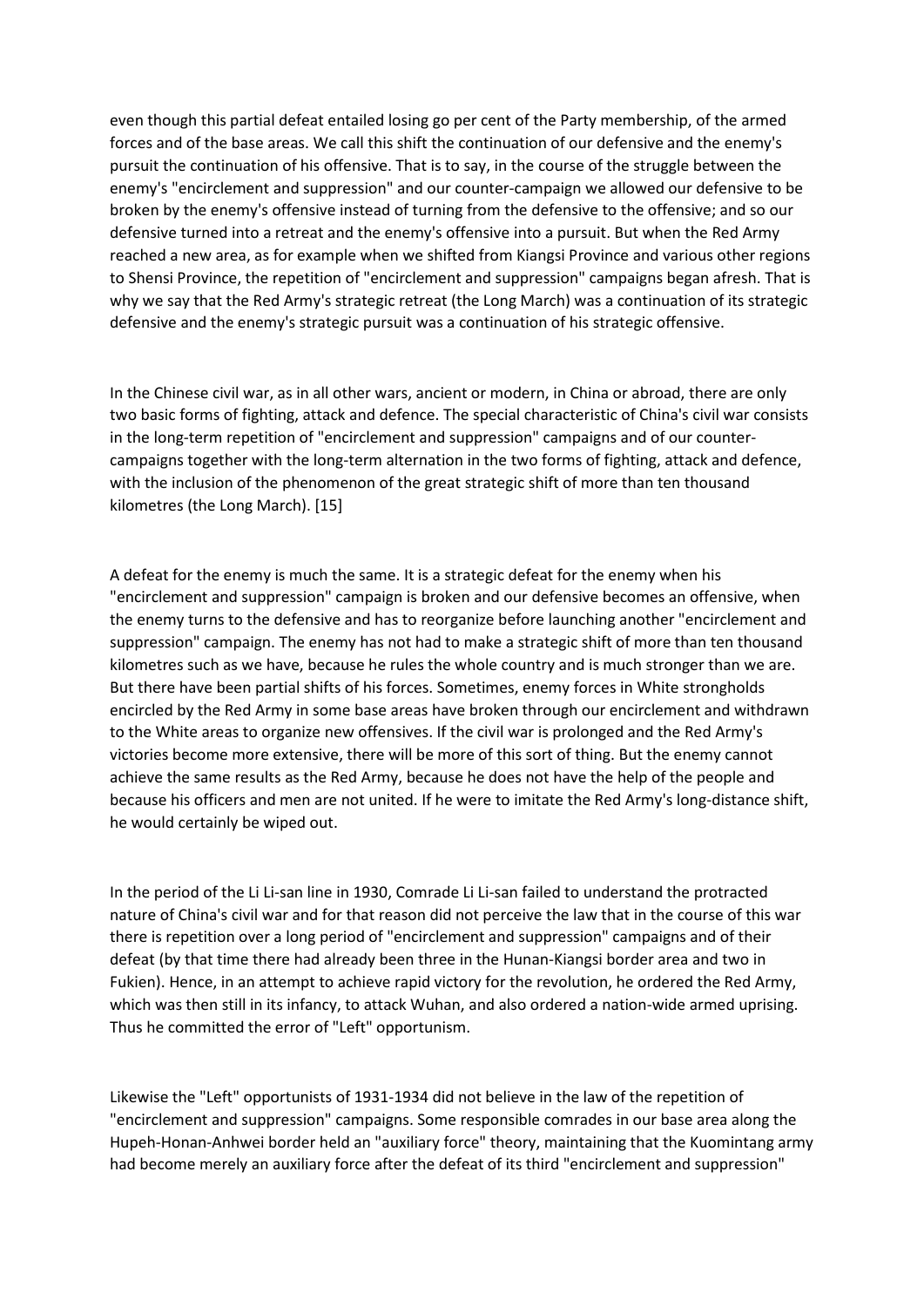even though this partial defeat entailed losing go per cent of the Party membership, of the armed forces and of the base areas. We call this shift the continuation of our defensive and the enemy's pursuit the continuation of his offensive. That is to say, in the course of the struggle between the enemy's "encirclement and suppression" and our counter-campaign we allowed our defensive to be broken by the enemy's offensive instead of turning from the defensive to the offensive; and so our defensive turned into a retreat and the enemy's offensive into a pursuit. But when the Red Army reached a new area, as for example when we shifted from Kiangsi Province and various other regions to Shensi Province, the repetition of "encirclement and suppression" campaigns began afresh. That is why we say that the Red Army's strategic retreat (the Long March) was a continuation of its strategic defensive and the enemy's strategic pursuit was a continuation of his strategic offensive.

In the Chinese civil war, as in all other wars, ancient or modern, in China or abroad, there are only two basic forms of fighting, attack and defence. The special characteristic of China's civil war consists in the long-term repetition of "encirclement and suppression" campaigns and of our counter-campaigns together with the long-term alternation in the two forms of fighting, attack and defence, with the inclusion of the phenomenon of the great strategic shift of more than ten thousand kilometres (the Long March). [15]

A defeat for the enemy is much the same. It is a strategic defeat for the enemy when his "encirclement and suppression" campaign is broken and our defensive becomes an offensive, when the enemy turns to the defensive and has to reorganize before launching another "encirclement and suppression" campaign. The enemy has not had to make a strategic shift of more than ten thousand kilometres such as we have, because he rules the whole country and is much stronger than we are. But there have been partial shifts of his forces. Sometimes, enemy forces in White strongholds encircled by the Red Army in some base areas have broken through our encirclement and withdrawn to the White areas to organize new offensives. If the civil war is prolonged and the Red Army's victories become more extensive, there will be more of this sort of thing. But the enemy cannot achieve the same results as the Red Army, because he does not have the help of the people and because his officers and men are not united. If he were to imitate the Red Army's long-distance shift, he would certainly be wiped out.

In the period of the Li Li-san line in 1930, Comrade Li Li-san failed to understand the protracted nature of China's civil war and for that reason did not perceive the law that in the course of this war there is repetition over a long period of "encirclement and suppression" campaigns and of their defeat (by that time there had already been three in the Hunan-Kiangsi border area and two in Fukien). Hence, in an attempt to achieve rapid victory for the revolution, he ordered the Red Army, which was then still in its infancy, to attack Wuhan, and also ordered a nation-wide armed uprising. Thus he committed the error of "Left" opportunism.

Likewise the "Left" opportunists of 1931-1934 did not believe in the law of the repetition of "encirclement and suppression" campaigns. Some responsible comrades in our base area along the Hupeh-Honan-Anhwei border held an "auxiliary force" theory, maintaining that the Kuomintang army had become merely an auxiliary force after the defeat of its third "encirclement and suppression"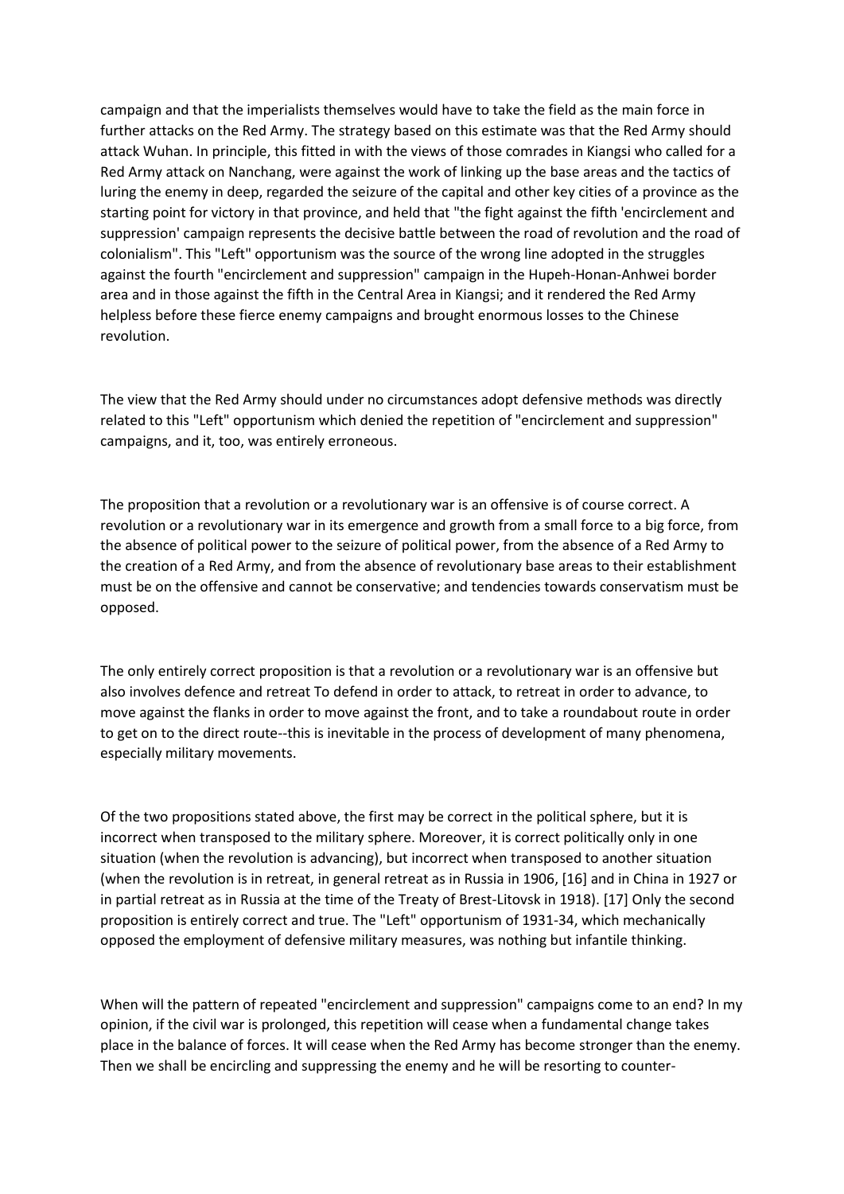campaign and that the imperialists themselves would have to take the field as the main force in further attacks on the Red Army. The strategy based on this estimate was that the Red Army should attack Wuhan. In principle, this fitted in with the views of those comrades in Kiangsi who called for a Red Army attack on Nanchang, were against the work of linking up the base areas and the tactics of luring the enemy in deep, regarded the seizure of the capital and other key cities of a province as the starting point for victory in that province, and held that "the fight against the fifth 'encirclement and suppression' campaign represents the decisive battle between the road of revolution and the road of colonialism". This "Left" opportunism was the source of the wrong line adopted in the struggles against the fourth "encirclement and suppression" campaign in the Hupeh-Honan-Anhwei border area and in those against the fifth in the Central Area in Kiangsi; and it rendered the Red Army helpless before these fierce enemy campaigns and brought enormous losses to the Chinese revolution.

The view that the Red Army should under no circumstances adopt defensive methods was directly related to this "Left" opportunism which denied the repetition of "encirclement and suppression" campaigns, and it, too, was entirely erroneous.

The proposition that a revolution or a revolutionary war is an offensive is of course correct. A revolution or a revolutionary war in its emergence and growth from a small force to a big force, from the absence of political power to the seizure of political power, from the absence of a Red Army to the creation of a Red Army, and from the absence of revolutionary base areas to their establishment must be on the offensive and cannot be conservative; and tendencies towards conservatism must be opposed.

The only entirely correct proposition is that a revolution or a revolutionary war is an offensive but also involves defence and retreat To defend in order to attack, to retreat in order to advance, to move against the flanks in order to move against the front, and to take a roundabout route in order to get on to the direct route--this is inevitable in the process of development of many phenomena, especially military movements.

Of the two propositions stated above, the first may be correct in the political sphere, but it is incorrect when transposed to the military sphere. Moreover, it is correct politically only in one situation (when the revolution is advancing), but incorrect when transposed to another situation (when the revolution is in retreat, in general retreat as in Russia in 1906, [16] and in China in 1927 or in partial retreat as in Russia at the time of the Treaty of Brest-Litovsk in 1918). [17] Only the second proposition is entirely correct and true. The "Left" opportunism of 1931-34, which mechanically opposed the employment of defensive military measures, was nothing but infantile thinking.

When will the pattern of repeated "encirclement and suppression" campaigns come to an end? In my opinion, if the civil war is prolonged, this repetition will cease when a fundamental change takes place in the balance of forces. It will cease when the Red Army has become stronger than the enemy. Then we shall be encircling and suppressing the enemy and he will be resorting to counter-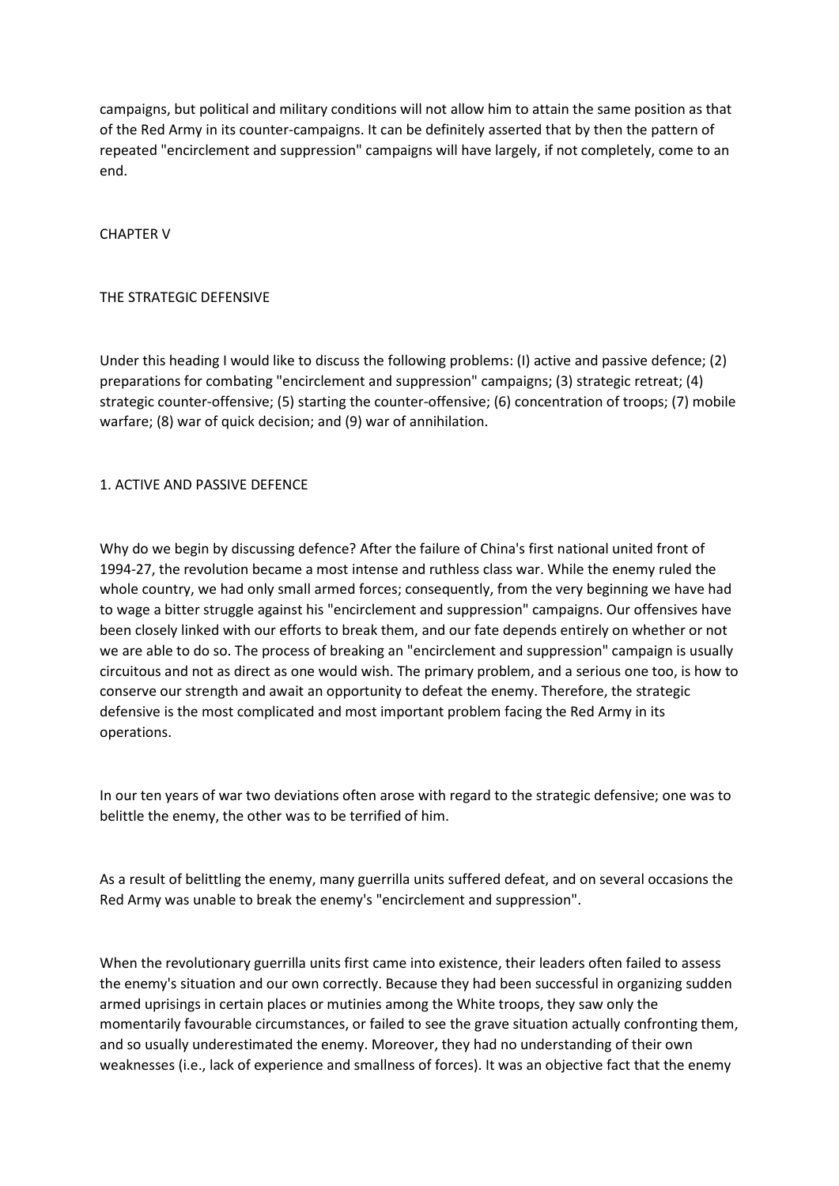campaigns, but political and military conditions will not allow him to attain the same position as that of the Red Army in its counter-campaigns. It can be definitely asserted that by then the pattern of repeated "encirclement and suppression" campaigns will have largely, if not completely, come to an end.

# CHAPTER V

## THE STRATEGIC DEFENSIVE

Under this heading I would like to discuss the following problems: (I) active and passive defence; (2) preparations for combating "encirclement and suppression" campaigns; (3) strategic retreat; (4) strategic counter-offensive; (5) starting the counter-offensive; (6) concentration of troops; (7) mobile warfare; (8) war of quick decision; and (9) war of annihilation.

### 1. ACTIVE AND PASSIVE DEFENCE

Why do we begin by discussing defence? After the failure of China's first national united front of 1994-27, the revolution became a most intense and ruthless class war. While the enemy ruled the whole country, we had only small armed forces; consequently, from the very beginning we have had to wage a bitter struggle against his "encirclement and suppression" campaigns. Our offensives have been closely linked with our efforts to break them, and our fate depends entirely on whether or not we are able to do so. The process of breaking an "encirclement and suppression" campaign is usually circuitous and not as direct as one would wish. The primary problem, and a serious one too, is how to conserve our strength and await an opportunity to defeat the enemy. Therefore, the strategic defensive is the most complicated and most important problem facing the Red Army in its operations.

In our ten years of war two deviations often arose with regard to the strategic defensive; one was to belittle the enemy, the other was to be terrified of him.

As a result of belittling the enemy, many guerrilla units suffered defeat, and on several occasions the Red Army was unable to break the enemy's "encirclement and suppression".

When the revolutionary guerrilla units first came into existence, their leaders often failed to assess the enemy's situation and our own correctly. Because they had been successful in organizing sudden armed uprisings in certain places or mutinies among the White troops, they saw only the momentarily favourable circumstances, or failed to see the grave situation actually confronting them, and so usually underestimated the enemy. Moreover, they had no understanding of their own weaknesses (i.e., lack of experience and smallness of forces). It was an objective fact that the enemy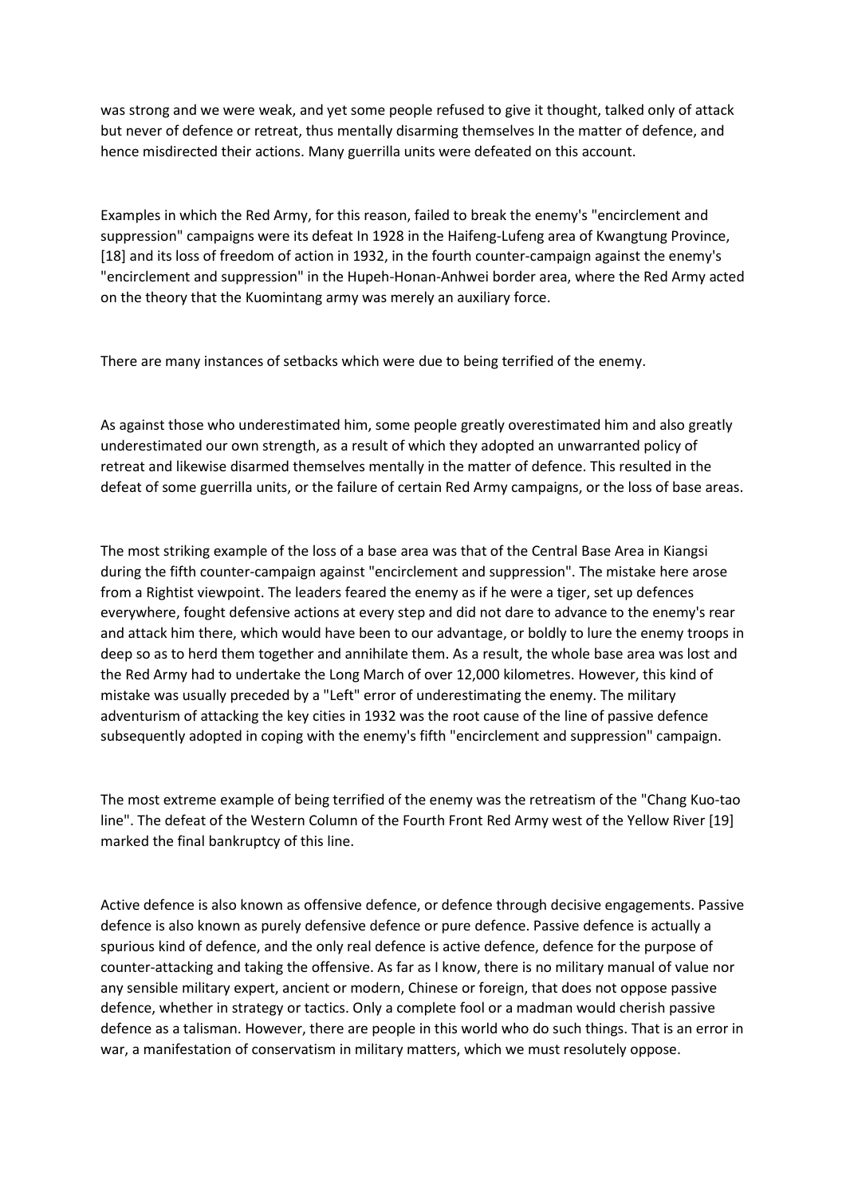was strong and we were weak, and yet some people refused to give it thought, talked only of attack but never of defence or retreat, thus mentally disarming themselves In the matter of defence, and hence misdirected their actions. Many guerrilla units were defeated on this account.

Examples in which the Red Army, for this reason, failed to break the enemy's "encirclement and suppression" campaigns were its defeat In 1928 in the Haifeng-Lufeng area of Kwangtung Province, [18] and its loss of freedom of action in 1932, in the fourth counter-campaign against the enemy's "encirclement and suppression" in the Hupeh-Honan-Anhwei border area, where the Red Army acted on the theory that the Kuomintang army was merely an auxiliary force.

There are many instances of setbacks which were due to being terrified of the enemy.

As against those who underestimated him, some people greatly overestimated him and also greatly underestimated our own strength, as a result of which they adopted an unwarranted policy of retreat and likewise disarmed themselves mentally in the matter of defence. This resulted in the defeat of some guerrilla units, or the failure of certain Red Army campaigns, or the loss of base areas.

The most striking example of the loss of a base area was that of the Central Base Area in Kiangsi during the fifth counter-campaign against "encirclement and suppression". The mistake here arose from a Rightist viewpoint. The leaders feared the enemy as if he were a tiger, set up defences everywhere, fought defensive actions at every step and did not dare to advance to the enemy's rear and attack him there, which would have been to our advantage, or boldly to lure the enemy troops in deep so as to herd them together and annihilate them. As a result, the whole base area was lost and the Red Army had to undertake the Long March of over 12,000 kilometres. However, this kind of mistake was usually preceded by a "Left" error of underestimating the enemy. The military adventurism of attacking the key cities in 1932 was the root cause of the line of passive defence subsequently adopted in coping with the enemy's fifth "encirclement and suppression" campaign.

The most extreme example of being terrified of the enemy was the retreatism of the "Chang Kuo-tao line". The defeat of the Western Column of the Fourth Front Red Army west of the Yellow River [19] marked the final bankruptcy of this line.

Active defence is also known as offensive defence, or defence through decisive engagements. Passive defence is also known as purely defensive defence or pure defence. Passive defence is actually a spurious kind of defence, and the only real defence is active defence, defence for the purpose of counter-attacking and taking the offensive. As far as I know, there is no military manual of value nor any sensible military expert, ancient or modern, Chinese or foreign, that does not oppose passive defence, whether in strategy or tactics. Only a complete fool or a madman would cherish passive defence as a talisman. However, there are people in this world who do such things. That is an error in war, a manifestation of conservatism in military matters, which we must resolutely oppose.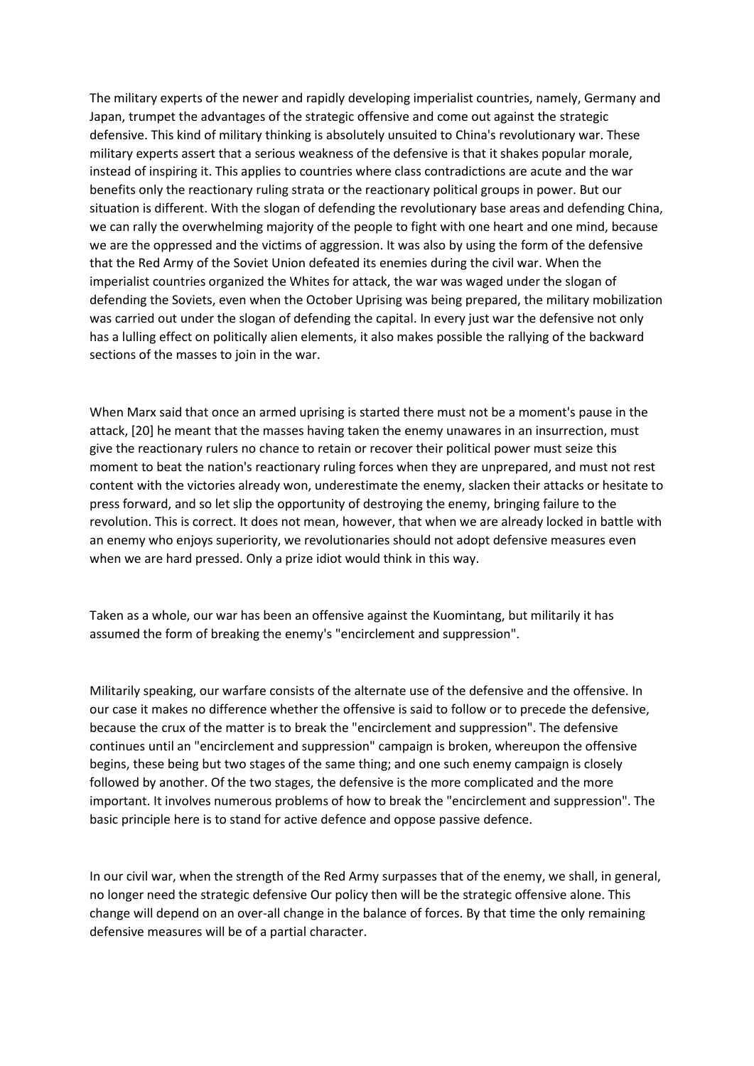The military experts of the newer and rapidly developing imperialist countries, namely, Germany and Japan, trumpet the advantages of the strategic offensive and come out against the strategic defensive. This kind of military thinking is absolutely unsuited to China's revolutionary war. These military experts assert that a serious weakness of the defensive is that it shakes popular morale, instead of inspiring it. This applies to countries where class contradictions are acute and the war benefits only the reactionary ruling strata or the reactionary political groups in power. But our situation is different. With the slogan of defending the revolutionary base areas and defending China, we can rally the overwhelming majority of the people to fight with one heart and one mind, because we are the oppressed and the victims of aggression. It was also by using the form of the defensive that the Red Army of the Soviet Union defeated its enemies during the civil war. When the imperialist countries organized the Whites for attack, the war was waged under the slogan of defending the Soviets, even when the October Uprising was being prepared, the military mobilization was carried out under the slogan of defending the capital. In every just war the defensive not only has a lulling effect on politically alien elements, it also makes possible the rallying of the backward sections of the masses to join in the war.

When Marx said that once an armed uprising is started there must not be a moment's pause in the attack, [20] he meant that the masses having taken the enemy unawares in an insurrection, must give the reactionary rulers no chance to retain or recover their political power must seize this moment to beat the nation's reactionary ruling forces when they are unprepared, and must not rest content with the victories already won, underestimate the enemy, slacken their attacks or hesitate to press forward, and so let slip the opportunity of destroying the enemy, bringing failure to the revolution. This is correct. It does not mean, however, that when we are already locked in battle with an enemy who enjoys superiority, we revolutionaries should not adopt defensive measures even when we are hard pressed. Only a prize idiot would think in this way.

Taken as a whole, our war has been an offensive against the Kuomintang, but militarily it has assumed the form of breaking the enemy's "encirclement and suppression".

Militarily speaking, our warfare consists of the alternate use of the defensive and the offensive. In our case it makes no difference whether the offensive is said to follow or to precede the defensive, because the crux of the matter is to break the "encirclement and suppression". The defensive continues until an "encirclement and suppression" campaign is broken, whereupon the offensive begins, these being but two stages of the same thing; and one such enemy campaign is closely followed by another. Of the two stages, the defensive is the more complicated and the more important. It involves numerous problems of how to break the "encirclement and suppression". The basic principle here is to stand for active defence and oppose passive defence.

In our civil war, when the strength of the Red Army surpasses that of the enemy, we shall, in general, no longer need the strategic defensive Our policy then will be the strategic offensive alone. This change will depend on an over-all change in the balance of forces. By that time the only remaining defensive measures will be of a partial character.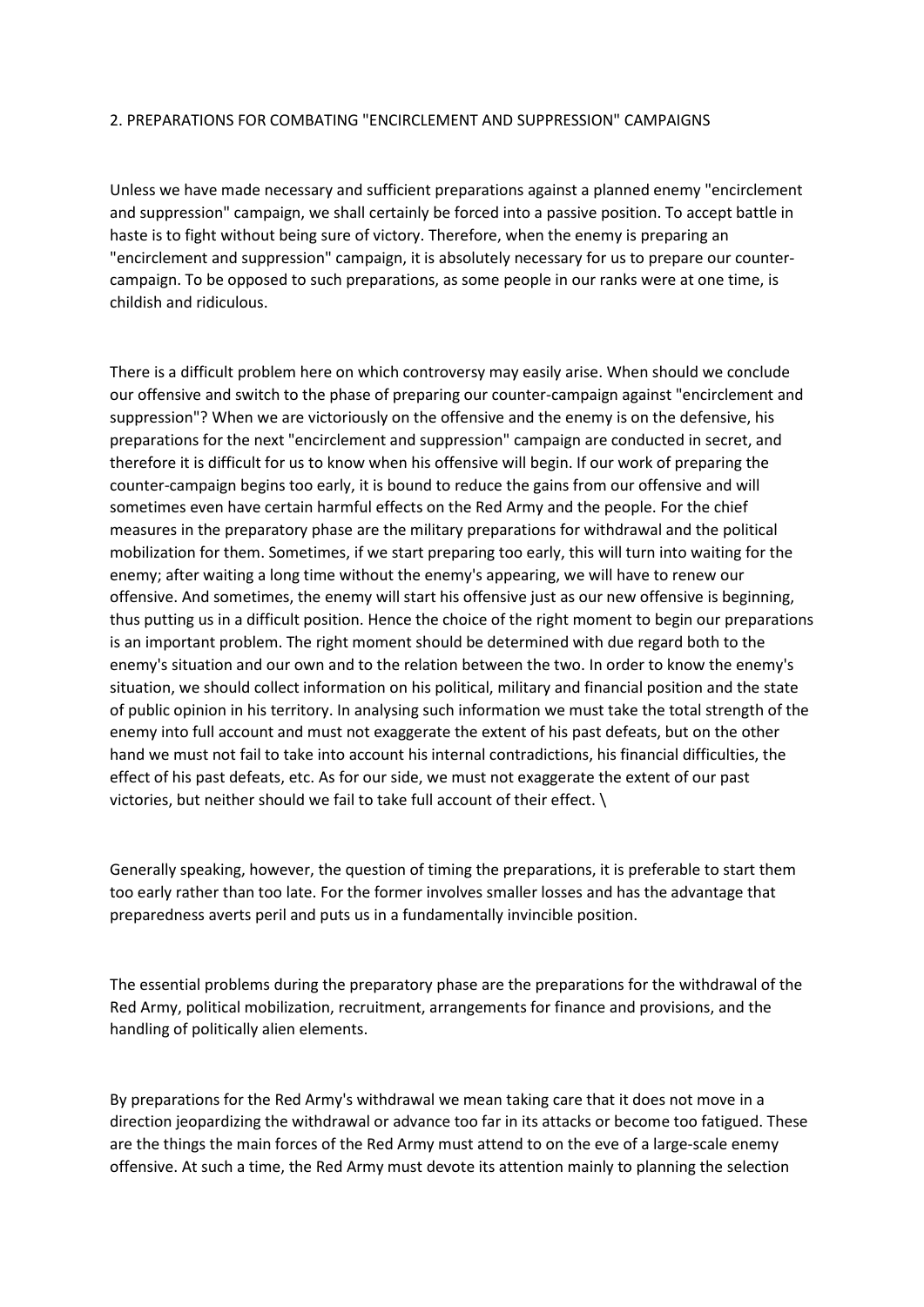## 2. PREPARATIONS FOR COMBATING "ENCIRCLEMENT AND SUPPRESSION" CAMPAIGNS

Unless we have made necessary and sufficient preparations against a planned enemy "encirclement and suppression" campaign, we shall certainly be forced into a passive position. To accept battle in haste is to fight without being sure of victory. Therefore, when the enemy is preparing an "encirclement and suppression" campaign, it is absolutely necessary for us to prepare our counter-campaign. To be opposed to such preparations, as some people in our ranks were at one time, is childish and ridiculous.

There is a difficult problem here on which controversy may easily arise. When should we conclude our offensive and switch to the phase of preparing our counter-campaign against "encirclement and suppression"? When we are victoriously on the offensive and the enemy is on the defensive, his preparations for the next "encirclement and suppression" campaign are conducted in secret, and therefore it is difficult for us to know when his offensive will begin. If our work of preparing the counter-campaign begins too early, it is bound to reduce the gains from our offensive and will sometimes even have certain harmful effects on the Red Army and the people. For the chief measures in the preparatory phase are the military preparations for withdrawal and the political mobilization for them. Sometimes, if we start preparing too early, this will turn into waiting for the enemy; after waiting a long time without the enemy's appearing, we will have to renew our offensive. And sometimes, the enemy will start his offensive just as our new offensive is beginning, thus putting us in a difficult position. Hence the choice of the right moment to begin our preparations is an important problem. The right moment should be determined with due regard both to the enemy's situation and our own and to the relation between the two. In order to know the enemy's situation, we should collect information on his political, military and financial position and the state of public opinion in his territory. In analysing such information we must take the total strength of the enemy into full account and must not exaggerate the extent of his past defeats, but on the other hand we must not fail to take into account his internal contradictions, his financial difficulties, the effect of his past defeats, etc. As for our side, we must not exaggerate the extent of our past victories, but neither should we fail to take full account of their effect. \

Generally speaking, however, the question of timing the preparations, it is preferable to start them too early rather than too late. For the former involves smaller losses and has the advantage that preparedness averts peril and puts us in a fundamentally invincible position.

The essential problems during the preparatory phase are the preparations for the withdrawal of the Red Army, political mobilization, recruitment, arrangements for finance and provisions, and the handling of politically alien elements.

By preparations for the Red Army's withdrawal we mean taking care that it does not move in a direction jeopardizing the withdrawal or advance too far in its attacks or become too fatigued. These are the things the main forces of the Red Army must attend to on the eve of a large-scale enemy offensive. At such a time, the Red Army must devote its attention mainly to planning the selection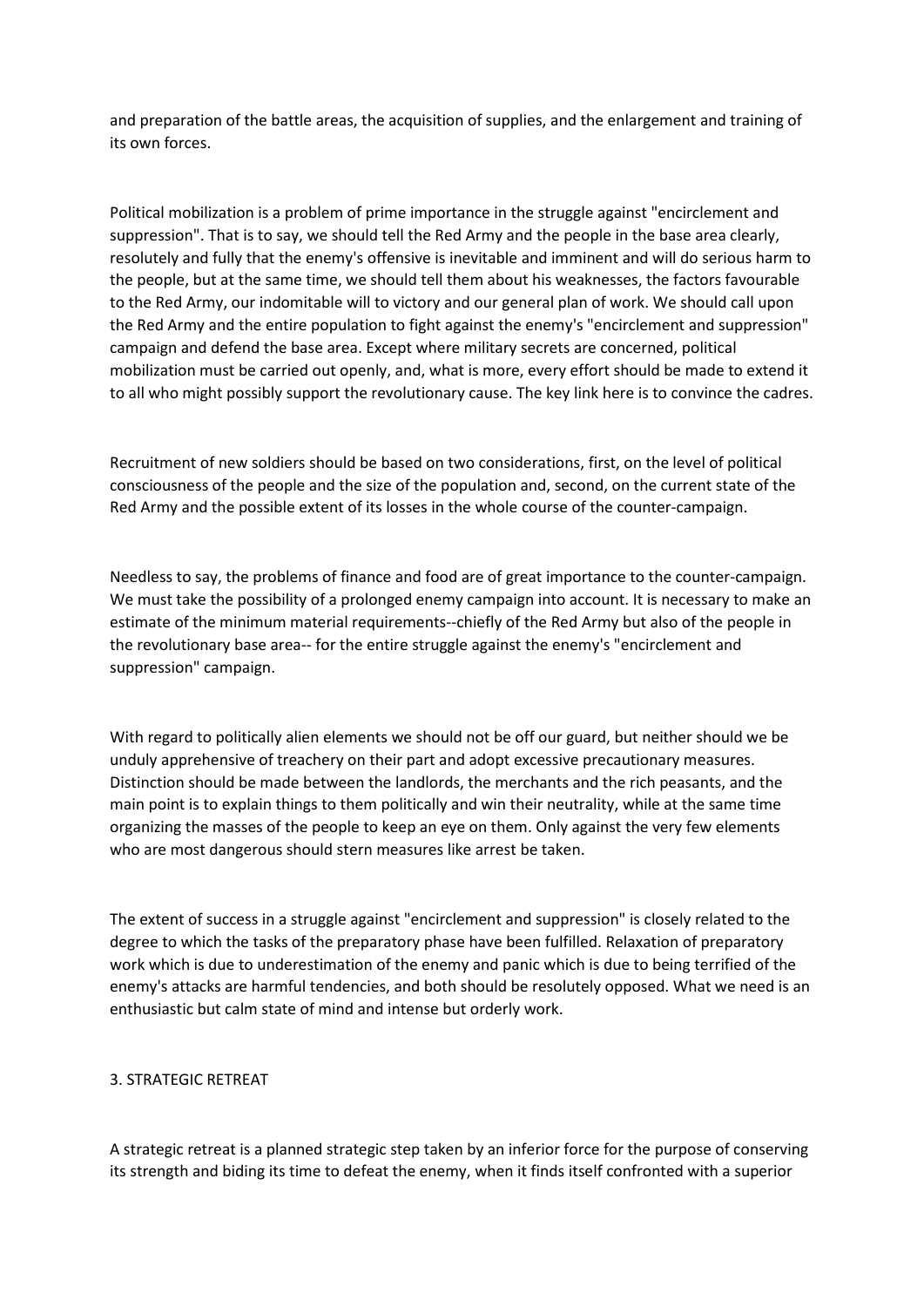and preparation of the battle areas, the acquisition of supplies, and the enlargement and training of its own forces.

Political mobilization is a problem of prime importance in the struggle against "encirclement and suppression". That is to say, we should tell the Red Army and the people in the base area clearly, resolutely and fully that the enemy's offensive is inevitable and imminent and will do serious harm to the people, but at the same time, we should tell them about his weaknesses, the factors favourable to the Red Army, our indomitable will to victory and our general plan of work. We should call upon the Red Army and the entire population to fight against the enemy's "encirclement and suppression" campaign and defend the base area. Except where military secrets are concerned, political mobilization must be carried out openly, and, what is more, every effort should be made to extend it to all who might possibly support the revolutionary cause. The key link here is to convince the cadres.

Recruitment of new soldiers should be based on two considerations, first, on the level of political consciousness of the people and the size of the population and, second, on the current state of the Red Army and the possible extent of its losses in the whole course of the counter-campaign.

Needless to say, the problems of finance and food are of great importance to the counter-campaign. We must take the possibility of a prolonged enemy campaign into account. It is necessary to make an estimate of the minimum material requirements--chiefly of the Red Army but also of the people in the revolutionary base area-- for the entire struggle against the enemy's "encirclement and suppression" campaign.

With regard to politically alien elements we should not be off our guard, but neither should we be unduly apprehensive of treachery on their part and adopt excessive precautionary measures. Distinction should be made between the landlords, the merchants and the rich peasants, and the main point is to explain things to them politically and win their neutrality, while at the same time organizing the masses of the people to keep an eye on them. Only against the very few elements who are most dangerous should stern measures like arrest be taken.

The extent of success in a struggle against "encirclement and suppression" is closely related to the degree to which the tasks of the preparatory phase have been fulfilled. Relaxation of preparatory work which is due to underestimation of the enemy and panic which is due to being terrified of the enemy's attacks are harmful tendencies, and both should be resolutely opposed. What we need is an enthusiastic but calm state of mind and intense but orderly work.

## 3. STRATEGIC RETREAT

A strategic retreat is a planned strategic step taken by an inferior force for the purpose of conserving its strength and biding its time to defeat the enemy, when it finds itself confronted with a superior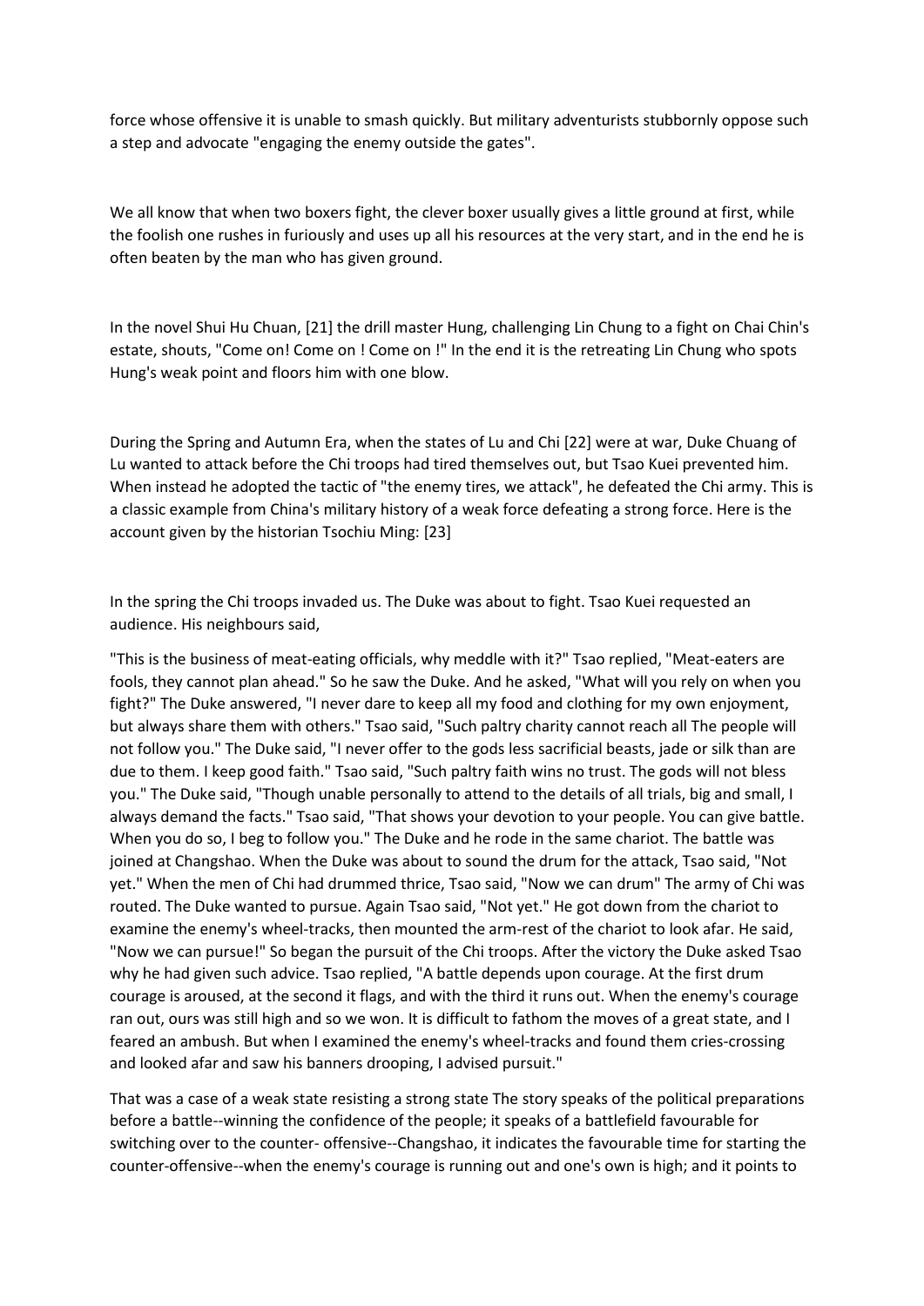force whose offensive it is unable to smash quickly. But military adventurists stubbornly oppose such a step and advocate "engaging the enemy outside the gates".

We all know that when two boxers fight, the clever boxer usually gives a little ground at first, while the foolish one rushes in furiously and uses up all his resources at the very start, and in the end he is often beaten by the man who has given ground.

In the novel Shui Hu Chuan, [21] the drill master Hung, challenging Lin Chung to a fight on Chai Chin's estate, shouts, "Come on! Come on ! Come on !" In the end it is the retreating Lin Chung who spots Hung's weak point and floors him with one blow.

During the Spring and Autumn Era, when the states of Lu and Chi [22] were at war, Duke Chuang of Lu wanted to attack before the Chi troops had tired themselves out, but Tsao Kuei prevented him. When instead he adopted the tactic of "the enemy tires, we attack", he defeated the Chi army. This is a classic example from China's military history of a weak force defeating a strong force. Here is the account given by the historian Tsochiu Ming: [23]

In the spring the Chi troops invaded us. The Duke was about to fight. Tsao Kuei requested an audience. His neighbours said,

"This is the business of meat-eating officials, why meddle with it?" Tsao replied, "Meat-eaters are fools, they cannot plan ahead." So he saw the Duke. And he asked, "What will you rely on when you fight?" The Duke answered, "I never dare to keep all my food and clothing for my own enjoyment, but always share them with others." Tsao said, "Such paltry charity cannot reach all The people will not follow you." The Duke said, "I never offer to the gods less sacrificial beasts, jade or silk than are due to them. I keep good faith." Tsao said, "Such paltry faith wins no trust. The gods will not bless you." The Duke said, "Though unable personally to attend to the details of all trials, big and small, I always demand the facts." Tsao said, "That shows your devotion to your people. You can give battle. When you do so, I beg to follow you." The Duke and he rode in the same chariot. The battle was joined at Changshao. When the Duke was about to sound the drum for the attack, Tsao said, "Not yet." When the men of Chi had drummed thrice, Tsao said, "Now we can drum" The army of Chi was routed. The Duke wanted to pursue. Again Tsao said, "Not yet." He got down from the chariot to examine the enemy's wheel-tracks, then mounted the arm-rest of the chariot to look afar. He said, "Now we can pursue!" So began the pursuit of the Chi troops. After the victory the Duke asked Tsao why he had given such advice. Tsao replied, "A battle depends upon courage. At the first drum courage is aroused, at the second it flags, and with the third it runs out. When the enemy's courage ran out, ours was still high and so we won. It is difficult to fathom the moves of a great state, and I feared an ambush. But when I examined the enemy's wheel-tracks and found them cries-crossing and looked afar and saw his banners drooping, I advised pursuit."

That was a case of a weak state resisting a strong state The story speaks of the political preparations before a battle--winning the confidence of the people; it speaks of a battlefield favourable for switching over to the counter- offensive--Changshao, it indicates the favourable time for starting the counter-offensive--when the enemy's courage is running out and one's own is high; and it points to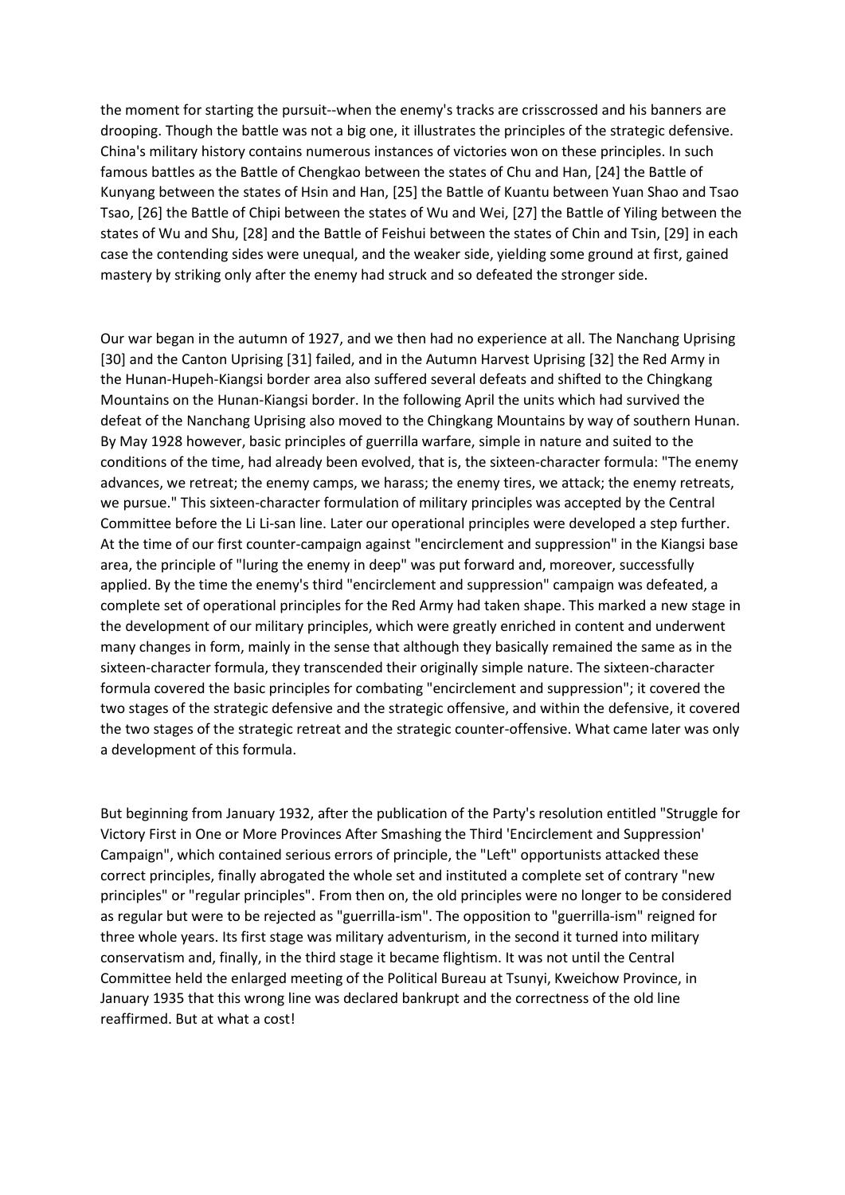the moment for starting the pursuit--when the enemy's tracks are crisscrossed and his banners are drooping. Though the battle was not a big one, it illustrates the principles of the strategic defensive. China's military history contains numerous instances of victories won on these principles. In such famous battles as the Battle of Chengkao between the states of Chu and Han, [24] the Battle of Kunyang between the states of Hsin and Han, [25] the Battle of Kuantu between Yuan Shao and Tsao Tsao, [26] the Battle of Chipi between the states of Wu and Wei, [27] the Battle of Yiling between the states of Wu and Shu, [28] and the Battle of Feishui between the states of Chin and Tsin, [29] in each case the contending sides were unequal, and the weaker side, yielding some ground at first, gained mastery by striking only after the enemy had struck and so defeated the stronger side.

Our war began in the autumn of 1927, and we then had no experience at all. The Nanchang Uprising [30] and the Canton Uprising [31] failed, and in the Autumn Harvest Uprising [32] the Red Army in the Hunan-Hupeh-Kiangsi border area also suffered several defeats and shifted to the Chingkang Mountains on the Hunan-Kiangsi border. In the following April the units which had survived the defeat of the Nanchang Uprising also moved to the Chingkang Mountains by way of southern Hunan. By May 1928 however, basic principles of guerrilla warfare, simple in nature and suited to the conditions of the time, had already been evolved, that is, the sixteen-character formula: "The enemy advances, we retreat; the enemy camps, we harass; the enemy tires, we attack; the enemy retreats, we pursue." This sixteen-character formulation of military principles was accepted by the Central Committee before the Li Li-san line. Later our operational principles were developed a step further. At the time of our first counter-campaign against "encirclement and suppression" in the Kiangsi base area, the principle of "luring the enemy in deep" was put forward and, moreover, successfully applied. By the time the enemy's third "encirclement and suppression" campaign was defeated, a complete set of operational principles for the Red Army had taken shape. This marked a new stage in the development of our military principles, which were greatly enriched in content and underwent many changes in form, mainly in the sense that although they basically remained the same as in the sixteen-character formula, they transcended their originally simple nature. The sixteen-character formula covered the basic principles for combating "encirclement and suppression"; it covered the two stages of the strategic defensive and the strategic offensive, and within the defensive, it covered the two stages of the strategic retreat and the strategic counter-offensive. What came later was only a development of this formula.

But beginning from January 1932, after the publication of the Party's resolution entitled "Struggle for Victory First in One or More Provinces After Smashing the Third 'Encirclement and Suppression' Campaign", which contained serious errors of principle, the "Left" opportunists attacked these correct principles, finally abrogated the whole set and instituted a complete set of contrary "new principles" or "regular principles". From then on, the old principles were no longer to be considered as regular but were to be rejected as "guerrilla-ism". The opposition to "guerrilla-ism" reigned for three whole years. Its first stage was military adventurism, in the second it turned into military conservatism and, finally, in the third stage it became flightism. It was not until the Central Committee held the enlarged meeting of the Political Bureau at Tsunyi, Kweichow Province, in January 1935 that this wrong line was declared bankrupt and the correctness of the old line reaffirmed. But at what a cost!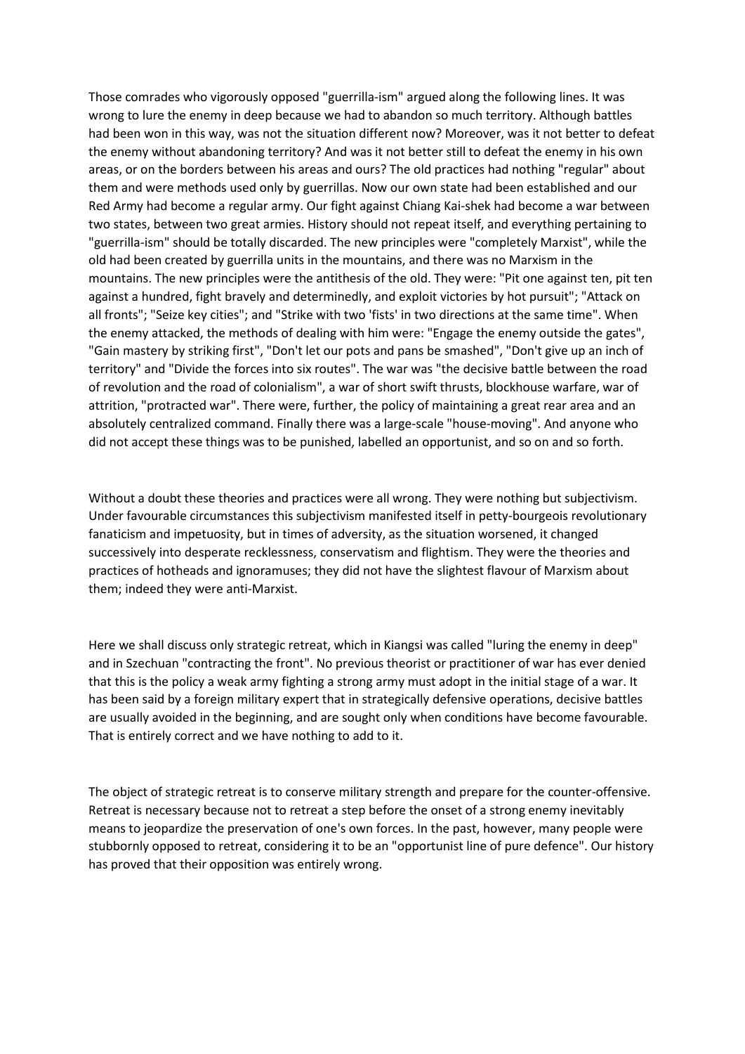Those comrades who vigorously opposed "guerrilla-ism" argued along the following lines. It was wrong to lure the enemy in deep because we had to abandon so much territory. Although battles had been won in this way, was not the situation different now? Moreover, was it not better to defeat the enemy without abandoning territory? And was it not better still to defeat the enemy in his own areas, or on the borders between his areas and ours? The old practices had nothing "regular" about them and were methods used only by guerrillas. Now our own state had been established and our Red Army had become a regular army. Our fight against Chiang Kai-shek had become a war between two states, between two great armies. History should not repeat itself, and everything pertaining to "guerrilla-ism" should be totally discarded. The new principles were "completely Marxist", while the old had been created by guerrilla units in the mountains, and there was no Marxism in the mountains. The new principles were the antithesis of the old. They were: "Pit one against ten, pit ten against a hundred, fight bravely and determinedly, and exploit victories by hot pursuit"; "Attack on all fronts"; "Seize key cities"; and "Strike with two 'fists' in two directions at the same time". When the enemy attacked, the methods of dealing with him were: "Engage the enemy outside the gates", "Gain mastery by striking first", "Don't let our pots and pans be smashed", "Don't give up an inch of territory" and "Divide the forces into six routes". The war was "the decisive battle between the road of revolution and the road of colonialism", a war of short swift thrusts, blockhouse warfare, war of attrition, "protracted war". There were, further, the policy of maintaining a great rear area and an absolutely centralized command. Finally there was a large-scale "house-moving". And anyone who did not accept these things was to be punished, labelled an opportunist, and so on and so forth.

Without a doubt these theories and practices were all wrong. They were nothing but subjectivism. Under favourable circumstances this subjectivism manifested itself in petty-bourgeois revolutionary fanaticism and impetuosity, but in times of adversity, as the situation worsened, it changed successively into desperate recklessness, conservatism and flightism. They were the theories and practices of hotheads and ignoramuses; they did not have the slightest flavour of Marxism about them; indeed they were anti-Marxist.

Here we shall discuss only strategic retreat, which in Kiangsi was called "luring the enemy in deep" and in Szechuan "contracting the front". No previous theorist or practitioner of war has ever denied that this is the policy a weak army fighting a strong army must adopt in the initial stage of a war. It has been said by a foreign military expert that in strategically defensive operations, decisive battles are usually avoided in the beginning, and are sought only when conditions have become favourable. That is entirely correct and we have nothing to add to it.

The object of strategic retreat is to conserve military strength and prepare for the counter-offensive. Retreat is necessary because not to retreat a step before the onset of a strong enemy inevitably means to jeopardize the preservation of one's own forces. In the past, however, many people were stubbornly opposed to retreat, considering it to be an "opportunist line of pure defence". Our history has proved that their opposition was entirely wrong.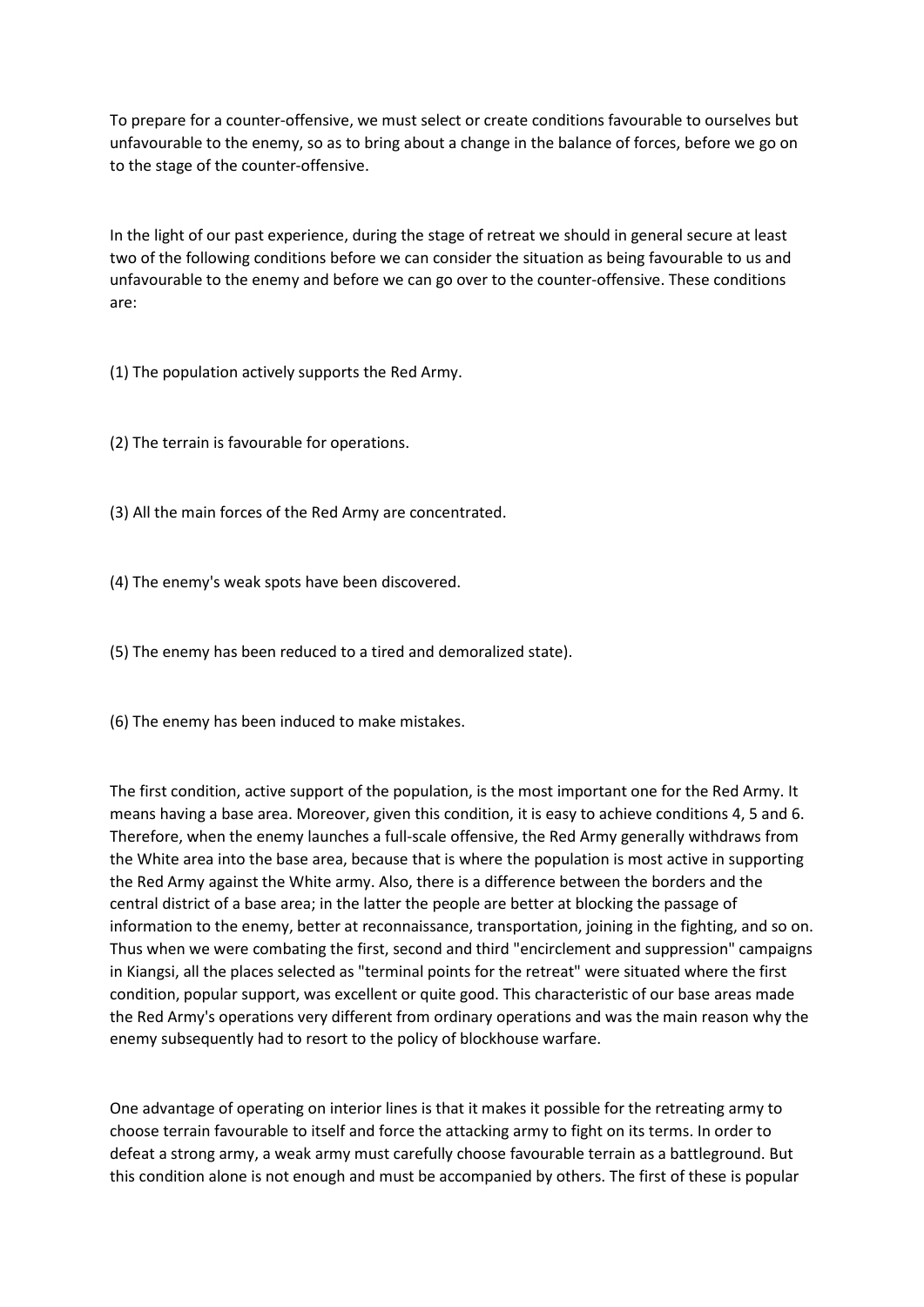To prepare for a counter-offensive, we must select or create conditions favourable to ourselves but unfavourable to the enemy, so as to bring about a change in the balance of forces, before we go on to the stage of the counter-offensive.

In the light of our past experience, during the stage of retreat we should in general secure at least two of the following conditions before we can consider the situation as being favourable to us and unfavourable to the enemy and before we can go over to the counter-offensive. These conditions are:

(1) The population actively supports the Red Army.

(2) The terrain is favourable for operations.

(3) All the main forces of the Red Army are concentrated.

(4) The enemy's weak spots have been discovered.

(5) The enemy has been reduced to a tired and demoralized state).

(6) The enemy has been induced to make mistakes.

The first condition, active support of the population, is the most important one for the Red Army. It means having a base area. Moreover, given this condition, it is easy to achieve conditions 4, 5 and 6. Therefore, when the enemy launches a full-scale offensive, the Red Army generally withdraws from the White area into the base area, because that is where the population is most active in supporting the Red Army against the White army. Also, there is a difference between the borders and the central district of a base area; in the latter the people are better at blocking the passage of information to the enemy, better at reconnaissance, transportation, joining in the fighting, and so on. Thus when we were combating the first, second and third "encirclement and suppression" campaigns in Kiangsi, all the places selected as "terminal points for the retreat" were situated where the first condition, popular support, was excellent or quite good. This characteristic of our base areas made the Red Army's operations very different from ordinary operations and was the main reason why the enemy subsequently had to resort to the policy of blockhouse warfare.

One advantage of operating on interior lines is that it makes it possible for the retreating army to choose terrain favourable to itself and force the attacking army to fight on its terms. In order to defeat a strong army, a weak army must carefully choose favourable terrain as a battleground. But this condition alone is not enough and must be accompanied by others. The first of these is popular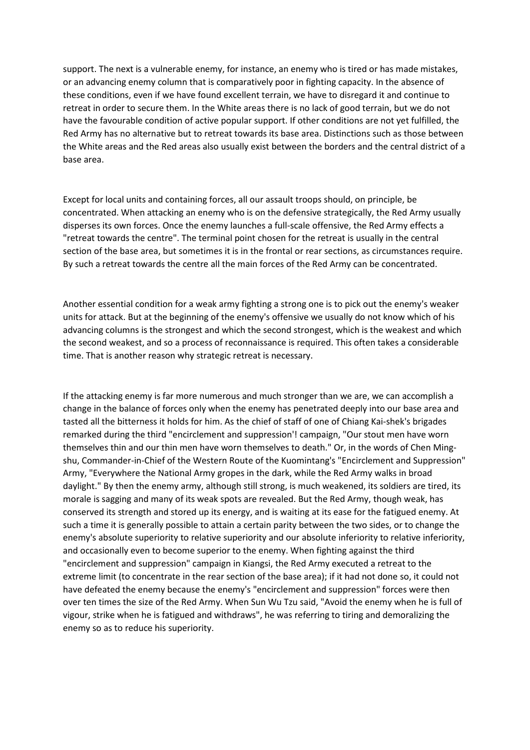support. The next is a vulnerable enemy, for instance, an enemy who is tired or has made mistakes, or an advancing enemy column that is comparatively poor in fighting capacity. In the absence of these conditions, even if we have found excellent terrain, we have to disregard it and continue to retreat in order to secure them. In the White areas there is no lack of good terrain, but we do not have the favourable condition of active popular support. If other conditions are not yet fulfilled, the Red Army has no alternative but to retreat towards its base area. Distinctions such as those between the White areas and the Red areas also usually exist between the borders and the central district of a base area.

Except for local units and containing forces, all our assault troops should, on principle, be concentrated. When attacking an enemy who is on the defensive strategically, the Red Army usually disperses its own forces. Once the enemy launches a full-scale offensive, the Red Army effects a "retreat towards the centre". The terminal point chosen for the retreat is usually in the central section of the base area, but sometimes it is in the frontal or rear sections, as circumstances require. By such a retreat towards the centre all the main forces of the Red Army can be concentrated.

Another essential condition for a weak army fighting a strong one is to pick out the enemy's weaker units for attack. But at the beginning of the enemy's offensive we usually do not know which of his advancing columns is the strongest and which the second strongest, which is the weakest and which the second weakest, and so a process of reconnaissance is required. This often takes a considerable time. That is another reason why strategic retreat is necessary.

If the attacking enemy is far more numerous and much stronger than we are, we can accomplish a change in the balance of forces only when the enemy has penetrated deeply into our base area and tasted all the bitterness it holds for him. As the chief of staff of one of Chiang Kai-shek's brigades remarked during the third "encirclement and suppression"! campaign, "Our stout men have worn themselves thin and our thin men have worn themselves to death." Or, in the words of Chen Ming-shu, Commander-in-Chief of the Western Route of the Kuomintang's "Encirclement and Suppression" Army, "Everywhere the National Army gropes in the dark, while the Red Army walks in broad daylight." By then the enemy army, although still strong, is much weakened, its soldiers are tired, its morale is sagging and many of its weak spots are revealed. But the Red Army, though weak, has conserved its strength and stored up its energy, and is waiting at its ease for the fatigued enemy. At such a time it is generally possible to attain a certain parity between the two sides, or to change the enemy's absolute superiority to relative superiority and our absolute inferiority to relative inferiority, and occasionally even to become superior to the enemy. When fighting against the third "encirclement and suppression" campaign in Kiangsi, the Red Army executed a retreat to the extreme limit (to concentrate in the rear section of the base area); if it had not done so, it could not have defeated the enemy because the enemy's "encirclement and suppression" forces were then over ten times the size of the Red Army. When Sun Wu Tzu said, "Avoid the enemy when he is full of vigour, strike when he is fatigued and withdraws", he was referring to tiring and demoralizing the enemy so as to reduce his superiority.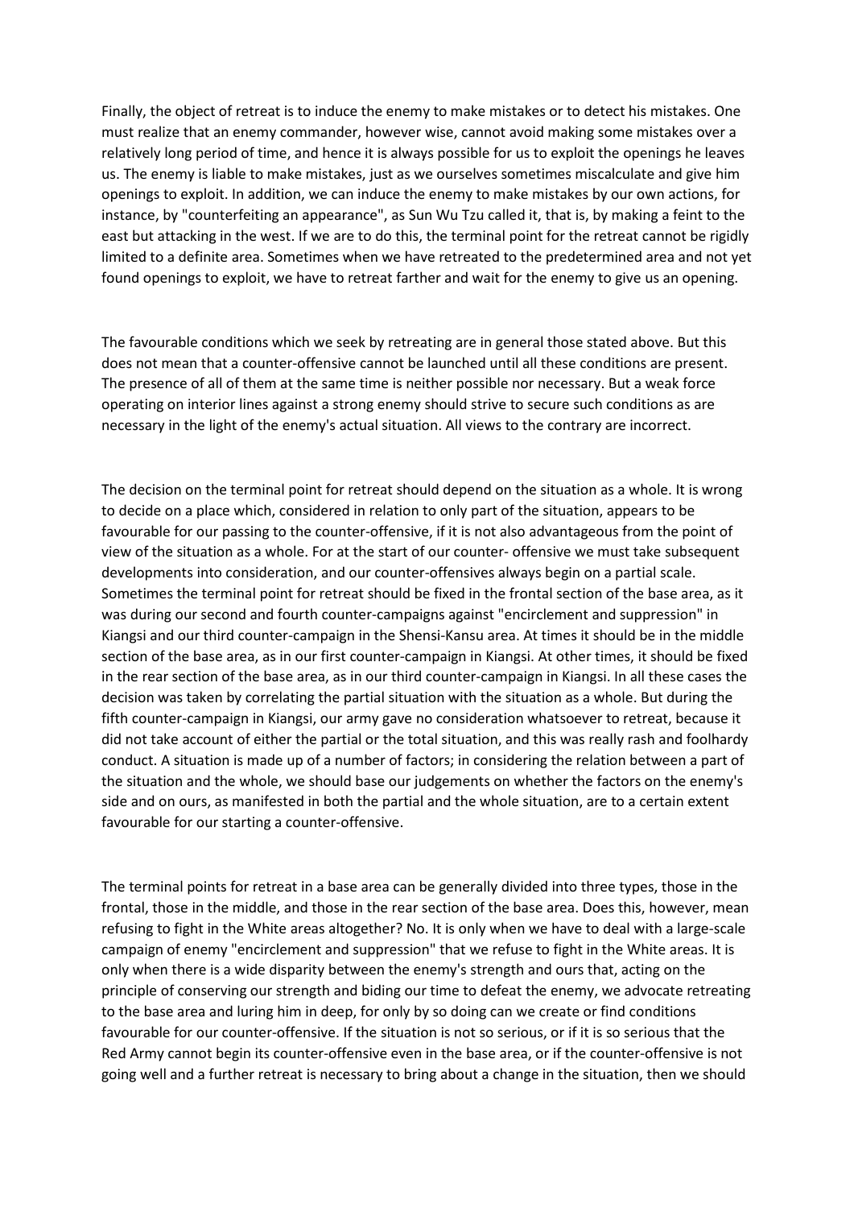Finally, the object of retreat is to induce the enemy to make mistakes or to detect his mistakes. One must realize that an enemy commander, however wise, cannot avoid making some mistakes over a relatively long period of time, and hence it is always possible for us to exploit the openings he leaves us. The enemy is liable to make mistakes, just as we ourselves sometimes miscalculate and give him openings to exploit. In addition, we can induce the enemy to make mistakes by our own actions, for instance, by "counterfeiting an appearance", as Sun Wu Tzu called it, that is, by making a feint to the east but attacking in the west. If we are to do this, the terminal point for the retreat cannot be rigidly limited to a definite area. Sometimes when we have retreated to the predetermined area and not yet found openings to exploit, we have to retreat farther and wait for the enemy to give us an opening.

The favourable conditions which we seek by retreating are in general those stated above. But this does not mean that a counter-offensive cannot be launched until all these conditions are present. The presence of all of them at the same time is neither possible nor necessary. But a weak force operating on interior lines against a strong enemy should strive to secure such conditions as are necessary in the light of the enemy's actual situation. All views to the contrary are incorrect.

The decision on the terminal point for retreat should depend on the situation as a whole. It is wrong to decide on a place which, considered in relation to only part of the situation, appears to be favourable for our passing to the counter-offensive, if it is not also advantageous from the point of view of the situation as a whole. For at the start of our counter- offensive we must take subsequent developments into consideration, and our counter-offensives always begin on a partial scale. Sometimes the terminal point for retreat should be fixed in the frontal section of the base area, as it was during our second and fourth counter-campaigns against "encirclement and suppression" in Kiangsi and our third counter-campaign in the Shensi-Kansu area. At times it should be in the middle section of the base area, as in our first counter-campaign in Kiangsi. At other times, it should be fixed in the rear section of the base area, as in our third counter-campaign in Kiangsi. In all these cases the decision was taken by correlating the partial situation with the situation as a whole. But during the fifth counter-campaign in Kiangsi, our army gave no consideration whatsoever to retreat, because it did not take account of either the partial or the total situation, and this was really rash and foolhardy conduct. A situation is made up of a number of factors; in considering the relation between a part of the situation and the whole, we should base our judgements on whether the factors on the enemy's side and on ours, as manifested in both the partial and the whole situation, are to a certain extent favourable for our starting a counter-offensive.

The terminal points for retreat in a base area can be generally divided into three types, those in the frontal, those in the middle, and those in the rear section of the base area. Does this, however, mean refusing to fight in the White areas altogether? No. It is only when we have to deal with a large-scale campaign of enemy "encirclement and suppression" that we refuse to fight in the White areas. It is only when there is a wide disparity between the enemy's strength and ours that, acting on the principle of conserving our strength and biding our time to defeat the enemy, we advocate retreating to the base area and luring him in deep, for only by so doing can we create or find conditions favourable for our counter-offensive. If the situation is not so serious, or if it is so serious that the Red Army cannot begin its counter-offensive even in the base area, or if the counter-offensive is not going well and a further retreat is necessary to bring about a change in the situation, then we should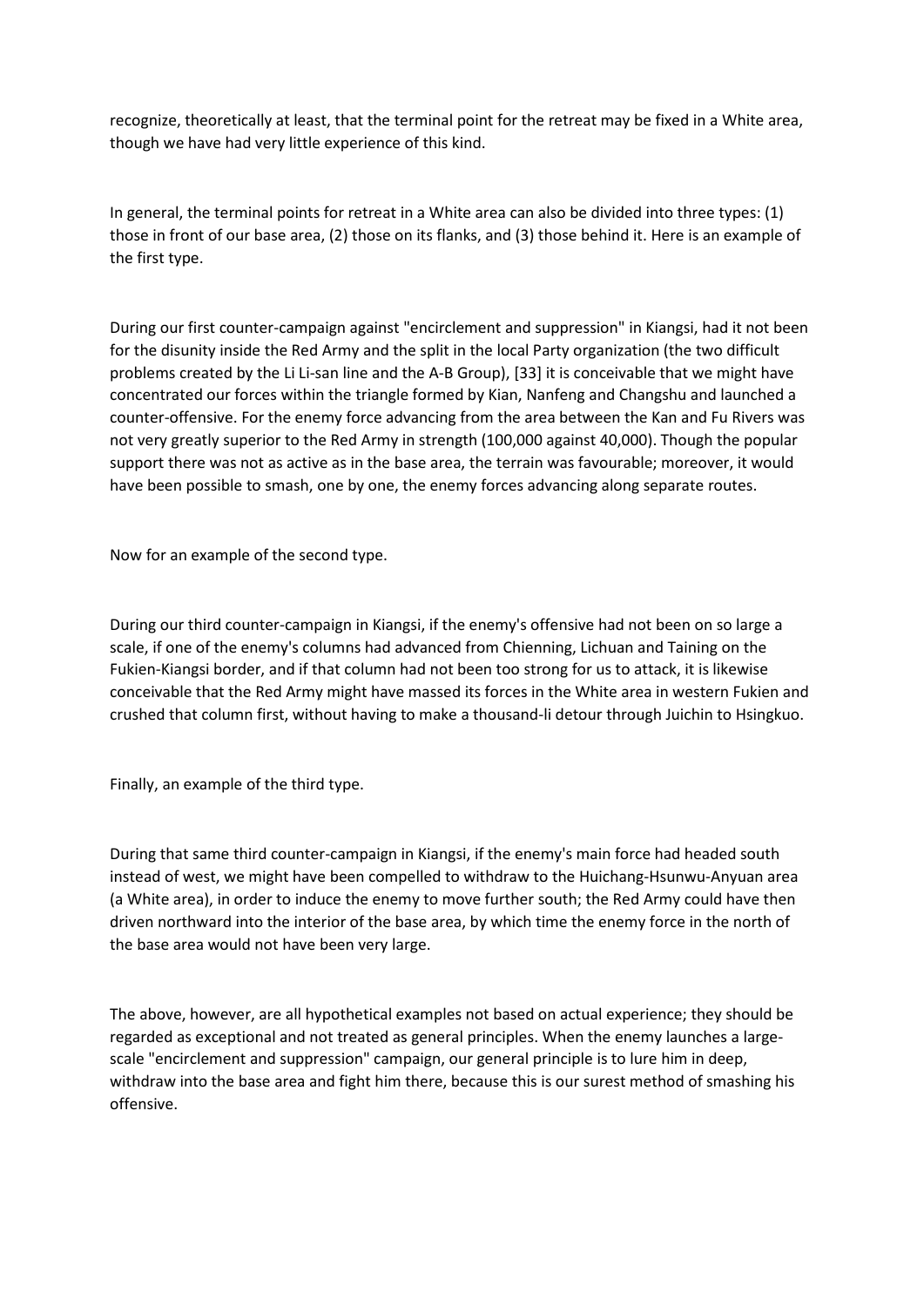recognize, theoretically at least, that the terminal point for the retreat may be fixed in a White area, though we have had very little experience of this kind.

In general, the terminal points for retreat in a White area can also be divided into three types: (1) those in front of our base area, (2) those on its flanks, and (3) those behind it. Here is an example of the first type.

During our first counter-campaign against "encirclement and suppression" in Kiangsi, had it not been for the disunity inside the Red Army and the split in the local Party organization (the two difficult problems created by the Li Li-san line and the A-B Group), [33] it is conceivable that we might have concentrated our forces within the triangle formed by Kian, Nanfeng and Changshu and launched a counter-offensive. For the enemy force advancing from the area between the Kan and Fu Rivers was not very greatly superior to the Red Army in strength (100,000 against 40,000). Though the popular support there was not as active as in the base area, the terrain was favourable; moreover, it would have been possible to smash, one by one, the enemy forces advancing along separate routes.

Now for an example of the second type.

During our third counter-campaign in Kiangsi, if the enemy's offensive had not been on so large a scale, if one of the enemy's columns had advanced from Chienning, Lichuan and Taining on the Fukien-Kiangsi border, and if that column had not been too strong for us to attack, it is likewise conceivable that the Red Army might have massed its forces in the White area in western Fukien and crushed that column first, without having to make a thousand-li detour through Juichin to Hsingkuo.

Finally, an example of the third type.

During that same third counter-campaign in Kiangsi, if the enemy's main force had headed south instead of west, we might have been compelled to withdraw to the Huichang-Hsunwu-Anyuan area (a White area), in order to induce the enemy to move further south; the Red Army could have then driven northward into the interior of the base area, by which time the enemy force in the north of the base area would not have been very large.

The above, however, are all hypothetical examples not based on actual experience; they should be regarded as exceptional and not treated as general principles. When the enemy launches a large-scale "encirclement and suppression" campaign, our general principle is to lure him in deep, withdraw into the base area and fight him there, because this is our surest method of smashing his offensive.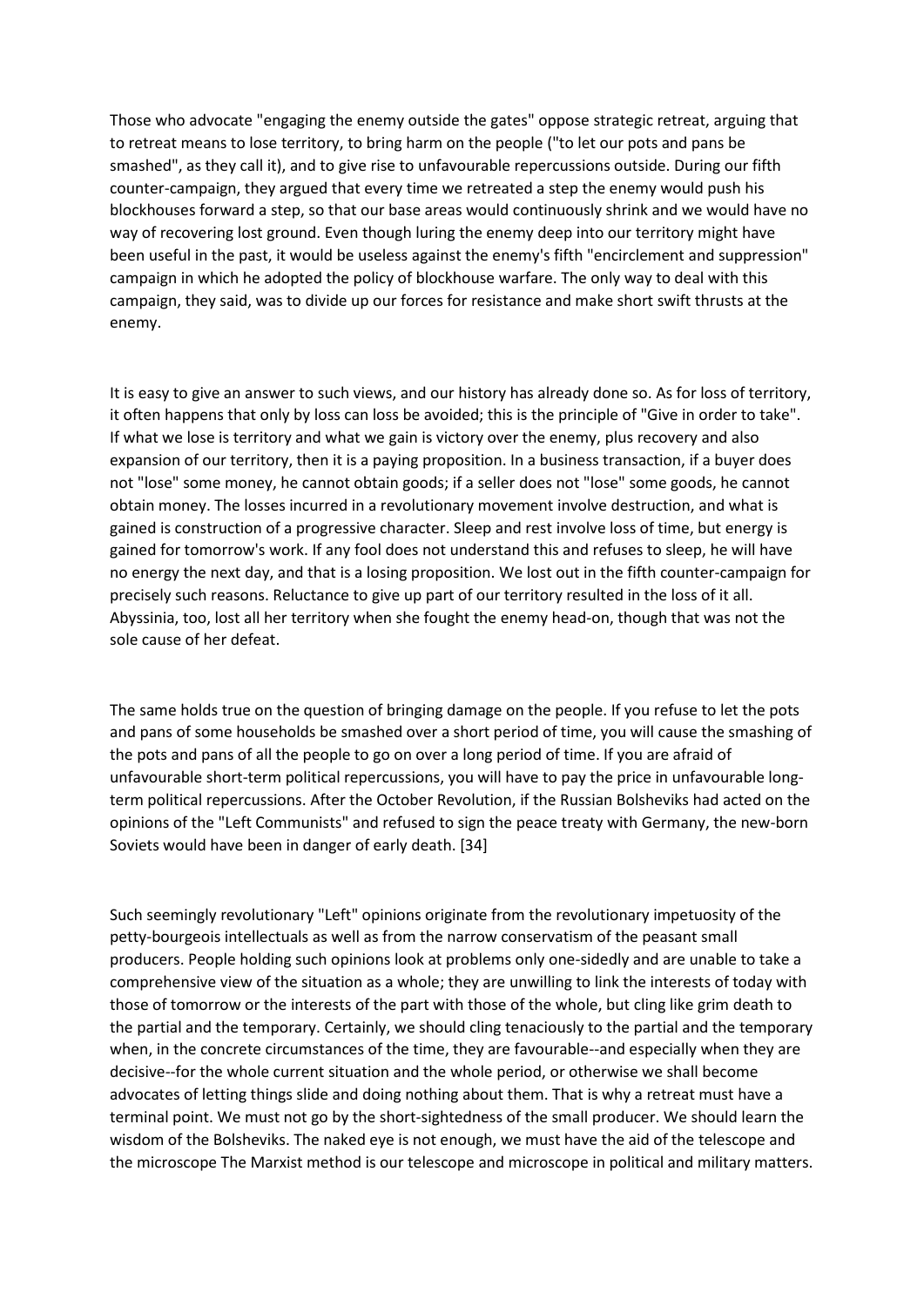Those who advocate "engaging the enemy outside the gates" oppose strategic retreat, arguing that to retreat means to lose territory, to bring harm on the people ("to let our pots and pans be smashed", as they call it), and to give rise to unfavourable repercussions outside. During our fifth counter-campaign, they argued that every time we retreated a step the enemy would push his blockhouses forward a step, so that our base areas would continuously shrink and we would have no way of recovering lost ground. Even though luring the enemy deep into our territory might have been useful in the past, it would be useless against the enemy's fifth "encirclement and suppression" campaign in which he adopted the policy of blockhouse warfare. The only way to deal with this campaign, they said, was to divide up our forces for resistance and make short swift thrusts at the enemy.

It is easy to give an answer to such views, and our history has already done so. As for loss of territory, it often happens that only by loss can loss be avoided; this is the principle of "Give in order to take". If what we lose is territory and what we gain is victory over the enemy, plus recovery and also expansion of our territory, then it is a paying proposition. In a business transaction, if a buyer does not "lose" some money, he cannot obtain goods; if a seller does not "lose" some goods, he cannot obtain money. The losses incurred in a revolutionary movement involve destruction, and what is gained is construction of a progressive character. Sleep and rest involve loss of time, but energy is gained for tomorrow's work. If any fool does not understand this and refuses to sleep, he will have no energy the next day, and that is a losing proposition. We lost out in the fifth counter-campaign for precisely such reasons. Reluctance to give up part of our territory resulted in the loss of it all. Abyssinia, too, lost all her territory when she fought the enemy head-on, though that was not the sole cause of her defeat.

The same holds true on the question of bringing damage on the people. If you refuse to let the pots and pans of some households be smashed over a short period of time, you will cause the smashing of the pots and pans of all the people to go on over a long period of time. If you are afraid of unfavourable short-term political repercussions, you will have to pay the price in unfavourable long-term political repercussions. After the October Revolution, if the Russian Bolsheviks had acted on the opinions of the "Left Communists" and refused to sign the peace treaty with Germany, the new-born Soviets would have been in danger of early death. [34]

Such seemingly revolutionary "Left" opinions originate from the revolutionary impetuosity of the petty-bourgeois intellectuals as well as from the narrow conservatism of the peasant small producers. People holding such opinions look at problems only one-sidedly and are unable to take a comprehensive view of the situation as a whole; they are unwilling to link the interests of today with those of tomorrow or the interests of the part with those of the whole, but cling like grim death to the partial and the temporary. Certainly, we should cling tenaciously to the partial and the temporary when, in the concrete circumstances of the time, they are favourable--and especially when they are decisive--for the whole current situation and the whole period, or otherwise we shall become advocates of letting things slide and doing nothing about them. That is why a retreat must have a terminal point. We must not go by the short-sightedness of the small producer. We should learn the wisdom of the Bolsheviks. The naked eye is not enough, we must have the aid of the telescope and the microscope The Marxist method is our telescope and microscope in political and military matters.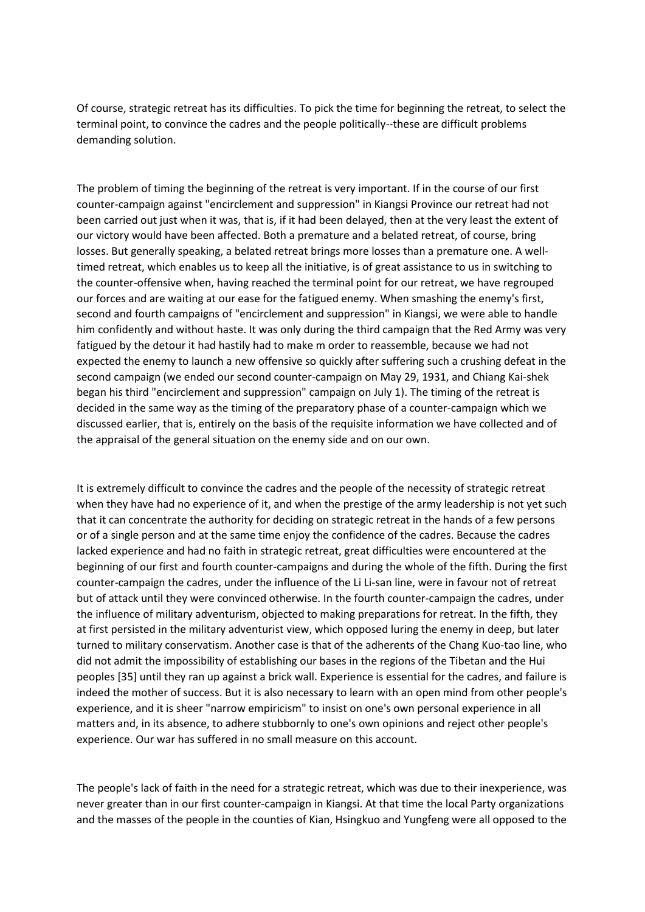Of course, strategic retreat has its difficulties. To pick the time for beginning the retreat, to select the terminal point, to convince the cadres and the people politically--these are difficult problems demanding solution.

The problem of timing the beginning of the retreat is very important. If in the course of our first counter-campaign against "encirclement and suppression" in Kiangsi Province our retreat had not been carried out just when it was, that is, if it had been delayed, then at the very least the extent of our victory would have been affected. Both a premature and a belated retreat, of course, bring losses. But generally speaking, a belated retreat brings more losses than a premature one. A well-timed retreat, which enables us to keep all the initiative, is of great assistance to us in switching to the counter-offensive when, having reached the terminal point for our retreat, we have regrouped our forces and are waiting at our ease for the fatigued enemy. When smashing the enemy's first, second and fourth campaigns of "encirclement and suppression" in Kiangsi, we were able to handle him confidently and without haste. It was only during the third campaign that the Red Army was very fatigued by the detour it had hastily had to make m order to reassemble, because we had not expected the enemy to launch a new offensive so quickly after suffering such a crushing defeat in the second campaign (we ended our second counter-campaign on May 29, 1931, and Chiang Kai-shek began his third "encirclement and suppression" campaign on July 1). The timing of the retreat is decided in the same way as the timing of the preparatory phase of a counter-campaign which we discussed earlier, that is, entirely on the basis of the requisite information we have collected and of the appraisal of the general situation on the enemy side and on our own.

It is extremely difficult to convince the cadres and the people of the necessity of strategic retreat when they have had no experience of it, and when the prestige of the army leadership is not yet such that it can concentrate the authority for deciding on strategic retreat in the hands of a few persons or of a single person and at the same time enjoy the confidence of the cadres. Because the cadres lacked experience and had no faith in strategic retreat, great difficulties were encountered at the beginning of our first and fourth counter-campaigns and during the whole of the fifth. During the first counter-campaign the cadres, under the influence of the Li Li-san line, were in favour not of retreat but of attack until they were convinced otherwise. In the fourth counter-campaign the cadres, under the influence of military adventurism, objected to making preparations for retreat. In the fifth, they at first persisted in the military adventurist view, which opposed luring the enemy in deep, but later turned to military conservatism. Another case is that of the adherents of the Chang Kuo-tao line, who did not admit the impossibility of establishing our bases in the regions of the Tibetan and the Hui peoples [35] until they ran up against a brick wall. Experience is essential for the cadres, and failure is indeed the mother of success. But it is also necessary to learn with an open mind from other people's experience, and it is sheer "narrow empiricism" to insist on one's own personal experience in all matters and, in its absence, to adhere stubbornly to one's own opinions and reject other people's experience. Our war has suffered in no small measure on this account.

The people's lack of faith in the need for a strategic retreat, which was due to their inexperience, was never greater than in our first counter-campaign in Kiangsi. At that time the local Party organizations and the masses of the people in the counties of Kian, Hsingkuo and Yungfeng were all opposed to the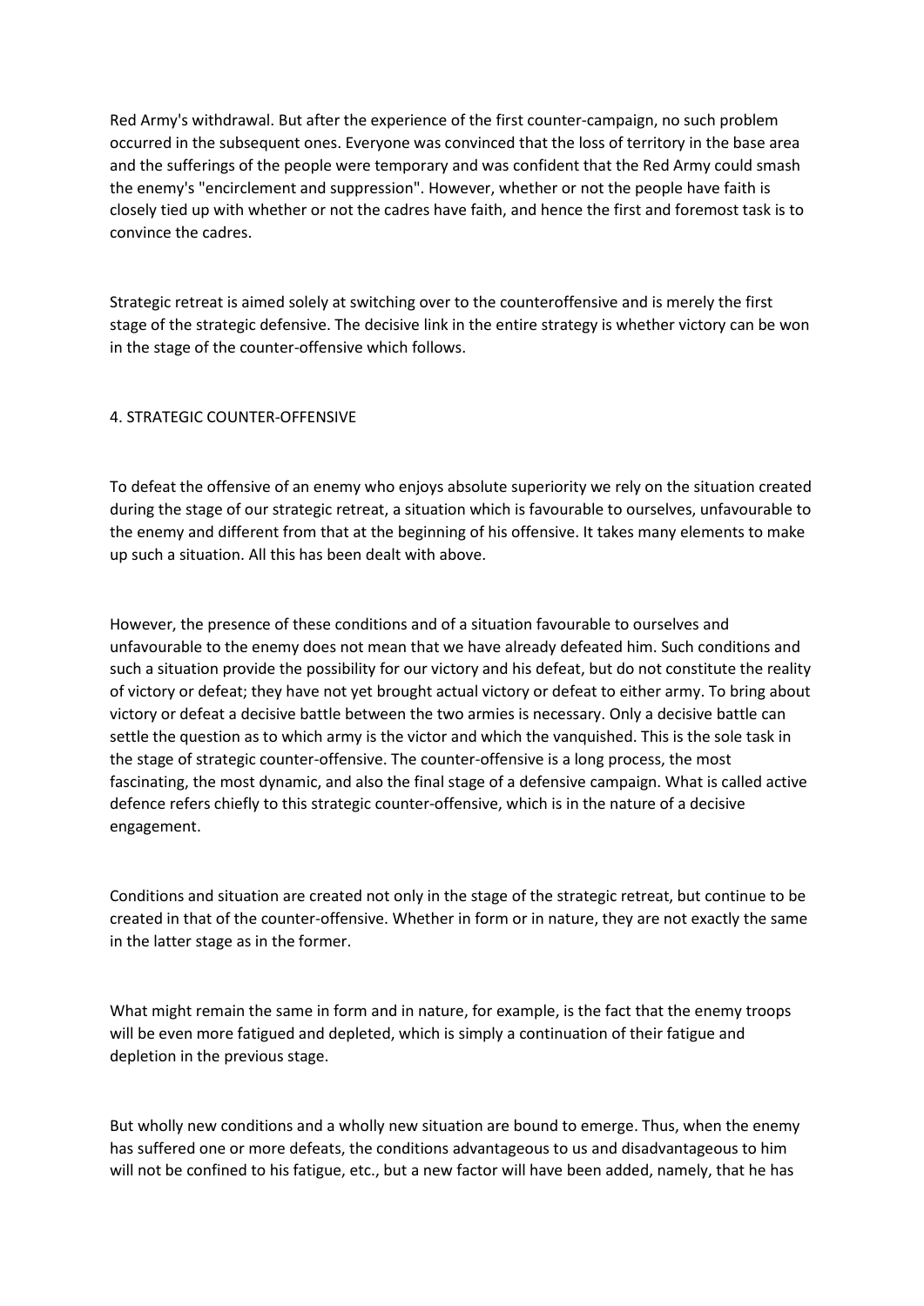Red Army's withdrawal. But after the experience of the first counter-campaign, no such problem occurred in the subsequent ones. Everyone was convinced that the loss of territory in the base area and the sufferings of the people were temporary and was confident that the Red Army could smash the enemy's "encirclement and suppression". However, whether or not the people have faith is closely tied up with whether or not the cadres have faith, and hence the first and foremost task is to convince the cadres.

Strategic retreat is aimed solely at switching over to the counteroffensive and is merely the first stage of the strategic defensive. The decisive link in the entire strategy is whether victory can be won in the stage of the counter-offensive which follows.

## 4. STRATEGIC COUNTER-OFFENSIVE

To defeat the offensive of an enemy who enjoys absolute superiority we rely on the situation created during the stage of our strategic retreat, a situation which is favourable to ourselves, unfavourable to the enemy and different from that at the beginning of his offensive. It takes many elements to make up such a situation. All this has been dealt with above.

However, the presence of these conditions and of a situation favourable to ourselves and unfavourable to the enemy does not mean that we have already defeated him. Such conditions and such a situation provide the possibility for our victory and his defeat, but do not constitute the reality of victory or defeat; they have not yet brought actual victory or defeat to either army. To bring about victory or defeat a decisive battle between the two armies is necessary. Only a decisive battle can settle the question as to which army is the victor and which the vanquished. This is the sole task in the stage of strategic counter-offensive. The counter-offensive is a long process, the most fascinating, the most dynamic, and also the final stage of a defensive campaign. What is called active defence refers chiefly to this strategic counter-offensive, which is in the nature of a decisive engagement.

Conditions and situation are created not only in the stage of the strategic retreat, but continue to be created in that of the counter-offensive. Whether in form or in nature, they are not exactly the same in the latter stage as in the former.

What might remain the same in form and in nature, for example, is the fact that the enemy troops will be even more fatigued and depleted, which is simply a continuation of their fatigue and depletion in the previous stage.

But wholly new conditions and a wholly new situation are bound to emerge. Thus, when the enemy has suffered one or more defeats, the conditions advantageous to us and disadvantageous to him will not be confined to his fatigue, etc., but a new factor will have been added, namely, that he has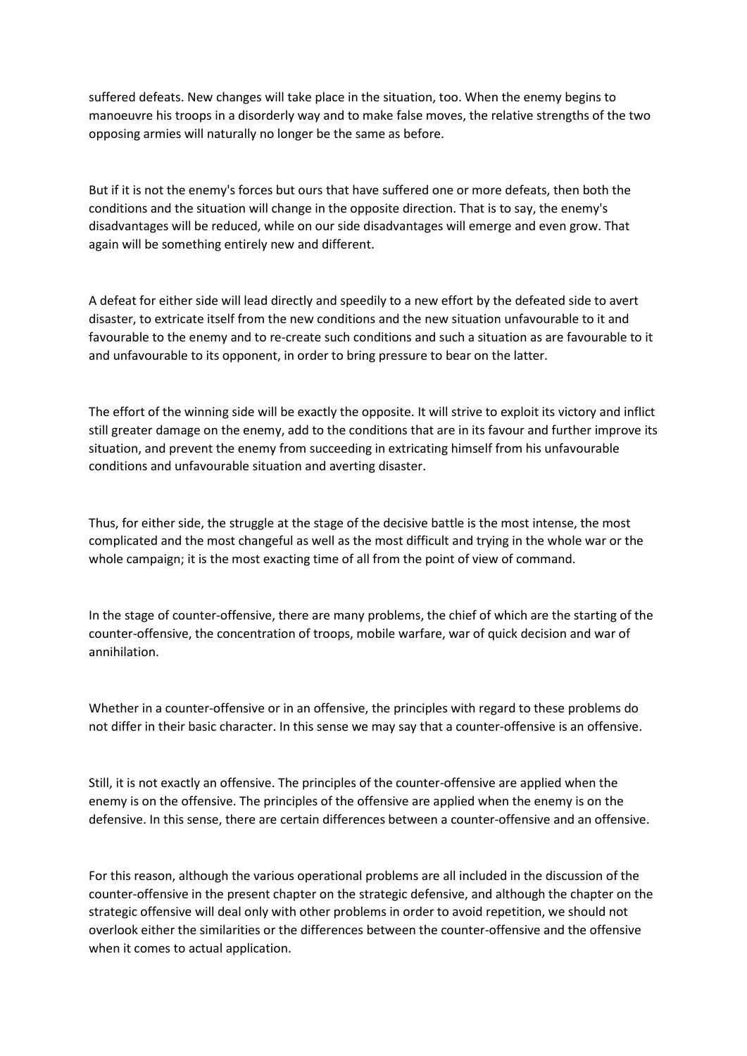suffered defeats. New changes will take place in the situation, too. When the enemy begins to manoeuvre his troops in a disorderly way and to make false moves, the relative strengths of the two opposing armies will naturally no longer be the same as before.

But if it is not the enemy's forces but ours that have suffered one or more defeats, then both the conditions and the situation will change in the opposite direction. That is to say, the enemy's disadvantages will be reduced, while on our side disadvantages will emerge and even grow. That again will be something entirely new and different.

A defeat for either side will lead directly and speedily to a new effort by the defeated side to avert disaster, to extricate itself from the new conditions and the new situation unfavourable to it and favourable to the enemy and to re-create such conditions and such a situation as are favourable to it and unfavourable to its opponent, in order to bring pressure to bear on the latter.

The effort of the winning side will be exactly the opposite. It will strive to exploit its victory and inflict still greater damage on the enemy, add to the conditions that are in its favour and further improve its situation, and prevent the enemy from succeeding in extricating himself from his unfavourable conditions and unfavourable situation and averting disaster.

Thus, for either side, the struggle at the stage of the decisive battle is the most intense, the most complicated and the most changeful as well as the most difficult and trying in the whole war or the whole campaign; it is the most exacting time of all from the point of view of command.

In the stage of counter-offensive, there are many problems, the chief of which are the starting of the counter-offensive, the concentration of troops, mobile warfare, war of quick decision and war of annihilation.

Whether in a counter-offensive or in an offensive, the principles with regard to these problems do not differ in their basic character. In this sense we may say that a counter-offensive is an offensive.

Still, it is not exactly an offensive. The principles of the counter-offensive are applied when the enemy is on the offensive. The principles of the offensive are applied when the enemy is on the defensive. In this sense, there are certain differences between a counter-offensive and an offensive.

For this reason, although the various operational problems are all included in the discussion of the counter-offensive in the present chapter on the strategic defensive, and although the chapter on the strategic offensive will deal only with other problems in order to avoid repetition, we should not overlook either the similarities or the differences between the counter-offensive and the offensive when it comes to actual application.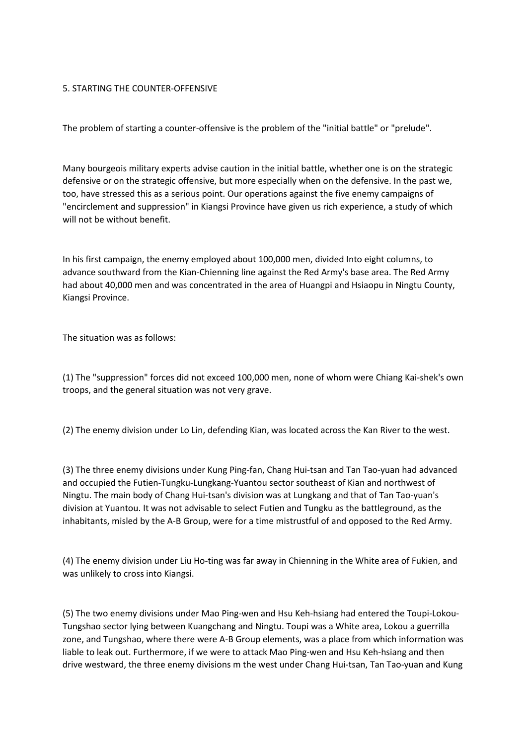## 5. STARTING THE COUNTER-OFFENSIVE

The problem of starting a counter-offensive is the problem of the "initial battle" or "prelude".

Many bourgeois military experts advise caution in the initial battle, whether one is on the strategic defensive or on the strategic offensive, but more especially when on the defensive. In the past we, too, have stressed this as a serious point. Our operations against the five enemy campaigns of "encirclement and suppression" in Kiangsi Province have given us rich experience, a study of which will not be without benefit.

In his first campaign, the enemy employed about 100,000 men, divided Into eight columns, to advance southward from the Kian-Chienning line against the Red Army's base area. The Red Army had about 40,000 men and was concentrated in the area of Huangpi and Hsiaopu in Ningtu County, Kiangsi Province.

The situation was as follows:

(1) The "suppression" forces did not exceed 100,000 men, none of whom were Chiang Kai-shek's own troops, and the general situation was not very grave.

(2) The enemy division under Lo Lin, defending Kian, was located across the Kan River to the west.

(3) The three enemy divisions under Kung Ping-fan, Chang Hui-tsan and Tan Tao-yuan had advanced and occupied the Futien-Tungku-Lungkang-Yuantou sector southeast of Kian and northwest of Ningtu. The main body of Chang Hui-tsan's division was at Lungkang and that of Tan Tao-yuan's division at Yuantou. It was not advisable to select Futien and Tungku as the battleground, as the inhabitants, misled by the A-B Group, were for a time mistrustful of and opposed to the Red Army.

(4) The enemy division under Liu Ho-ting was far away in Chienning in the White area of Fukien, and was unlikely to cross into Kiangsi.

(5) The two enemy divisions under Mao Ping-wen and Hsu Keh-hsiang had entered the Toupi-Lokou-Tungshao sector lying between Kuangchang and Ningtu. Toupi was a White area, Lokou a guerrilla zone, and Tungshao, where there were A-B Group elements, was a place from which information was liable to leak out. Furthermore, if we were to attack Mao Ping-wen and Hsu Keh-hsiang and then drive westward, the three enemy divisions m the west under Chang Hui-tsan, Tan Tao-yuan and Kung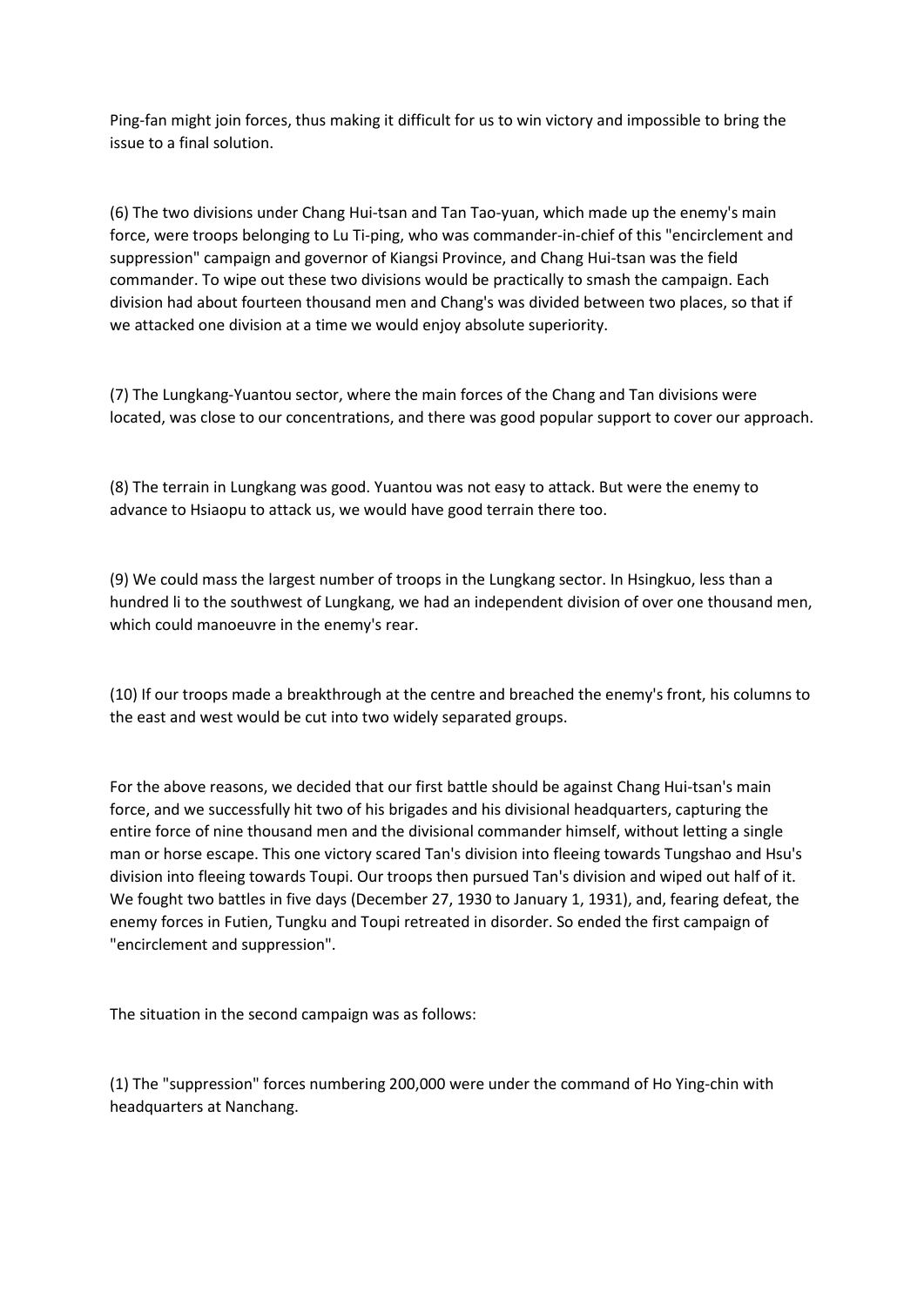Ping-fan might join forces, thus making it difficult for us to win victory and impossible to bring the issue to a final solution.

(6) The two divisions under Chang Hui-tsan and Tan Tao-yuan, which made up the enemy's main force, were troops belonging to Lu Ti-ping, who was commander-in-chief of this "encirclement and suppression" campaign and governor of Kiangsi Province, and Chang Hui-tsan was the field commander. To wipe out these two divisions would be practically to smash the campaign. Each division had about fourteen thousand men and Chang's was divided between two places, so that if we attacked one division at a time we would enjoy absolute superiority.

(7) The Lungkang-Yuantou sector, where the main forces of the Chang and Tan divisions were located, was close to our concentrations, and there was good popular support to cover our approach.

(8) The terrain in Lungkang was good. Yuantou was not easy to attack. But were the enemy to advance to Hsiaopu to attack us, we would have good terrain there too.

(9) We could mass the largest number of troops in the Lungkang sector. In Hsingkuo, less than a hundred li to the southwest of Lungkang, we had an independent division of over one thousand men, which could manoeuvre in the enemy's rear.

(10) If our troops made a breakthrough at the centre and breached the enemy's front, his columns to the east and west would be cut into two widely separated groups.

For the above reasons, we decided that our first battle should be against Chang Hui-tsan's main force, and we successfully hit two of his brigades and his divisional headquarters, capturing the entire force of nine thousand men and the divisional commander himself, without letting a single man or horse escape. This one victory scared Tan's division into fleeing towards Tungshao and Hsu's division into fleeing towards Toupi. Our troops then pursued Tan's division and wiped out half of it. We fought two battles in five days (December 27, 1930 to January 1, 1931), and, fearing defeat, the enemy forces in Futien, Tungku and Toupi retreated in disorder. So ended the first campaign of "encirclement and suppression".

The situation in the second campaign was as follows:

(1) The "suppression" forces numbering 200,000 were under the command of Ho Ying-chin with headquarters at Nanchang.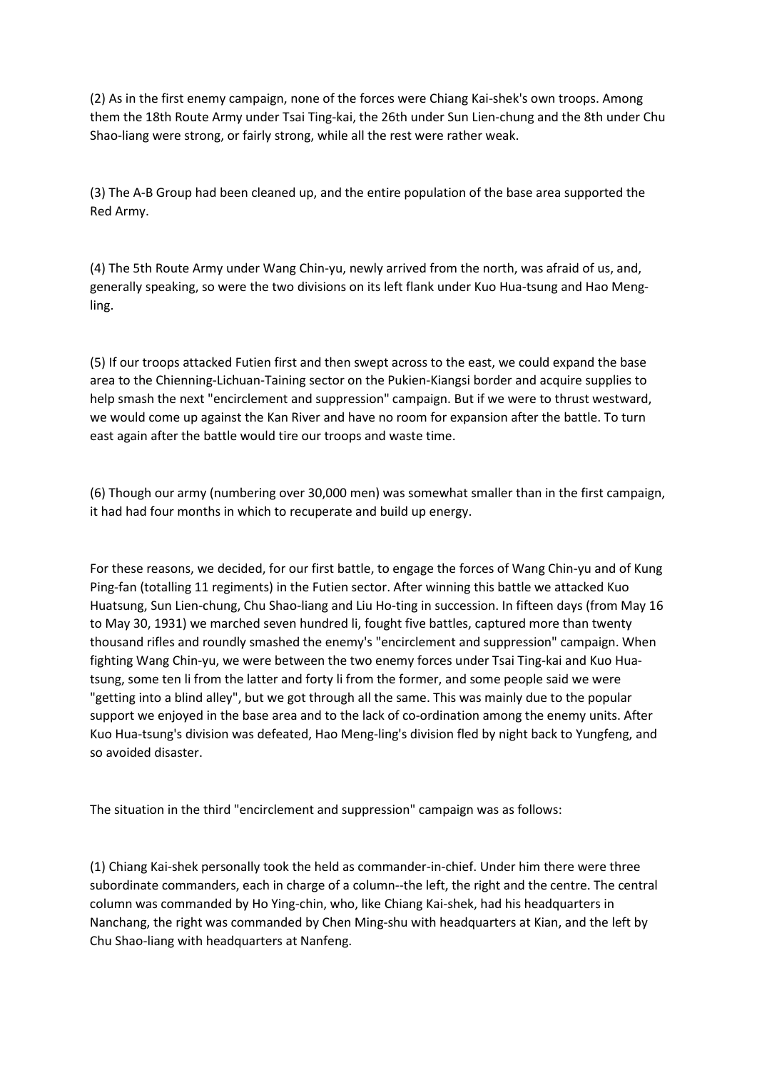(2) As in the first enemy campaign, none of the forces were Chiang Kai-shek's own troops. Among them the 18th Route Army under Tsai Ting-kai, the 26th under Sun Lien-chung and the 8th under Chu Shao-liang were strong, or fairly strong, while all the rest were rather weak.

(3) The A-B Group had been cleaned up, and the entire population of the base area supported the Red Army.

(4) The 5th Route Army under Wang Chin-yu, newly arrived from the north, was afraid of us, and, generally speaking, so were the two divisions on its left flank under Kuo Hua-tsung and Hao Meng-ling.

(5) If our troops attacked Futien first and then swept across to the east, we could expand the base area to the Chienning-Lichuan-Taining sector on the Pukien-Kiangsi border and acquire supplies to help smash the next "encirclement and suppression" campaign. But if we were to thrust westward, we would come up against the Kan River and have no room for expansion after the battle. To turn east again after the battle would tire our troops and waste time.

(6) Though our army (numbering over 30,000 men) was somewhat smaller than in the first campaign, it had had four months in which to recuperate and build up energy.

For these reasons, we decided, for our first battle, to engage the forces of Wang Chin-yu and of Kung Ping-fan (totalling 11 regiments) in the Futien sector. After winning this battle we attacked Kuo Huatsung, Sun Lien-chung, Chu Shao-liang and Liu Ho-ting in succession. In fifteen days (from May 16 to May 30, 1931) we marched seven hundred li, fought five battles, captured more than twenty thousand rifles and roundly smashed the enemy's "encirclement and suppression" campaign. When fighting Wang Chin-yu, we were between the two enemy forces under Tsai Ting-kai and Kuo Hua-tsung, some ten li from the latter and forty li from the former, and some people said we were "getting into a blind alley", but we got through all the same. This was mainly due to the popular support we enjoyed in the base area and to the lack of co-ordination among the enemy units. After Kuo Hua-tsung's division was defeated, Hao Meng-ling's division fled by night back to Yungfeng, and so avoided disaster.

The situation in the third "encirclement and suppression" campaign was as follows:

(1) Chiang Kai-shek personally took the held as commander-in-chief. Under him there were three subordinate commanders, each in charge of a column--the left, the right and the centre. The central column was commanded by Ho Ying-chin, who, like Chiang Kai-shek, had his headquarters in Nanchang, the right was commanded by Chen Ming-shu with headquarters at Kian, and the left by Chu Shao-liang with headquarters at Nanfeng.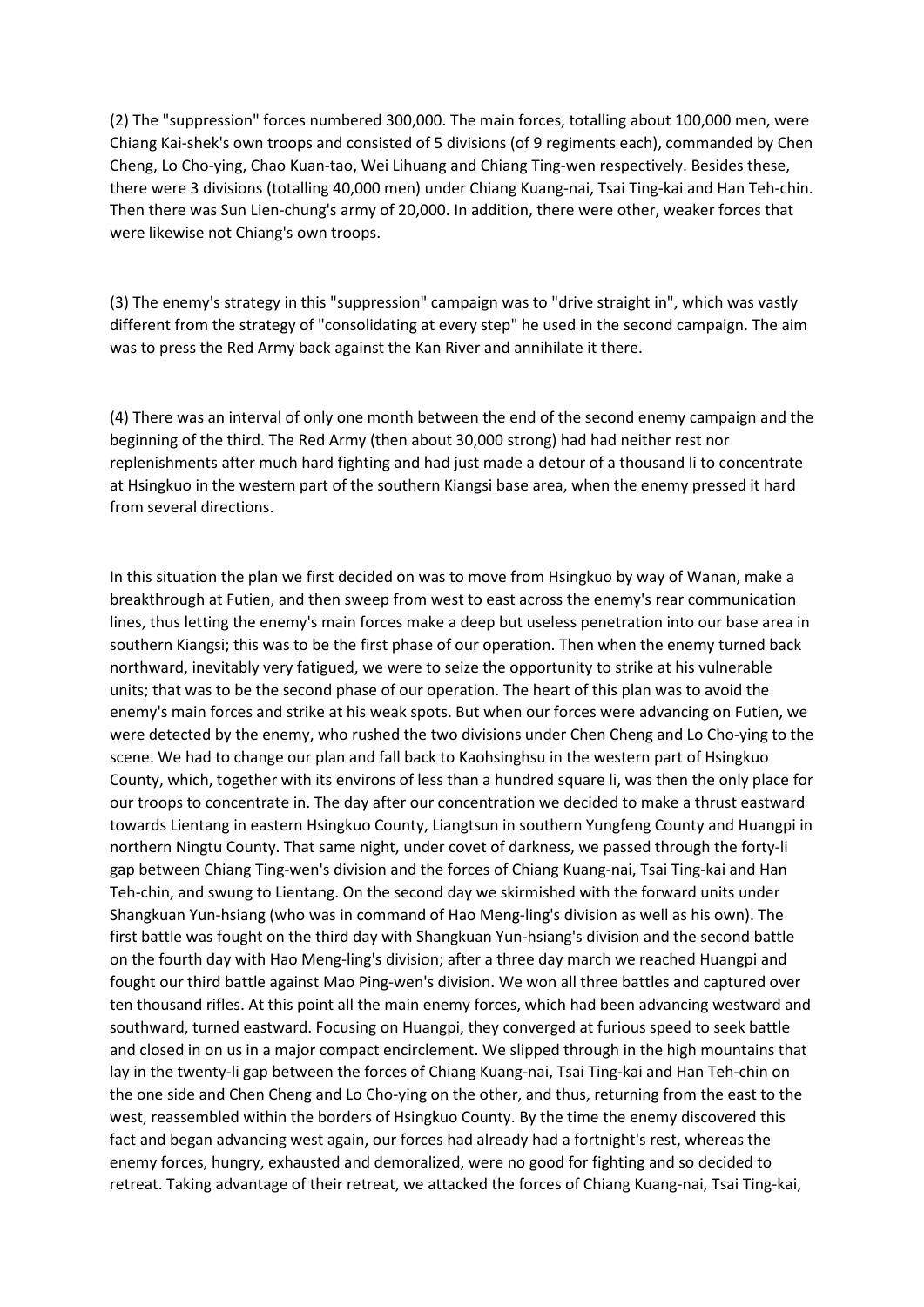(2) The "suppression" forces numbered 300,000. The main forces, totalling about 100,000 men, were Chiang Kai-shek's own troops and consisted of 5 divisions (of 9 regiments each), commanded by Chen Cheng, Lo Cho-ying, Chao Kuan-tao, Wei Lihuang and Chiang Ting-wen respectively. Besides these, there were 3 divisions (totalling 40,000 men) under Chiang Kuang-nai, Tsai Ting-kai and Han Teh-chin. Then there was Sun Lien-chung's army of 20,000. In addition, there were other, weaker forces that were likewise not Chiang's own troops.

(3) The enemy's strategy in this "suppression" campaign was to "drive straight in", which was vastly different from the strategy of "consolidating at every step" he used in the second campaign. The aim was to press the Red Army back against the Kan River and annihilate it there.

(4) There was an interval of only one month between the end of the second enemy campaign and the beginning of the third. The Red Army (then about 30,000 strong) had had neither rest nor replenishments after much hard fighting and had just made a detour of a thousand li to concentrate at Hsingkuo in the western part of the southern Kiangsi base area, when the enemy pressed it hard from several directions.

In this situation the plan we first decided on was to move from Hsingkuo by way of Wanan, make a breakthrough at Futien, and then sweep from west to east across the enemy's rear communication lines, thus letting the enemy's main forces make a deep but useless penetration into our base area in southern Kiangsi; this was to be the first phase of our operation. Then when the enemy turned back northward, inevitably very fatigued, we were to seize the opportunity to strike at his vulnerable units; that was to be the second phase of our operation. The heart of this plan was to avoid the enemy's main forces and strike at his weak spots. But when our forces were advancing on Futien, we were detected by the enemy, who rushed the two divisions under Chen Cheng and Lo Cho-ying to the scene. We had to change our plan and fall back to Kaohsinghsu in the western part of Hsingkuo County, which, together with its environs of less than a hundred square li, was then the only place for our troops to concentrate in. The day after our concentration we decided to make a thrust eastward towards Lientang in eastern Hsingkuo County, Liangtsun in southern Yungfeng County and Huangpi in northern Ningtu County. That same night, under covet of darkness, we passed through the forty-li gap between Chiang Ting-wen's division and the forces of Chiang Kuang-nai, Tsai Ting-kai and Han Teh-chin, and swung to Lientang. On the second day we skirmished with the forward units under Shangkuan Yun-hsiang (who was in command of Hao Meng-ling's division as well as his own). The first battle was fought on the third day with Shangkuan Yun-hsiang's division and the second battle on the fourth day with Hao Meng-ling's division; after a three day march we reached Huangpi and fought our third battle against Mao Ping-wen's division. We won all three battles and captured over ten thousand rifles. At this point all the main enemy forces, which had been advancing westward and southward, turned eastward. Focusing on Huangpi, they converged at furious speed to seek battle and closed in on us in a major compact encirclement. We slipped through in the high mountains that lay in the twenty-li gap between the forces of Chiang Kuang-nai, Tsai Ting-kai and Han Teh-chin on the one side and Chen Cheng and Lo Cho-ying on the other, and thus, returning from the east to the west, reassembled within the borders of Hsingkuo County. By the time the enemy discovered this fact and began advancing west again, our forces had already had a fortnight's rest, whereas the enemy forces, hungry, exhausted and demoralized, were no good for fighting and so decided to retreat. Taking advantage of their retreat, we attacked the forces of Chiang Kuang-nai, Tsai Ting-kai,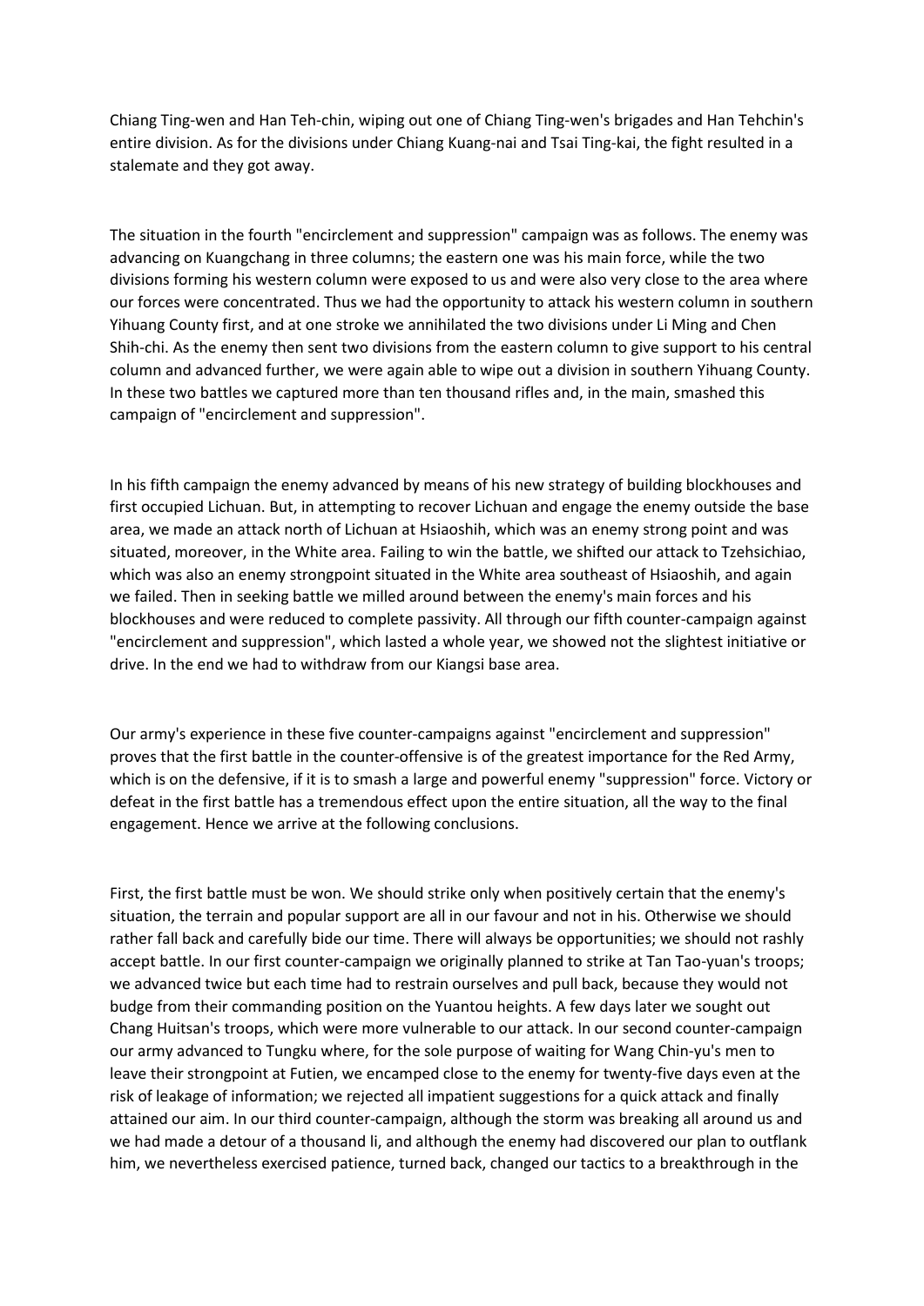Chiang Ting-wen and Han Teh-chin, wiping out one of Chiang Ting-wen's brigades and Han Tehchin's entire division. As for the divisions under Chiang Kuang-nai and Tsai Ting-kai, the fight resulted in a stalemate and they got away.

The situation in the fourth "encirclement and suppression" campaign was as follows. The enemy was advancing on Kuangchang in three columns; the eastern one was his main force, while the two divisions forming his western column were exposed to us and were also very close to the area where our forces were concentrated. Thus we had the opportunity to attack his western column in southern Yihuang County first, and at one stroke we annihilated the two divisions under Li Ming and Chen Shih-chi. As the enemy then sent two divisions from the eastern column to give support to his central column and advanced further, we were again able to wipe out a division in southern Yihuang County. In these two battles we captured more than ten thousand rifles and, in the main, smashed this campaign of "encirclement and suppression".

In his fifth campaign the enemy advanced by means of his new strategy of building blockhouses and first occupied Lichuan. But, in attempting to recover Lichuan and engage the enemy outside the base area, we made an attack north of Lichuan at Hsiaoshih, which was an enemy strong point and was situated, moreover, in the White area. Failing to win the battle, we shifted our attack to Tzehsichiao, which was also an enemy strongpoint situated in the White area southeast of Hsiaoshih, and again we failed. Then in seeking battle we milled around between the enemy's main forces and his blockhouses and were reduced to complete passivity. All through our fifth counter-campaign against "encirclement and suppression", which lasted a whole year, we showed not the slightest initiative or drive. In the end we had to withdraw from our Kiangsi base area.

Our army's experience in these five counter-campaigns against "encirclement and suppression" proves that the first battle in the counter-offensive is of the greatest importance for the Red Army, which is on the defensive, if it is to smash a large and powerful enemy "suppression" force. Victory or defeat in the first battle has a tremendous effect upon the entire situation, all the way to the final engagement. Hence we arrive at the following conclusions.

First, the first battle must be won. We should strike only when positively certain that the enemy's situation, the terrain and popular support are all in our favour and not in his. Otherwise we should rather fall back and carefully bide our time. There will always be opportunities; we should not rashly accept battle. In our first counter-campaign we originally planned to strike at Tan Tao-yuan's troops; we advanced twice but each time had to restrain ourselves and pull back, because they would not budge from their commanding position on the Yuantou heights. A few days later we sought out Chang Huitsan's troops, which were more vulnerable to our attack. In our second counter-campaign our army advanced to Tungku where, for the sole purpose of waiting for Wang Chin-yu's men to leave their strongpoint at Futien, we encamped close to the enemy for twenty-five days even at the risk of leakage of information; we rejected all impatient suggestions for a quick attack and finally attained our aim. In our third counter-campaign, although the storm was breaking all around us and we had made a detour of a thousand li, and although the enemy had discovered our plan to outflank him, we nevertheless exercised patience, turned back, changed our tactics to a breakthrough in the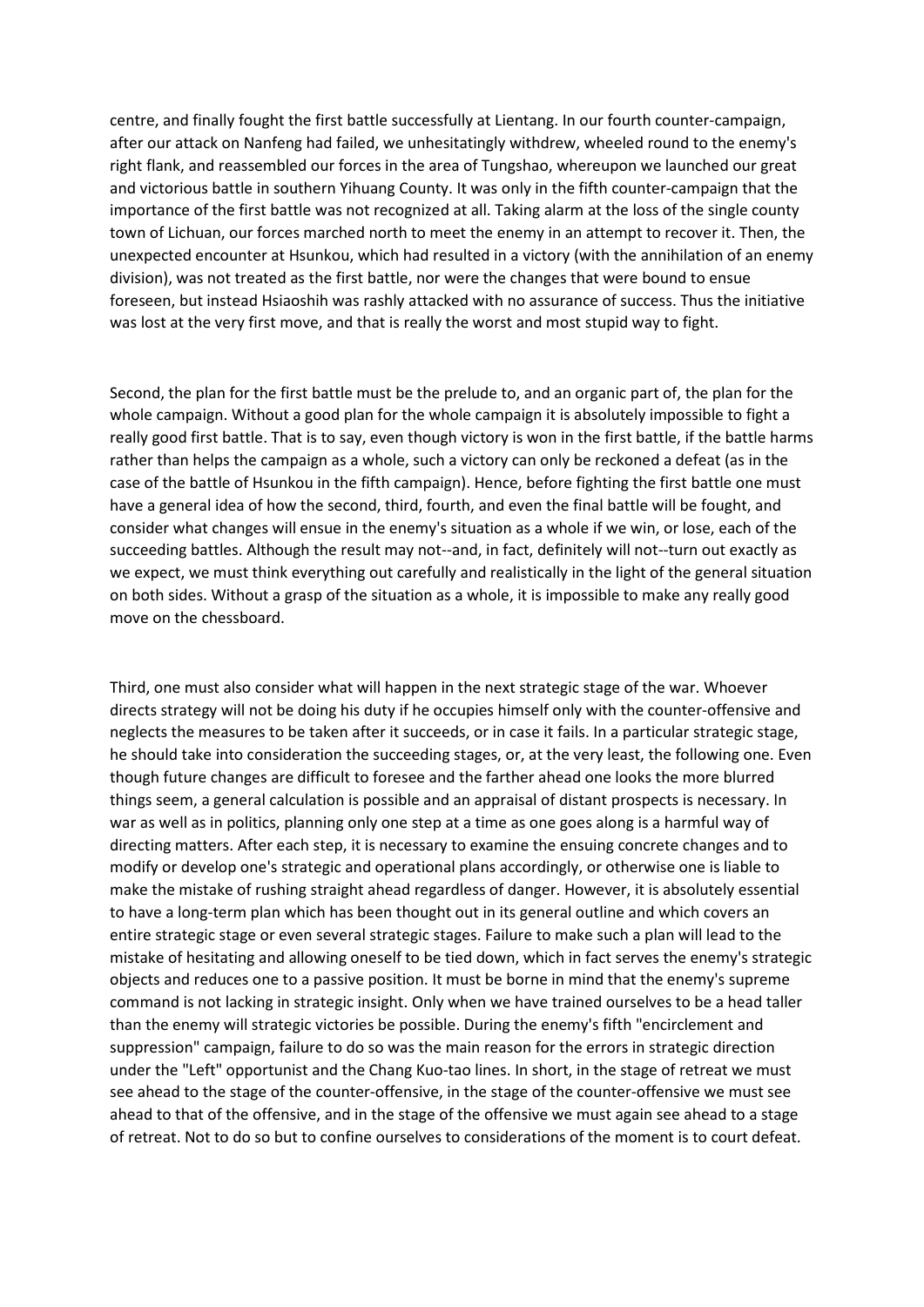centre, and finally fought the first battle successfully at Lientang. In our fourth counter-campaign, after our attack on Nanfeng had failed, we unhesitatingly withdrew, wheeled round to the enemy's right flank, and reassembled our forces in the area of Tungshao, whereupon we launched our great and victorious battle in southern Yihuang County. It was only in the fifth counter-campaign that the importance of the first battle was not recognized at all. Taking alarm at the loss of the single county town of Lichuan, our forces marched north to meet the enemy in an attempt to recover it. Then, the unexpected encounter at Hsunkou, which had resulted in a victory (with the annihilation of an enemy division), was not treated as the first battle, nor were the changes that were bound to ensue foreseen, but instead Hsiaoshih was rashly attacked with no assurance of success. Thus the initiative was lost at the very first move, and that is really the worst and most stupid way to fight.

Second, the plan for the first battle must be the prelude to, and an organic part of, the plan for the whole campaign. Without a good plan for the whole campaign it is absolutely impossible to fight a really good first battle. That is to say, even though victory is won in the first battle, if the battle harms rather than helps the campaign as a whole, such a victory can only be reckoned a defeat (as in the case of the battle of Hsunkou in the fifth campaign). Hence, before fighting the first battle one must have a general idea of how the second, third, fourth, and even the final battle will be fought, and consider what changes will ensue in the enemy's situation as a whole if we win, or lose, each of the succeeding battles. Although the result may not--and, in fact, definitely will not--turn out exactly as we expect, we must think everything out carefully and realistically in the light of the general situation on both sides. Without a grasp of the situation as a whole, it is impossible to make any really good move on the chessboard.

Third, one must also consider what will happen in the next strategic stage of the war. Whoever directs strategy will not be doing his duty if he occupies himself only with the counter-offensive and neglects the measures to be taken after it succeeds, or in case it fails. In a particular strategic stage, he should take into consideration the succeeding stages, or, at the very least, the following one. Even though future changes are difficult to foresee and the farther ahead one looks the more blurred things seem, a general calculation is possible and an appraisal of distant prospects is necessary. In war as well as in politics, planning only one step at a time as one goes along is a harmful way of directing matters. After each step, it is necessary to examine the ensuing concrete changes and to modify or develop one's strategic and operational plans accordingly, or otherwise one is liable to make the mistake of rushing straight ahead regardless of danger. However, it is absolutely essential to have a long-term plan which has been thought out in its general outline and which covers an entire strategic stage or even several strategic stages. Failure to make such a plan will lead to the mistake of hesitating and allowing oneself to be tied down, which in fact serves the enemy's strategic objects and reduces one to a passive position. It must be borne in mind that the enemy's supreme command is not lacking in strategic insight. Only when we have trained ourselves to be a head taller than the enemy will strategic victories be possible. During the enemy's fifth "encirclement and suppression" campaign, failure to do so was the main reason for the errors in strategic direction under the "Left" opportunist and the Chang Kuo-tao lines. In short, in the stage of retreat we must see ahead to the stage of the counter-offensive, in the stage of the counter-offensive we must see ahead to that of the offensive, and in the stage of the offensive we must again see ahead to a stage of retreat. Not to do so but to confine ourselves to considerations of the moment is to court defeat.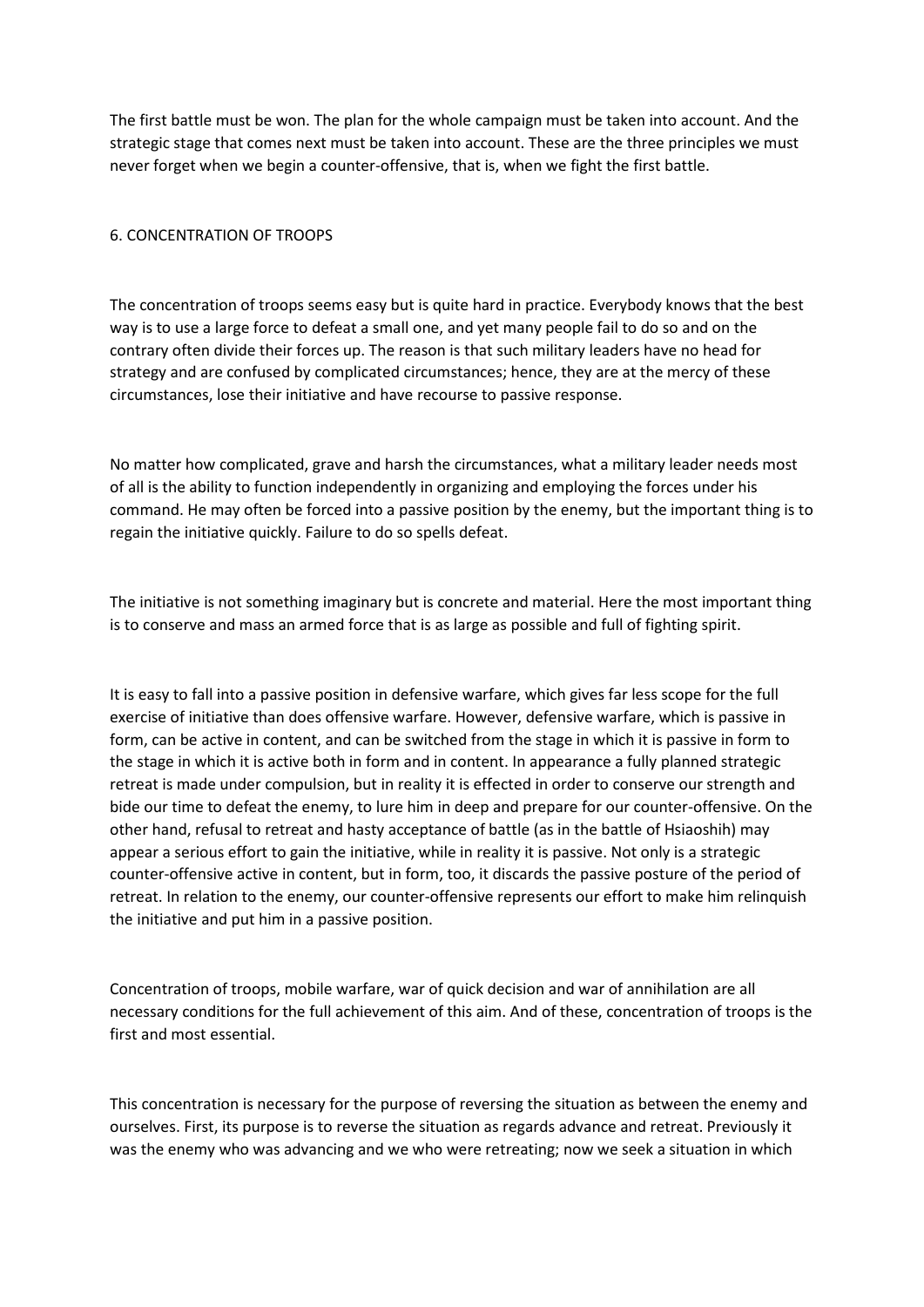The first battle must be won. The plan for the whole campaign must be taken into account. And the strategic stage that comes next must be taken into account. These are the three principles we must never forget when we begin a counter-offensive, that is, when we fight the first battle.

## 6. CONCENTRATION OF TROOPS

The concentration of troops seems easy but is quite hard in practice. Everybody knows that the best way is to use a large force to defeat a small one, and yet many people fail to do so and on the contrary often divide their forces up. The reason is that such military leaders have no head for strategy and are confused by complicated circumstances; hence, they are at the mercy of these circumstances, lose their initiative and have recourse to passive response.

No matter how complicated, grave and harsh the circumstances, what a military leader needs most of all is the ability to function independently in organizing and employing the forces under his command. He may often be forced into a passive position by the enemy, but the important thing is to regain the initiative quickly. Failure to do so spells defeat.

The initiative is not something imaginary but is concrete and material. Here the most important thing is to conserve and mass an armed force that is as large as possible and full of fighting spirit.

It is easy to fall into a passive position in defensive warfare, which gives far less scope for the full exercise of initiative than does offensive warfare. However, defensive warfare, which is passive in form, can be active in content, and can be switched from the stage in which it is passive in form to the stage in which it is active both in form and in content. In appearance a fully planned strategic retreat is made under compulsion, but in reality it is effected in order to conserve our strength and bide our time to defeat the enemy, to lure him in deep and prepare for our counter-offensive. On the other hand, refusal to retreat and hasty acceptance of battle (as in the battle of Hsiaoshih) may appear a serious effort to gain the initiative, while in reality it is passive. Not only is a strategic counter-offensive active in content, but in form, too, it discards the passive posture of the period of retreat. In relation to the enemy, our counter-offensive represents our effort to make him relinquish the initiative and put him in a passive position.

Concentration of troops, mobile warfare, war of quick decision and war of annihilation are all necessary conditions for the full achievement of this aim. And of these, concentration of troops is the first and most essential.

This concentration is necessary for the purpose of reversing the situation as between the enemy and ourselves. First, its purpose is to reverse the situation as regards advance and retreat. Previously it was the enemy who was advancing and we who were retreating; now we seek a situation in which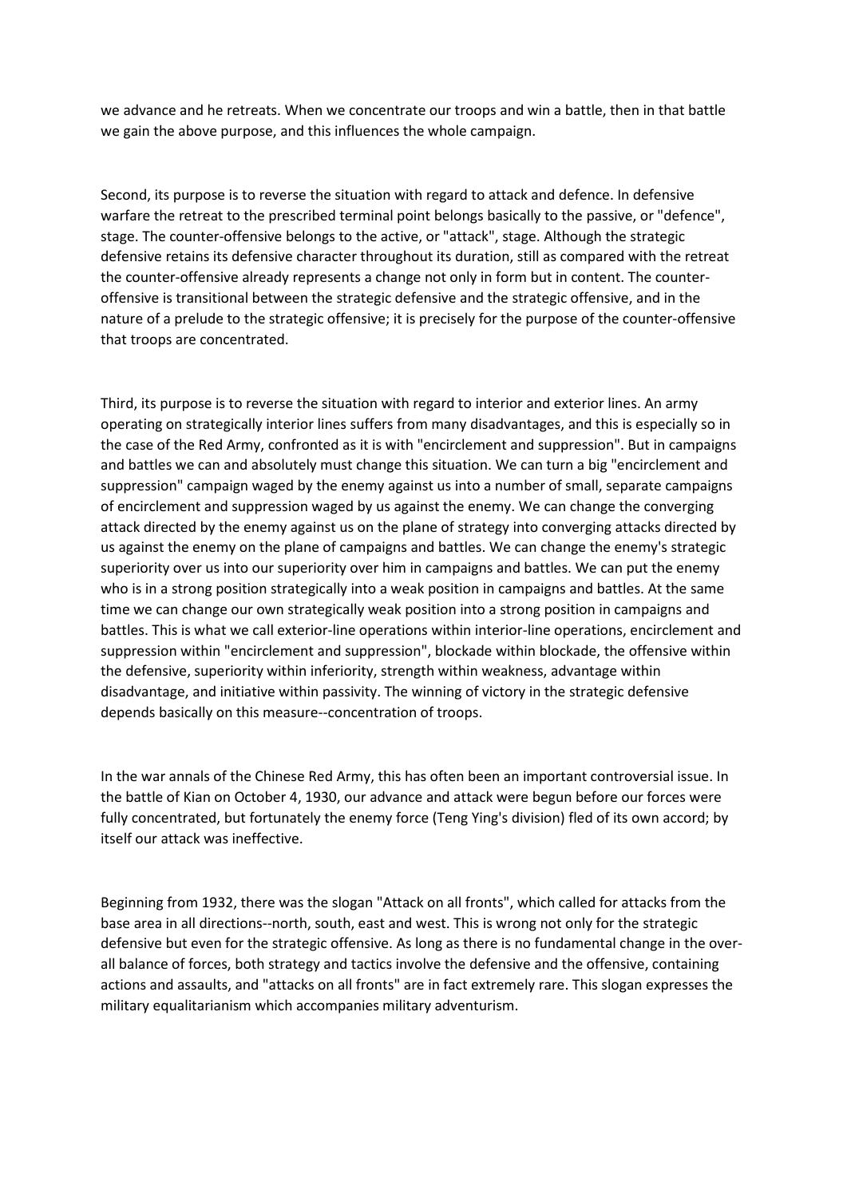we advance and he retreats. When we concentrate our troops and win a battle, then in that battle we gain the above purpose, and this influences the whole campaign.

Second, its purpose is to reverse the situation with regard to attack and defence. In defensive warfare the retreat to the prescribed terminal point belongs basically to the passive, or "defence", stage. The counter-offensive belongs to the active, or "attack", stage. Although the strategic defensive retains its defensive character throughout its duration, still as compared with the retreat the counter-offensive already represents a change not only in form but in content. The counter-offensive is transitional between the strategic defensive and the strategic offensive, and in the nature of a prelude to the strategic offensive; it is precisely for the purpose of the counter-offensive that troops are concentrated.

Third, its purpose is to reverse the situation with regard to interior and exterior lines. An army operating on strategically interior lines suffers from many disadvantages, and this is especially so in the case of the Red Army, confronted as it is with "encirclement and suppression". But in campaigns and battles we can and absolutely must change this situation. We can turn a big "encirclement and suppression" campaign waged by the enemy against us into a number of small, separate campaigns of encirclement and suppression waged by us against the enemy. We can change the converging attack directed by the enemy against us on the plane of strategy into converging attacks directed by us against the enemy on the plane of campaigns and battles. We can change the enemy's strategic superiority over us into our superiority over him in campaigns and battles. We can put the enemy who is in a strong position strategically into a weak position in campaigns and battles. At the same time we can change our own strategically weak position into a strong position in campaigns and battles. This is what we call exterior-line operations within interior-line operations, encirclement and suppression within "encirclement and suppression", blockade within blockade, the offensive within the defensive, superiority within inferiority, strength within weakness, advantage within disadvantage, and initiative within passivity. The winning of victory in the strategic defensive depends basically on this measure--concentration of troops.

In the war annals of the Chinese Red Army, this has often been an important controversial issue. In the battle of Kian on October 4, 1930, our advance and attack were begun before our forces were fully concentrated, but fortunately the enemy force (Teng Ying's division) fled of its own accord; by itself our attack was ineffective.

Beginning from 1932, there was the slogan "Attack on all fronts", which called for attacks from the base area in all directions--north, south, east and west. This is wrong not only for the strategic defensive but even for the strategic offensive. As long as there is no fundamental change in the over-all balance of forces, both strategy and tactics involve the defensive and the offensive, containing actions and assaults, and "attacks on all fronts" are in fact extremely rare. This slogan expresses the military equalitarianism which accompanies military adventurism.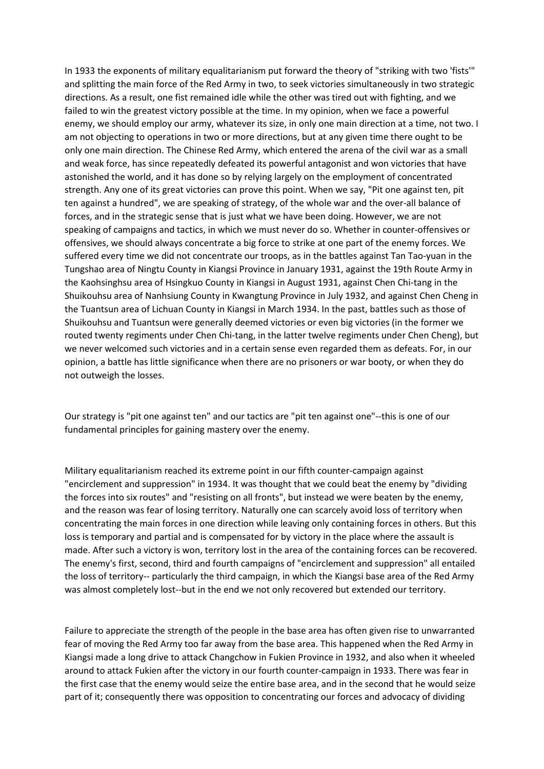In 1933 the exponents of military equalitarianism put forward the theory of "striking with two 'fists'" and splitting the main force of the Red Army in two, to seek victories simultaneously in two strategic directions. As a result, one fist remained idle while the other was tired out with fighting, and we failed to win the greatest victory possible at the time. In my opinion, when we face a powerful enemy, we should employ our army, whatever its size, in only one main direction at a time, not two. I am not objecting to operations in two or more directions, but at any given time there ought to be only one main direction. The Chinese Red Army, which entered the arena of the civil war as a small and weak force, has since repeatedly defeated its powerful antagonist and won victories that have astonished the world, and it has done so by relying largely on the employment of concentrated strength. Any one of its great victories can prove this point. When we say, "Pit one against ten, pit ten against a hundred", we are speaking of strategy, of the whole war and the over-all balance of forces, and in the strategic sense that is just what we have been doing. However, we are not speaking of campaigns and tactics, in which we must never do so. Whether in counter-offensives or offensives, we should always concentrate a big force to strike at one part of the enemy forces. We suffered every time we did not concentrate our troops, as in the battles against Tan Tao-yuan in the Tungshao area of Ningtu County in Kiangsi Province in January 1931, against the 19th Route Army in the Kaohsinghsu area of Hsingkuo County in Kiangsi in August 1931, against Chen Chi-tang in the Shuikouhsu area of Nanhsiung County in Kwangtung Province in July 1932, and against Chen Cheng in the Tuantsun area of Lichuan County in Kiangsi in March 1934. In the past, battles such as those of Shuikouhsu and Tuantsun were generally deemed victories or even big victories (in the former we routed twenty regiments under Chen Chi-tang, in the latter twelve regiments under Chen Cheng), but we never welcomed such victories and in a certain sense even regarded them as defeats. For, in our opinion, a battle has little significance when there are no prisoners or war booty, or when they do not outweigh the losses.

Our strategy is "pit one against ten" and our tactics are "pit ten against one"--this is one of our fundamental principles for gaining mastery over the enemy.

Military equalitarianism reached its extreme point in our fifth counter-campaign against "encirclement and suppression" in 1934. It was thought that we could beat the enemy by "dividing the forces into six routes" and "resisting on all fronts", but instead we were beaten by the enemy, and the reason was fear of losing territory. Naturally one can scarcely avoid loss of territory when concentrating the main forces in one direction while leaving only containing forces in others. But this loss is temporary and partial and is compensated for by victory in the place where the assault is made. After such a victory is won, territory lost in the area of the containing forces can be recovered. The enemy's first, second, third and fourth campaigns of "encirclement and suppression" all entailed the loss of territory-- particularly the third campaign, in which the Kiangsi base area of the Red Army was almost completely lost--but in the end we not only recovered but extended our territory.

Failure to appreciate the strength of the people in the base area has often given rise to unwarranted fear of moving the Red Army too far away from the base area. This happened when the Red Army in Kiangsi made a long drive to attack Changchow in Fukien Province in 1932, and also when it wheeled around to attack Fukien after the victory in our fourth counter-campaign in 1933. There was fear in the first case that the enemy would seize the entire base area, and in the second that he would seize part of it; consequently there was opposition to concentrating our forces and advocacy of dividing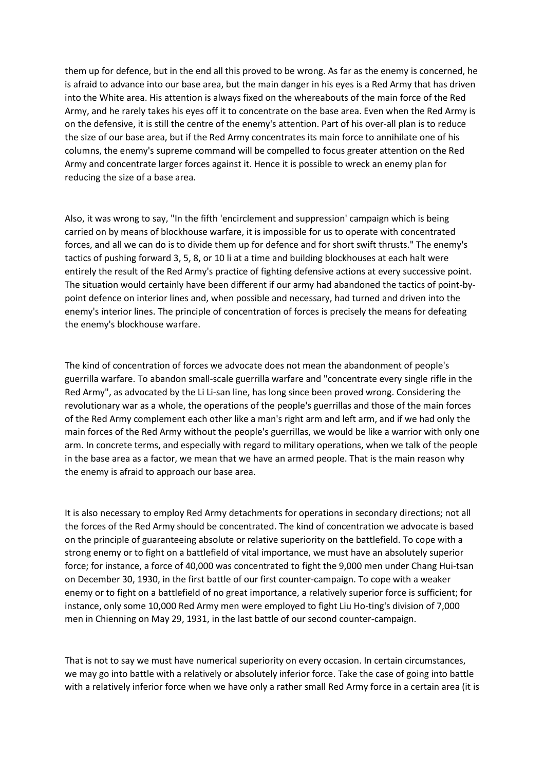them up for defence, but in the end all this proved to be wrong. As far as the enemy is concerned, he is afraid to advance into our base area, but the main danger in his eyes is a Red Army that has driven into the White area. His attention is always fixed on the whereabouts of the main force of the Red Army, and he rarely takes his eyes off it to concentrate on the base area. Even when the Red Army is on the defensive, it is still the centre of the enemy's attention. Part of his over-all plan is to reduce the size of our base area, but if the Red Army concentrates its main force to annihilate one of his columns, the enemy's supreme command will be compelled to focus greater attention on the Red Army and concentrate larger forces against it. Hence it is possible to wreck an enemy plan for reducing the size of a base area.

Also, it was wrong to say, "In the fifth 'encirclement and suppression' campaign which is being carried on by means of blockhouse warfare, it is impossible for us to operate with concentrated forces, and all we can do is to divide them up for defence and for short swift thrusts." The enemy's tactics of pushing forward 3, 5, 8, or 10 li at a time and building blockhouses at each halt were entirely the result of the Red Army's practice of fighting defensive actions at every successive point. The situation would certainly have been different if our army had abandoned the tactics of point-by-point defence on interior lines and, when possible and necessary, had turned and driven into the enemy's interior lines. The principle of concentration of forces is precisely the means for defeating the enemy's blockhouse warfare.

The kind of concentration of forces we advocate does not mean the abandonment of people's guerrilla warfare. To abandon small-scale guerrilla warfare and "concentrate every single rifle in the Red Army", as advocated by the Li Li-san line, has long since been proved wrong. Considering the revolutionary war as a whole, the operations of the people's guerrillas and those of the main forces of the Red Army complement each other like a man's right arm and left arm, and if we had only the main forces of the Red Army without the people's guerrillas, we would be like a warrior with only one arm. In concrete terms, and especially with regard to military operations, when we talk of the people in the base area as a factor, we mean that we have an armed people. That is the main reason why the enemy is afraid to approach our base area.

It is also necessary to employ Red Army detachments for operations in secondary directions; not all the forces of the Red Army should be concentrated. The kind of concentration we advocate is based on the principle of guaranteeing absolute or relative superiority on the battlefield. To cope with a strong enemy or to fight on a battlefield of vital importance, we must have an absolutely superior force; for instance, a force of 40,000 was concentrated to fight the 9,000 men under Chang Hui-tsan on December 30, 1930, in the first battle of our first counter-campaign. To cope with a weaker enemy or to fight on a battlefield of no great importance, a relatively superior force is sufficient; for instance, only some 10,000 Red Army men were employed to fight Liu Ho-ting's division of 7,000 men in Chienning on May 29, 1931, in the last battle of our second counter-campaign.

That is not to say we must have numerical superiority on every occasion. In certain circumstances, we may go into battle with a relatively or absolutely inferior force. Take the case of going into battle with a relatively inferior force when we have only a rather small Red Army force in a certain area (it is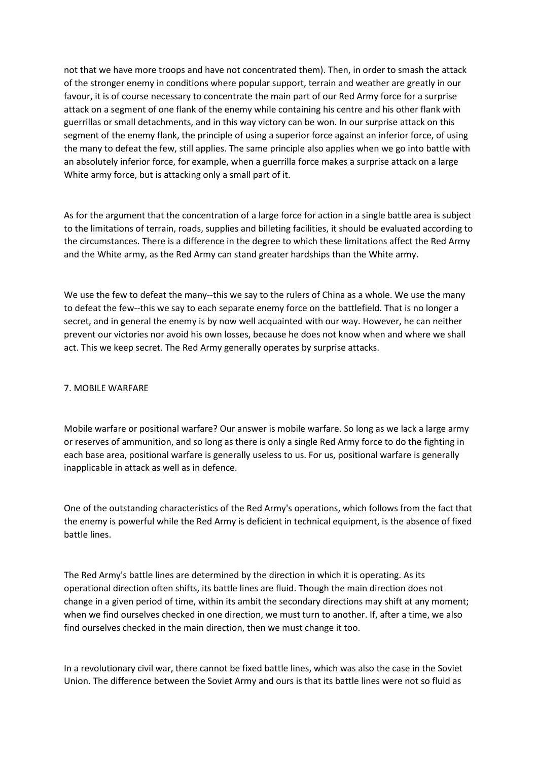not that we have more troops and have not concentrated them). Then, in order to smash the attack of the stronger enemy in conditions where popular support, terrain and weather are greatly in our favour, it is of course necessary to concentrate the main part of our Red Army force for a surprise attack on a segment of one flank of the enemy while containing his centre and his other flank with guerrillas or small detachments, and in this way victory can be won. In our surprise attack on this segment of the enemy flank, the principle of using a superior force against an inferior force, of using the many to defeat the few, still applies. The same principle also applies when we go into battle with an absolutely inferior force, for example, when a guerrilla force makes a surprise attack on a large White army force, but is attacking only a small part of it.

As for the argument that the concentration of a large force for action in a single battle area is subject to the limitations of terrain, roads, supplies and billeting facilities, it should be evaluated according to the circumstances. There is a difference in the degree to which these limitations affect the Red Army and the White army, as the Red Army can stand greater hardships than the White army.

We use the few to defeat the many--this we say to the rulers of China as a whole. We use the many to defeat the few--this we say to each separate enemy force on the battlefield. That is no longer a secret, and in general the enemy is by now well acquainted with our way. However, he can neither prevent our victories nor avoid his own losses, because he does not know when and where we shall act. This we keep secret. The Red Army generally operates by surprise attacks.

## 7. MOBILE WARFARE

Mobile warfare or positional warfare? Our answer is mobile warfare. So long as we lack a large army or reserves of ammunition, and so long as there is only a single Red Army force to do the fighting in each base area, positional warfare is generally useless to us. For us, positional warfare is generally inapplicable in attack as well as in defence.

One of the outstanding characteristics of the Red Army's operations, which follows from the fact that the enemy is powerful while the Red Army is deficient in technical equipment, is the absence of fixed battle lines.

The Red Army's battle lines are determined by the direction in which it is operating. As its operational direction often shifts, its battle lines are fluid. Though the main direction does not change in a given period of time, within its ambit the secondary directions may shift at any moment; when we find ourselves checked in one direction, we must turn to another. If, after a time, we also find ourselves checked in the main direction, then we must change it too.

In a revolutionary civil war, there cannot be fixed battle lines, which was also the case in the Soviet Union. The difference between the Soviet Army and ours is that its battle lines were not so fluid as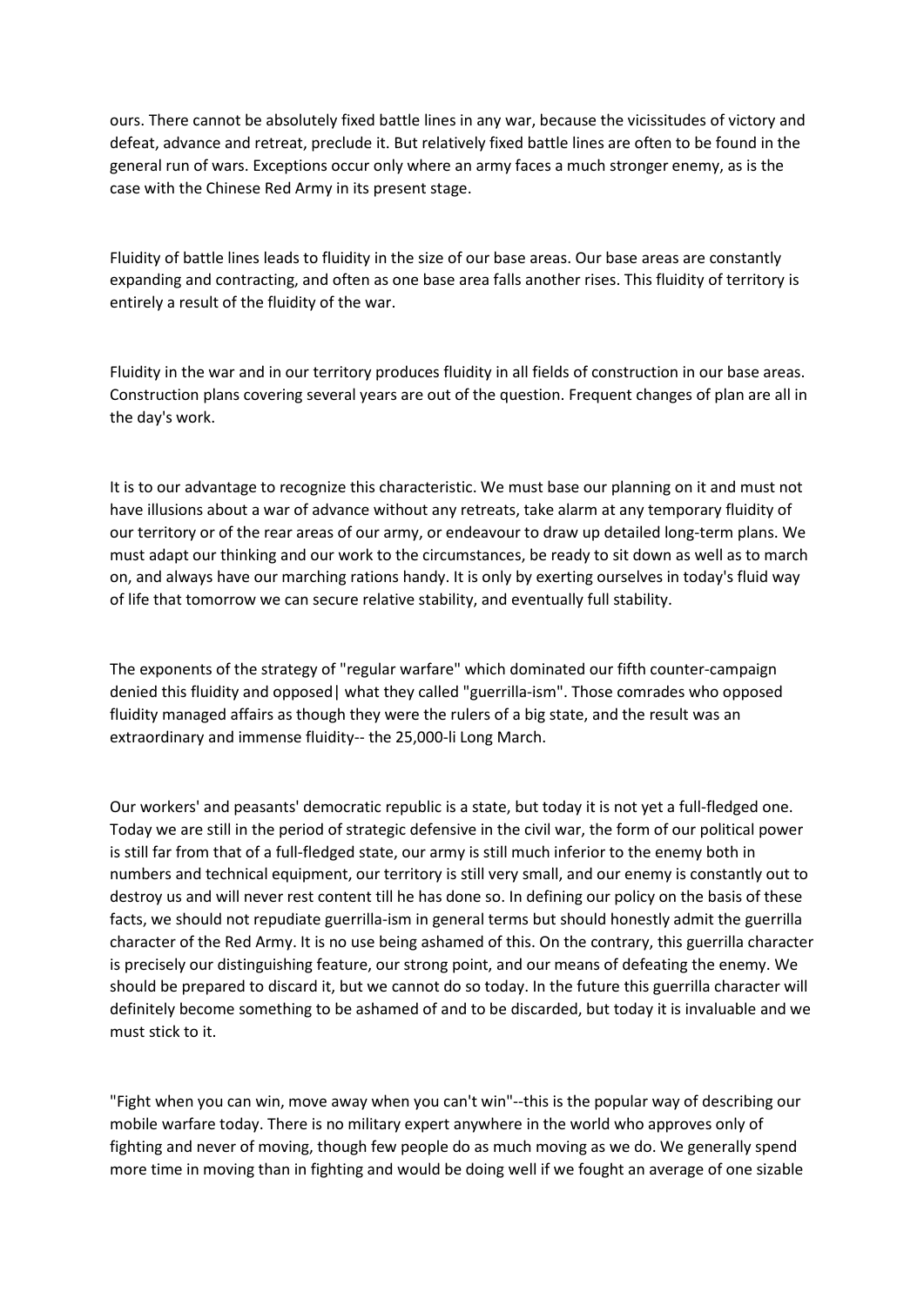ours. There cannot be absolutely fixed battle lines in any war, because the vicissitudes of victory and defeat, advance and retreat, preclude it. But relatively fixed battle lines are often to be found in the general run of wars. Exceptions occur only where an army faces a much stronger enemy, as is the case with the Chinese Red Army in its present stage.

Fluidity of battle lines leads to fluidity in the size of our base areas. Our base areas are constantly expanding and contracting, and often as one base area falls another rises. This fluidity of territory is entirely a result of the fluidity of the war.

Fluidity in the war and in our territory produces fluidity in all fields of construction in our base areas. Construction plans covering several years are out of the question. Frequent changes of plan are all in the day's work.

It is to our advantage to recognize this characteristic. We must base our planning on it and must not have illusions about a war of advance without any retreats, take alarm at any temporary fluidity of our territory or of the rear areas of our army, or endeavour to draw up detailed long-term plans. We must adapt our thinking and our work to the circumstances, be ready to sit down as well as to march on, and always have our marching rations handy. It is only by exerting ourselves in today's fluid way of life that tomorrow we can secure relative stability, and eventually full stability.

The exponents of the strategy of "regular warfare" which dominated our fifth counter-campaign denied this fluidity and opposed| what they called "guerrilla-ism". Those comrades who opposed fluidity managed affairs as though they were the rulers of a big state, and the result was an extraordinary and immense fluidity-- the 25,000-li Long March.

Our workers' and peasants' democratic republic is a state, but today it is not yet a full-fledged one. Today we are still in the period of strategic defensive in the civil war, the form of our political power is still far from that of a full-fledged state, our army is still much inferior to the enemy both in numbers and technical equipment, our territory is still very small, and our enemy is constantly out to destroy us and will never rest content till he has done so. In defining our policy on the basis of these facts, we should not repudiate guerrilla-ism in general terms but should honestly admit the guerrilla character of the Red Army. It is no use being ashamed of this. On the contrary, this guerrilla character is precisely our distinguishing feature, our strong point, and our means of defeating the enemy. We should be prepared to discard it, but we cannot do so today. In the future this guerrilla character will definitely become something to be ashamed of and to be discarded, but today it is invaluable and we must stick to it.

"Fight when you can win, move away when you can't win"--this is the popular way of describing our mobile warfare today. There is no military expert anywhere in the world who approves only of fighting and never of moving, though few people do as much moving as we do. We generally spend more time in moving than in fighting and would be doing well if we fought an average of one sizable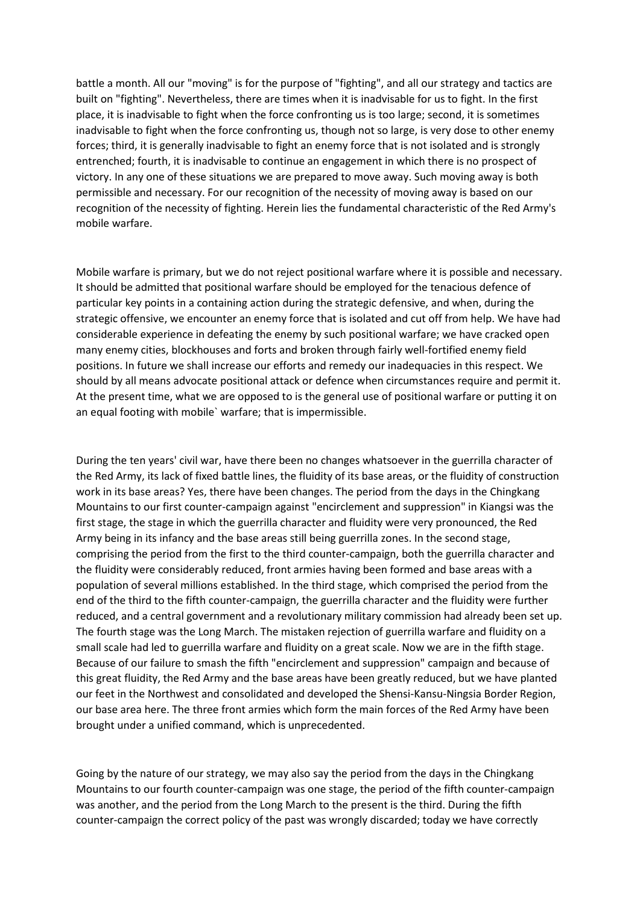battle a month. All our "moving" is for the purpose of "fighting", and all our strategy and tactics are built on "fighting". Nevertheless, there are times when it is inadvisable for us to fight. In the first place, it is inadvisable to fight when the force confronting us is too large; second, it is sometimes inadvisable to fight when the force confronting us, though not so large, is very dose to other enemy forces; third, it is generally inadvisable to fight an enemy force that is not isolated and is strongly entrenched; fourth, it is inadvisable to continue an engagement in which there is no prospect of victory. In any one of these situations we are prepared to move away. Such moving away is both permissible and necessary. For our recognition of the necessity of moving away is based on our recognition of the necessity of fighting. Herein lies the fundamental characteristic of the Red Army's mobile warfare.

Mobile warfare is primary, but we do not reject positional warfare where it is possible and necessary. It should be admitted that positional warfare should be employed for the tenacious defence of particular key points in a containing action during the strategic defensive, and when, during the strategic offensive, we encounter an enemy force that is isolated and cut off from help. We have had considerable experience in defeating the enemy by such positional warfare; we have cracked open many enemy cities, blockhouses and forts and broken through fairly well-fortified enemy field positions. In future we shall increase our efforts and remedy our inadequacies in this respect. We should by all means advocate positional attack or defence when circumstances require and permit it. At the present time, what we are opposed to is the general use of positional warfare or putting it on an equal footing with mobile` warfare; that is impermissible.

During the ten years' civil war, have there been no changes whatsoever in the guerrilla character of the Red Army, its lack of fixed battle lines, the fluidity of its base areas, or the fluidity of construction work in its base areas? Yes, there have been changes. The period from the days in the Chingkang Mountains to our first counter-campaign against "encirclement and suppression" in Kiangsi was the first stage, the stage in which the guerrilla character and fluidity were very pronounced, the Red Army being in its infancy and the base areas still being guerrilla zones. In the second stage, comprising the period from the first to the third counter-campaign, both the guerrilla character and the fluidity were considerably reduced, front armies having been formed and base areas with a population of several millions established. In the third stage, which comprised the period from the end of the third to the fifth counter-campaign, the guerrilla character and the fluidity were further reduced, and a central government and a revolutionary military commission had already been set up. The fourth stage was the Long March. The mistaken rejection of guerrilla warfare and fluidity on a small scale had led to guerrilla warfare and fluidity on a great scale. Now we are in the fifth stage. Because of our failure to smash the fifth "encirclement and suppression" campaign and because of this great fluidity, the Red Army and the base areas have been greatly reduced, but we have planted our feet in the Northwest and consolidated and developed the Shensi-Kansu-Ningsia Border Region, our base area here. The three front armies which form the main forces of the Red Army have been brought under a unified command, which is unprecedented.

Going by the nature of our strategy, we may also say the period from the days in the Chingkang Mountains to our fourth counter-campaign was one stage, the period of the fifth counter-campaign was another, and the period from the Long March to the present is the third. During the fifth counter-campaign the correct policy of the past was wrongly discarded; today we have correctly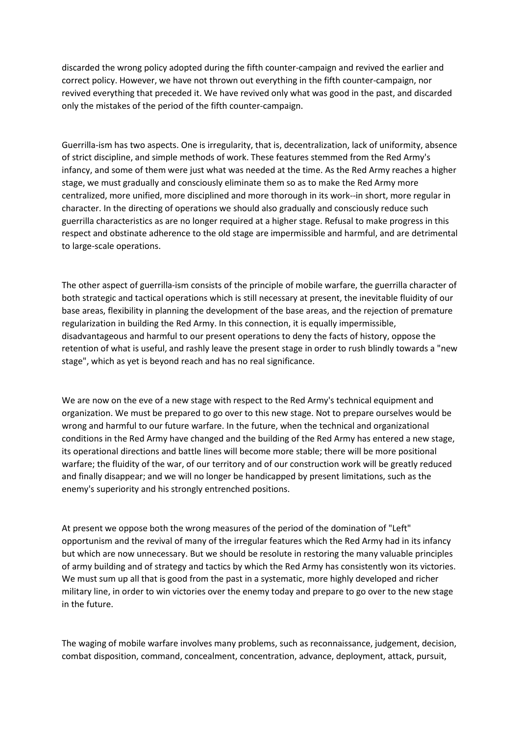discarded the wrong policy adopted during the fifth counter-campaign and revived the earlier and correct policy. However, we have not thrown out everything in the fifth counter-campaign, nor revived everything that preceded it. We have revived only what was good in the past, and discarded only the mistakes of the period of the fifth counter-campaign.

Guerrilla-ism has two aspects. One is irregularity, that is, decentralization, lack of uniformity, absence of strict discipline, and simple methods of work. These features stemmed from the Red Army's infancy, and some of them were just what was needed at the time. As the Red Army reaches a higher stage, we must gradually and consciously eliminate them so as to make the Red Army more centralized, more unified, more disciplined and more thorough in its work--in short, more regular in character. In the directing of operations we should also gradually and consciously reduce such guerrilla characteristics as are no longer required at a higher stage. Refusal to make progress in this respect and obstinate adherence to the old stage are impermissible and harmful, and are detrimental to large-scale operations.

The other aspect of guerrilla-ism consists of the principle of mobile warfare, the guerrilla character of both strategic and tactical operations which is still necessary at present, the inevitable fluidity of our base areas, flexibility in planning the development of the base areas, and the rejection of premature regularization in building the Red Army. In this connection, it is equally impermissible, disadvantageous and harmful to our present operations to deny the facts of history, oppose the retention of what is useful, and rashly leave the present stage in order to rush blindly towards a "new stage", which as yet is beyond reach and has no real significance.

We are now on the eve of a new stage with respect to the Red Army's technical equipment and organization. We must be prepared to go over to this new stage. Not to prepare ourselves would be wrong and harmful to our future warfare. In the future, when the technical and organizational conditions in the Red Army have changed and the building of the Red Army has entered a new stage, its operational directions and battle lines will become more stable; there will be more positional warfare; the fluidity of the war, of our territory and of our construction work will be greatly reduced and finally disappear; and we will no longer be handicapped by present limitations, such as the enemy's superiority and his strongly entrenched positions.

At present we oppose both the wrong measures of the period of the domination of "Left" opportunism and the revival of many of the irregular features which the Red Army had in its infancy but which are now unnecessary. But we should be resolute in restoring the many valuable principles of army building and of strategy and tactics by which the Red Army has consistently won its victories. We must sum up all that is good from the past in a systematic, more highly developed and richer military line, in order to win victories over the enemy today and prepare to go over to the new stage in the future.

The waging of mobile warfare involves many problems, such as reconnaissance, judgement, decision, combat disposition, command, concealment, concentration, advance, deployment, attack, pursuit,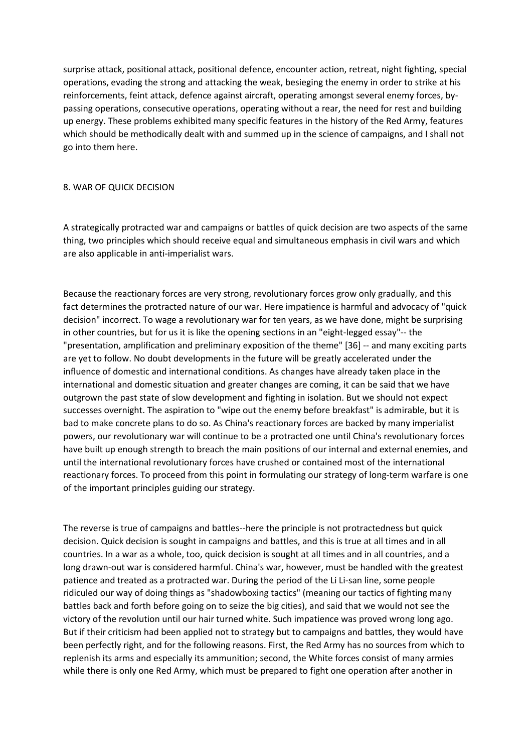surprise attack, positional attack, positional defence, encounter action, retreat, night fighting, special operations, evading the strong and attacking the weak, besieging the enemy in order to strike at his reinforcements, feint attack, defence against aircraft, operating amongst several enemy forces, by-passing operations, consecutive operations, operating without a rear, the need for rest and building up energy. These problems exhibited many specific features in the history of the Red Army, features which should be methodically dealt with and summed up in the science of campaigns, and I shall not go into them here.

## 8. WAR OF QUICK DECISION

A strategically protracted war and campaigns or battles of quick decision are two aspects of the same thing, two principles which should receive equal and simultaneous emphasis in civil wars and which are also applicable in anti-imperialist wars.

Because the reactionary forces are very strong, revolutionary forces grow only gradually, and this fact determines the protracted nature of our war. Here impatience is harmful and advocacy of "quick decision" incorrect. To wage a revolutionary war for ten years, as we have done, might be surprising in other countries, but for us it is like the opening sections in an "eight-legged essay"-- the "presentation, amplification and preliminary exposition of the theme" [36] -- and many exciting parts are yet to follow. No doubt developments in the future will be greatly accelerated under the influence of domestic and international conditions. As changes have already taken place in the international and domestic situation and greater changes are coming, it can be said that we have outgrown the past state of slow development and fighting in isolation. But we should not expect successes overnight. The aspiration to "wipe out the enemy before breakfast" is admirable, but it is bad to make concrete plans to do so. As China's reactionary forces are backed by many imperialist powers, our revolutionary war will continue to be a protracted one until China's revolutionary forces have built up enough strength to breach the main positions of our internal and external enemies, and until the international revolutionary forces have crushed or contained most of the international reactionary forces. To proceed from this point in formulating our strategy of long-term warfare is one of the important principles guiding our strategy.

The reverse is true of campaigns and battles--here the principle is not protractedness but quick decision. Quick decision is sought in campaigns and battles, and this is true at all times and in all countries. In a war as a whole, too, quick decision is sought at all times and in all countries, and a long drawn-out war is considered harmful. China's war, however, must be handled with the greatest patience and treated as a protracted war. During the period of the Li Li-san line, some people ridiculed our way of doing things as "shadowboxing tactics" (meaning our tactics of fighting many battles back and forth before going on to seize the big cities), and said that we would not see the victory of the revolution until our hair turned white. Such impatience was proved wrong long ago. But if their criticism had been applied not to strategy but to campaigns and battles, they would have been perfectly right, and for the following reasons. First, the Red Army has no sources from which to replenish its arms and especially its ammunition; second, the White forces consist of many armies while there is only one Red Army, which must be prepared to fight one operation after another in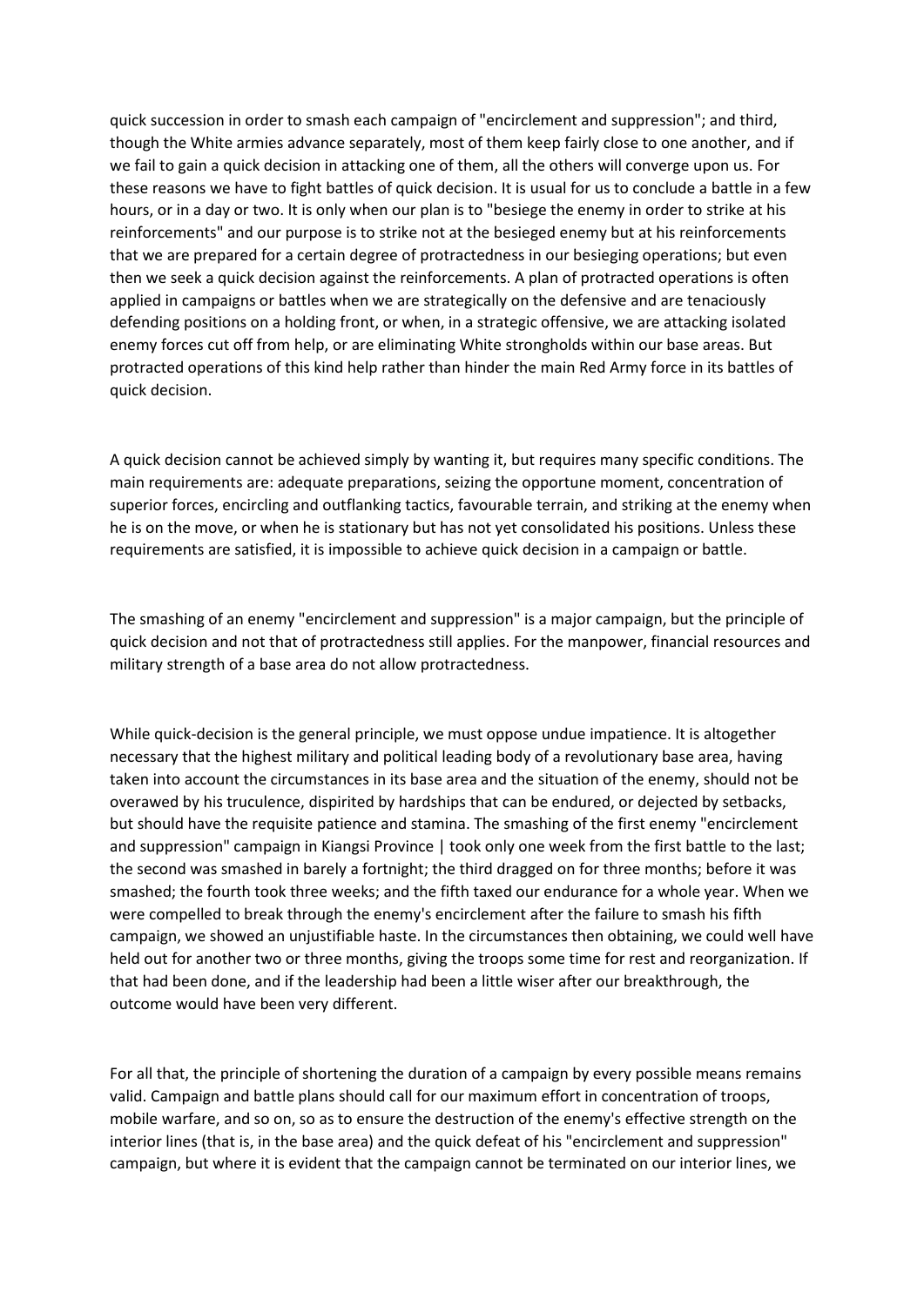quick succession in order to smash each campaign of "encirclement and suppression"; and third, though the White armies advance separately, most of them keep fairly close to one another, and if we fail to gain a quick decision in attacking one of them, all the others will converge upon us. For these reasons we have to fight battles of quick decision. It is usual for us to conclude a battle in a few hours, or in a day or two. It is only when our plan is to "besiege the enemy in order to strike at his reinforcements" and our purpose is to strike not at the besieged enemy but at his reinforcements that we are prepared for a certain degree of protractedness in our besieging operations; but even then we seek a quick decision against the reinforcements. A plan of protracted operations is often applied in campaigns or battles when we are strategically on the defensive and are tenaciously defending positions on a holding front, or when, in a strategic offensive, we are attacking isolated enemy forces cut off from help, or are eliminating White strongholds within our base areas. But protracted operations of this kind help rather than hinder the main Red Army force in its battles of quick decision.

A quick decision cannot be achieved simply by wanting it, but requires many specific conditions. The main requirements are: adequate preparations, seizing the opportune moment, concentration of superior forces, encircling and outflanking tactics, favourable terrain, and striking at the enemy when he is on the move, or when he is stationary but has not yet consolidated his positions. Unless these requirements are satisfied, it is impossible to achieve quick decision in a campaign or battle.

The smashing of an enemy "encirclement and suppression" is a major campaign, but the principle of quick decision and not that of protractedness still applies. For the manpower, financial resources and military strength of a base area do not allow protractedness.

While quick-decision is the general principle, we must oppose undue impatience. It is altogether necessary that the highest military and political leading body of a revolutionary base area, having taken into account the circumstances in its base area and the situation of the enemy, should not be overawed by his truculence, dispirited by hardships that can be endured, or dejected by setbacks, but should have the requisite patience and stamina. The smashing of the first enemy "encirclement and suppression" campaign in Kiangsi Province | took only one week from the first battle to the last; the second was smashed in barely a fortnight; the third dragged on for three months; before it was smashed; the fourth took three weeks; and the fifth taxed our endurance for a whole year. When we were compelled to break through the enemy's encirclement after the failure to smash his fifth campaign, we showed an unjustifiable haste. In the circumstances then obtaining, we could well have held out for another two or three months, giving the troops some time for rest and reorganization. If that had been done, and if the leadership had been a little wiser after our breakthrough, the outcome would have been very different.

For all that, the principle of shortening the duration of a campaign by every possible means remains valid. Campaign and battle plans should call for our maximum effort in concentration of troops, mobile warfare, and so on, so as to ensure the destruction of the enemy's effective strength on the interior lines (that is, in the base area) and the quick defeat of his "encirclement and suppression" campaign, but where it is evident that the campaign cannot be terminated on our interior lines, we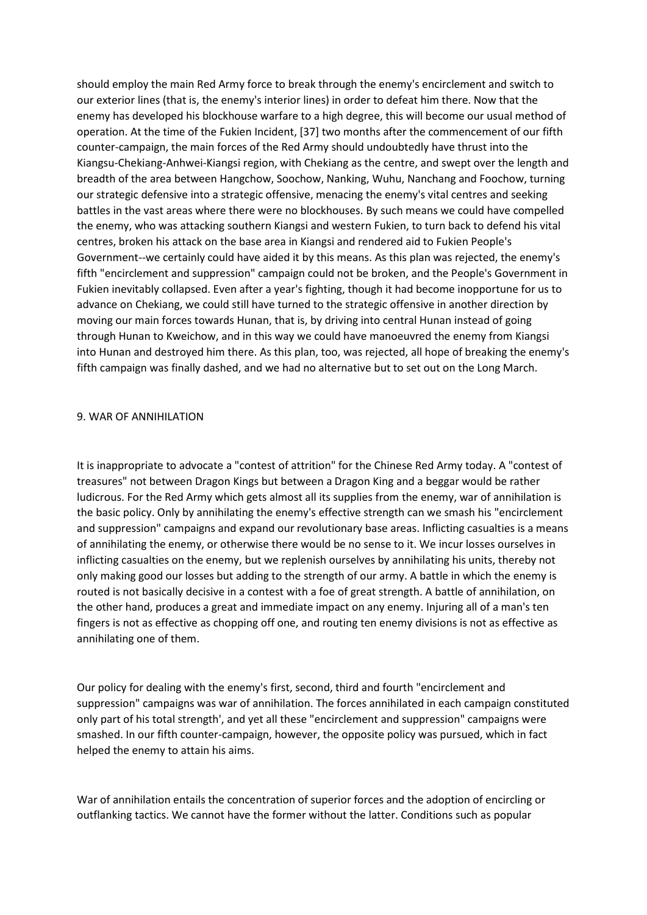should employ the main Red Army force to break through the enemy's encirclement and switch to our exterior lines (that is, the enemy's interior lines) in order to defeat him there. Now that the enemy has developed his blockhouse warfare to a high degree, this will become our usual method of operation. At the time of the Fukien Incident, [37] two months after the commencement of our fifth counter-campaign, the main forces of the Red Army should undoubtedly have thrust into the Kiangsu-Chekiang-Anhwei-Kiangsi region, with Chekiang as the centre, and swept over the length and breadth of the area between Hangchow, Soochow, Nanking, Wuhu, Nanchang and Foochow, turning our strategic defensive into a strategic offensive, menacing the enemy's vital centres and seeking battles in the vast areas where there were no blockhouses. By such means we could have compelled the enemy, who was attacking southern Kiangsi and western Fukien, to turn back to defend his vital centres, broken his attack on the base area in Kiangsi and rendered aid to Fukien People's Government--we certainly could have aided it by this means. As this plan was rejected, the enemy's fifth "encirclement and suppression" campaign could not be broken, and the People's Government in Fukien inevitably collapsed. Even after a year's fighting, though it had become inopportune for us to advance on Chekiang, we could still have turned to the strategic offensive in another direction by moving our main forces towards Hunan, that is, by driving into central Hunan instead of going through Hunan to Kweichow, and in this way we could have manoeuvred the enemy from Kiangsi into Hunan and destroyed him there. As this plan, too, was rejected, all hope of breaking the enemy's fifth campaign was finally dashed, and we had no alternative but to set out on the Long March.

## 9. WAR OF ANNIHILATION

It is inappropriate to advocate a "contest of attrition" for the Chinese Red Army today. A "contest of treasures" not between Dragon Kings but between a Dragon King and a beggar would be rather ludicrous. For the Red Army which gets almost all its supplies from the enemy, war of annihilation is the basic policy. Only by annihilating the enemy's effective strength can we smash his "encirclement and suppression" campaigns and expand our revolutionary base areas. Inflicting casualties is a means of annihilating the enemy, or otherwise there would be no sense to it. We incur losses ourselves in inflicting casualties on the enemy, but we replenish ourselves by annihilating his units, thereby not only making good our losses but adding to the strength of our army. A battle in which the enemy is routed is not basically decisive in a contest with a foe of great strength. A battle of annihilation, on the other hand, produces a great and immediate impact on any enemy. Injuring all of a man's ten fingers is not as effective as chopping off one, and routing ten enemy divisions is not as effective as annihilating one of them.

Our policy for dealing with the enemy's first, second, third and fourth "encirclement and suppression" campaigns was war of annihilation. The forces annihilated in each campaign constituted only part of his total strength', and yet all these "encirclement and suppression" campaigns were smashed. In our fifth counter-campaign, however, the opposite policy was pursued, which in fact helped the enemy to attain his aims.

War of annihilation entails the concentration of superior forces and the adoption of encircling or outflanking tactics. We cannot have the former without the latter. Conditions such as popular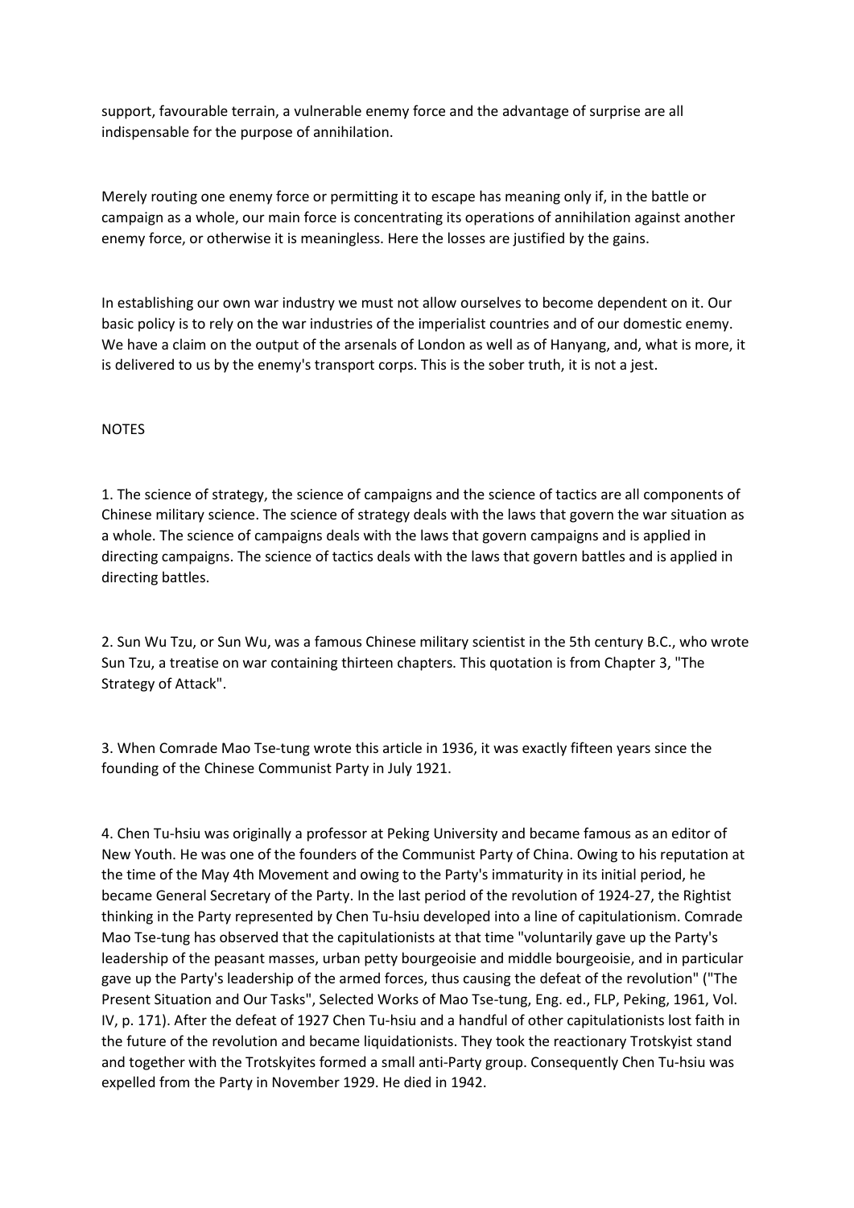support, favourable terrain, a vulnerable enemy force and the advantage of surprise are all indispensable for the purpose of annihilation.

Merely routing one enemy force or permitting it to escape has meaning only if, in the battle or campaign as a whole, our main force is concentrating its operations of annihilation against another enemy force, or otherwise it is meaningless. Here the losses are justified by the gains.

In establishing our own war industry we must not allow ourselves to become dependent on it. Our basic policy is to rely on the war industries of the imperialist countries and of our domestic enemy. We have a claim on the output of the arsenals of London as well as of Hanyang, and, what is more, it is delivered to us by the enemy's transport corps. This is the sober truth, it is not a jest.

NOTES

1. The science of strategy, the science of campaigns and the science of tactics are all components of Chinese military science. The science of strategy deals with the laws that govern the war situation as a whole. The science of campaigns deals with the laws that govern campaigns and is applied in directing campaigns. The science of tactics deals with the laws that govern battles and is applied in directing battles.

2. Sun Wu Tzu, or Sun Wu, was a famous Chinese military scientist in the 5th century B.C., who wrote Sun Tzu, a treatise on war containing thirteen chapters. This quotation is from Chapter 3, "The Strategy of Attack".

3. When Comrade Mao Tse-tung wrote this article in 1936, it was exactly fifteen years since the founding of the Chinese Communist Party in July 1921.

4. Chen Tu-hsiu was originally a professor at Peking University and became famous as an editor of New Youth. He was one of the founders of the Communist Party of China. Owing to his reputation at the time of the May 4th Movement and owing to the Party's immaturity in its initial period, he became General Secretary of the Party. In the last period of the revolution of 1924-27, the Rightist thinking in the Party represented by Chen Tu-hsiu developed into a line of capitulationism. Comrade Mao Tse-tung has observed that the capitulationists at that time "voluntarily gave up the Party's leadership of the peasant masses, urban petty bourgeoisie and middle bourgeoisie, and in particular gave up the Party's leadership of the armed forces, thus causing the defeat of the revolution" ("The Present Situation and Our Tasks", Selected Works of Mao Tse-tung, Eng. ed., FLP, Peking, 1961, Vol. IV, p. 171). After the defeat of 1927 Chen Tu-hsiu and a handful of other capitulationists lost faith in the future of the revolution and became liquidationists. They took the reactionary Trotskyist stand and together with the Trotskyites formed a small anti-Party group. Consequently Chen Tu-hsiu was expelled from the Party in November 1929. He died in 1942.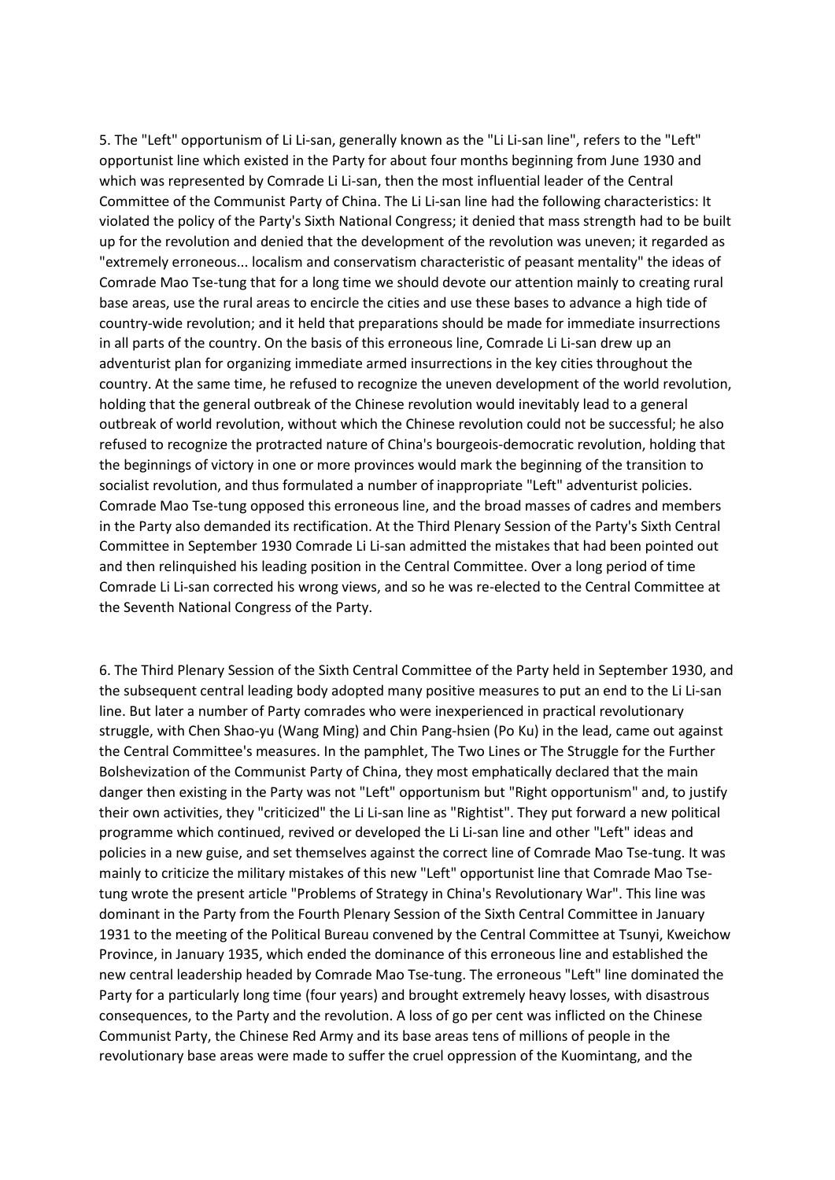5. The "Left" opportunism of Li Li-san, generally known as the "Li Li-san line", refers to the "Left" opportunist line which existed in the Party for about four months beginning from June 1930 and which was represented by Comrade Li Li-san, then the most influential leader of the Central Committee of the Communist Party of China. The Li Li-san line had the following characteristics: It violated the policy of the Party's Sixth National Congress; it denied that mass strength had to be built up for the revolution and denied that the development of the revolution was uneven; it regarded as "extremely erroneous... localism and conservatism characteristic of peasant mentality" the ideas of Comrade Mao Tse-tung that for a long time we should devote our attention mainly to creating rural base areas, use the rural areas to encircle the cities and use these bases to advance a high tide of country-wide revolution; and it held that preparations should be made for immediate insurrections in all parts of the country. On the basis of this erroneous line, Comrade Li Li-san drew up an adventurist plan for organizing immediate armed insurrections in the key cities throughout the country. At the same time, he refused to recognize the uneven development of the world revolution, holding that the general outbreak of the Chinese revolution would inevitably lead to a general outbreak of world revolution, without which the Chinese revolution could not be successful; he also refused to recognize the protracted nature of China's bourgeois-democratic revolution, holding that the beginnings of victory in one or more provinces would mark the beginning of the transition to socialist revolution, and thus formulated a number of inappropriate "Left" adventurist policies. Comrade Mao Tse-tung opposed this erroneous line, and the broad masses of cadres and members in the Party also demanded its rectification. At the Third Plenary Session of the Party's Sixth Central Committee in September 1930 Comrade Li Li-san admitted the mistakes that had been pointed out and then relinquished his leading position in the Central Committee. Over a long period of time Comrade Li Li-san corrected his wrong views, and so he was re-elected to the Central Committee at the Seventh National Congress of the Party.

6. The Third Plenary Session of the Sixth Central Committee of the Party held in September 1930, and the subsequent central leading body adopted many positive measures to put an end to the Li Li-san line. But later a number of Party comrades who were inexperienced in practical revolutionary struggle, with Chen Shao-yu (Wang Ming) and Chin Pang-hsien (Po Ku) in the lead, came out against the Central Committee's measures. In the pamphlet, The Two Lines or The Struggle for the Further Bolshevization of the Communist Party of China, they most emphatically declared that the main danger then existing in the Party was not "Left" opportunism but "Right opportunism" and, to justify their own activities, they "criticized" the Li Li-san line as "Rightist". They put forward a new political programme which continued, revived or developed the Li Li-san line and other "Left" ideas and policies in a new guise, and set themselves against the correct line of Comrade Mao Tse-tung. It was mainly to criticize the military mistakes of this new "Left" opportunist line that Comrade Mao Tse-tung wrote the present article "Problems of Strategy in China's Revolutionary War". This line was dominant in the Party from the Fourth Plenary Session of the Sixth Central Committee in January 1931 to the meeting of the Political Bureau convened by the Central Committee at Tsunyi, Kweichow Province, in January 1935, which ended the dominance of this erroneous line and established the new central leadership headed by Comrade Mao Tse-tung. The erroneous "Left" line dominated the Party for a particularly long time (four years) and brought extremely heavy losses, with disastrous consequences, to the Party and the revolution. A loss of go per cent was inflicted on the Chinese Communist Party, the Chinese Red Army and its base areas tens of millions of people in the revolutionary base areas were made to suffer the cruel oppression of the Kuomintang, and the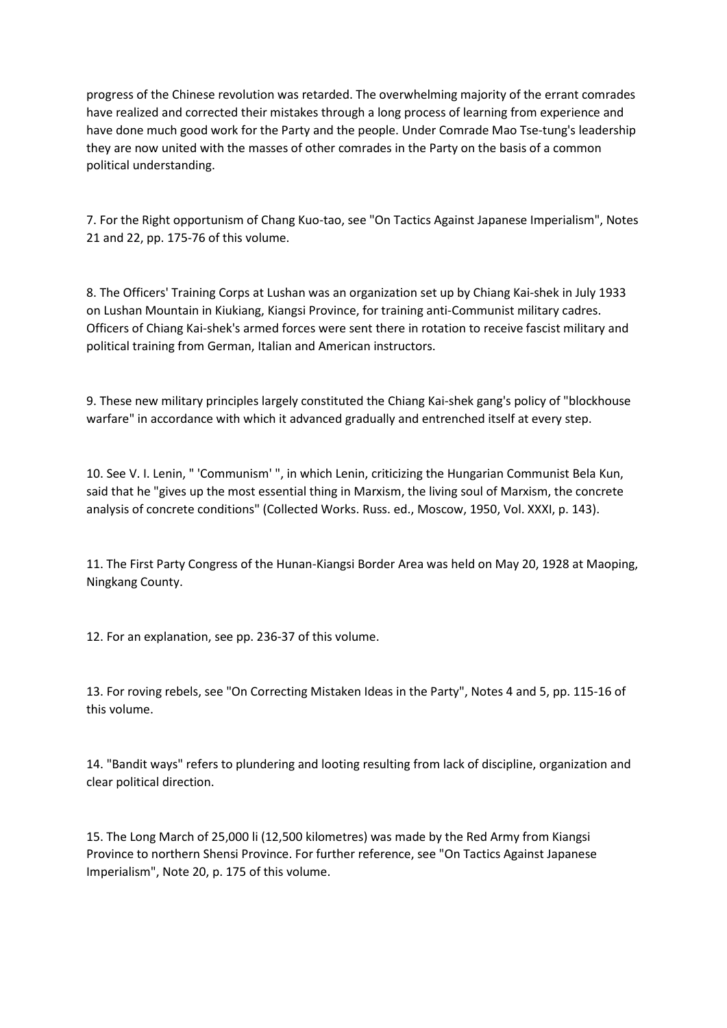progress of the Chinese revolution was retarded. The overwhelming majority of the errant comrades have realized and corrected their mistakes through a long process of learning from experience and have done much good work for the Party and the people. Under Comrade Mao Tse-tung's leadership they are now united with the masses of other comrades in the Party on the basis of a common political understanding.

7. For the Right opportunism of Chang Kuo-tao, see "On Tactics Against Japanese Imperialism", Notes 21 and 22, pp. 175-76 of this volume.

8. The Officers' Training Corps at Lushan was an organization set up by Chiang Kai-shek in July 1933 on Lushan Mountain in Kiukiang, Kiangsi Province, for training anti-Communist military cadres. Officers of Chiang Kai-shek's armed forces were sent there in rotation to receive fascist military and political training from German, Italian and American instructors.

9. These new military principles largely constituted the Chiang Kai-shek gang's policy of "blockhouse warfare" in accordance with which it advanced gradually and entrenched itself at every step.

10. See V. I. Lenin, " 'Communism' ", in which Lenin, criticizing the Hungarian Communist Bela Kun, said that he "gives up the most essential thing in Marxism, the living soul of Marxism, the concrete analysis of concrete conditions" (Collected Works. Russ. ed., Moscow, 1950, Vol. XXXI, p. 143).

11. The First Party Congress of the Hunan-Kiangsi Border Area was held on May 20, 1928 at Maoping, Ningkang County.

12. For an explanation, see pp. 236-37 of this volume.

13. For roving rebels, see "On Correcting Mistaken Ideas in the Party", Notes 4 and 5, pp. 115-16 of this volume.

14. "Bandit ways" refers to plundering and looting resulting from lack of discipline, organization and clear political direction.

15. The Long March of 25,000 li (12,500 kilometres) was made by the Red Army from Kiangsi Province to northern Shensi Province. For further reference, see "On Tactics Against Japanese Imperialism", Note 20, p. 175 of this volume.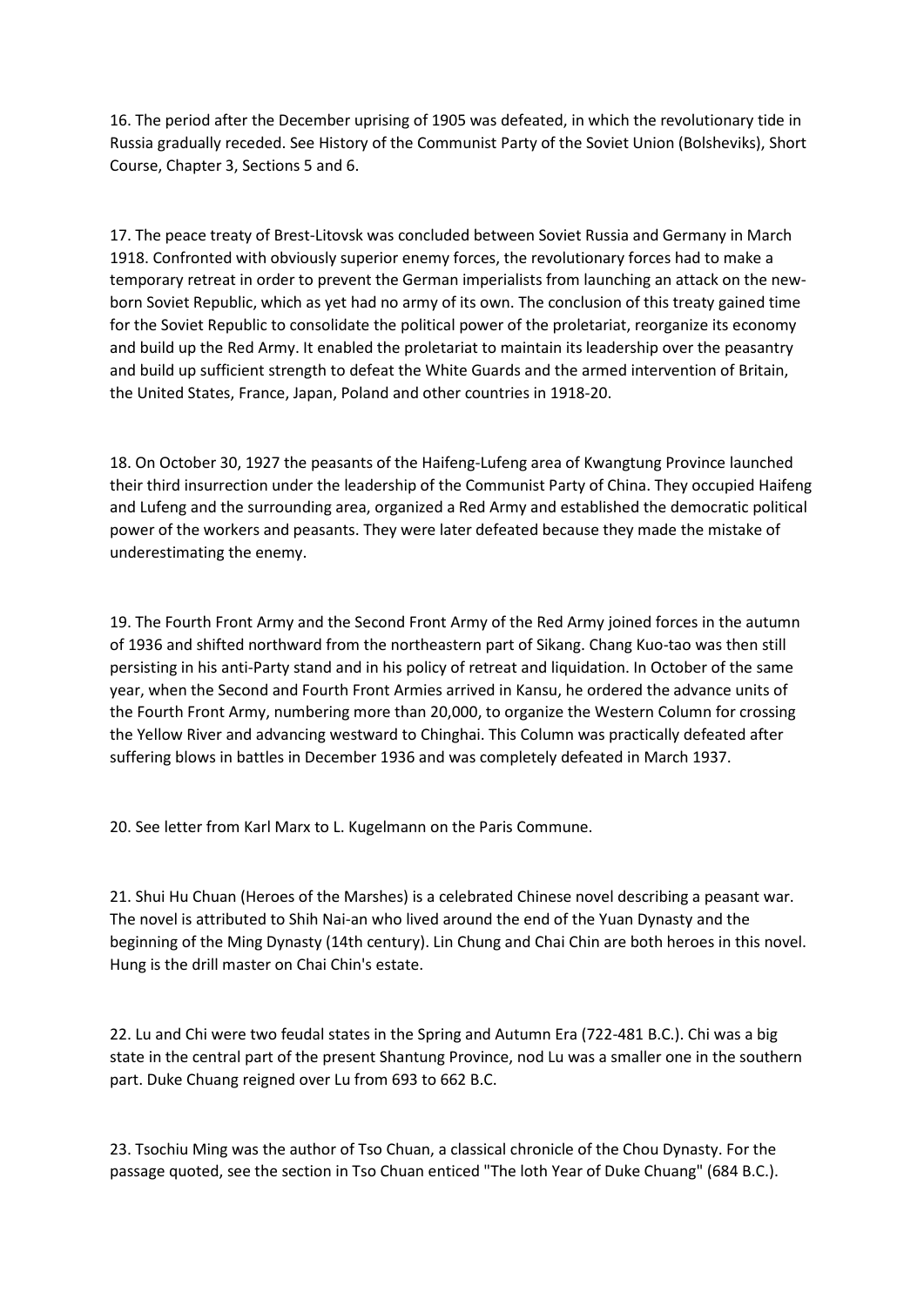16. The period after the December uprising of 1905 was defeated, in which the revolutionary tide in Russia gradually receded. See History of the Communist Party of the Soviet Union (Bolsheviks), Short Course, Chapter 3, Sections 5 and 6.

17. The peace treaty of Brest-Litovsk was concluded between Soviet Russia and Germany in March 1918. Confronted with obviously superior enemy forces, the revolutionary forces had to make a temporary retreat in order to prevent the German imperialists from launching an attack on the new-born Soviet Republic, which as yet had no army of its own. The conclusion of this treaty gained time for the Soviet Republic to consolidate the political power of the proletariat, reorganize its economy and build up the Red Army. It enabled the proletariat to maintain its leadership over the peasantry and build up sufficient strength to defeat the White Guards and the armed intervention of Britain, the United States, France, Japan, Poland and other countries in 1918-20.

18. On October 30, 1927 the peasants of the Haifeng-Lufeng area of Kwangtung Province launched their third insurrection under the leadership of the Communist Party of China. They occupied Haifeng and Lufeng and the surrounding area, organized a Red Army and established the democratic political power of the workers and peasants. They were later defeated because they made the mistake of underestimating the enemy.

19. The Fourth Front Army and the Second Front Army of the Red Army joined forces in the autumn of 1936 and shifted northward from the northeastern part of Sikang. Chang Kuo-tao was then still persisting in his anti-Party stand and in his policy of retreat and liquidation. In October of the same year, when the Second and Fourth Front Armies arrived in Kansu, he ordered the advance units of the Fourth Front Army, numbering more than 20,000, to organize the Western Column for crossing the Yellow River and advancing westward to Chinghai. This Column was practically defeated after suffering blows in battles in December 1936 and was completely defeated in March 1937.

20. See letter from Karl Marx to L. Kugelmann on the Paris Commune.

21. Shui Hu Chuan (Heroes of the Marshes) is a celebrated Chinese novel describing a peasant war. The novel is attributed to Shih Nai-an who lived around the end of the Yuan Dynasty and the beginning of the Ming Dynasty (14th century). Lin Chung and Chai Chin are both heroes in this novel. Hung is the drill master on Chai Chin's estate.

22. Lu and Chi were two feudal states in the Spring and Autumn Era (722-481 B.C.). Chi was a big state in the central part of the present Shantung Province, nod Lu was a smaller one in the southern part. Duke Chuang reigned over Lu from 693 to 662 B.C.

23. Tsochiu Ming was the author of Tso Chuan, a classical chronicle of the Chou Dynasty. For the passage quoted, see the section in Tso Chuan enticed "The loth Year of Duke Chuang" (684 B.C.).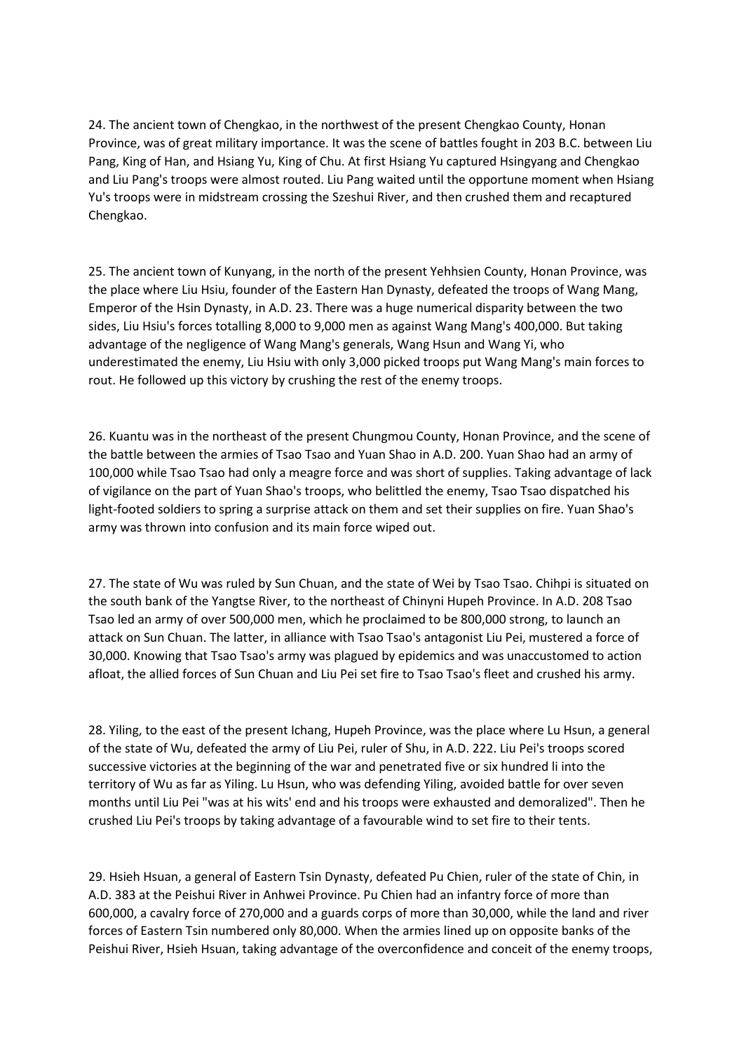24. The ancient town of Chengkao, in the northwest of the present Chengkao County, Honan Province, was of great military importance. It was the scene of battles fought in 203 B.C. between Liu Pang, King of Han, and Hsiang Yu, King of Chu. At first Hsiang Yu captured Hsingyang and Chengkao and Liu Pang's troops were almost routed. Liu Pang waited until the opportune moment when Hsiang Yu's troops were in midstream crossing the Szeshui River, and then crushed them and recaptured Chengkao.

25. The ancient town of Kunyang, in the north of the present Yehhsien County, Honan Province, was the place where Liu Hsiu, founder of the Eastern Han Dynasty, defeated the troops of Wang Mang, Emperor of the Hsin Dynasty, in A.D. 23. There was a huge numerical disparity between the two sides, Liu Hsiu's forces totalling 8,000 to 9,000 men as against Wang Mang's 400,000. But taking advantage of the negligence of Wang Mang's generals, Wang Hsun and Wang Yi, who underestimated the enemy, Liu Hsiu with only 3,000 picked troops put Wang Mang's main forces to rout. He followed up this victory by crushing the rest of the enemy troops.

26. Kuantu was in the northeast of the present Chungmou County, Honan Province, and the scene of the battle between the armies of Tsao Tsao and Yuan Shao in A.D. 200. Yuan Shao had an army of 100,000 while Tsao Tsao had only a meagre force and was short of supplies. Taking advantage of lack of vigilance on the part of Yuan Shao's troops, who belittled the enemy, Tsao Tsao dispatched his light-footed soldiers to spring a surprise attack on them and set their supplies on fire. Yuan Shao's army was thrown into confusion and its main force wiped out.

27. The state of Wu was ruled by Sun Chuan, and the state of Wei by Tsao Tsao. Chihpi is situated on the south bank of the Yangtse River, to the northeast of Chinyni Hupeh Province. In A.D. 208 Tsao Tsao led an army of over 500,000 men, which he proclaimed to be 800,000 strong, to launch an attack on Sun Chuan. The latter, in alliance with Tsao Tsao's antagonist Liu Pei, mustered a force of 30,000. Knowing that Tsao Tsao's army was plagued by epidemics and was unaccustomed to action afloat, the allied forces of Sun Chuan and Liu Pei set fire to Tsao Tsao's fleet and crushed his army.

28. Yiling, to the east of the present Ichang, Hupeh Province, was the place where Lu Hsun, a general of the state of Wu, defeated the army of Liu Pei, ruler of Shu, in A.D. 222. Liu Pei's troops scored successive victories at the beginning of the war and penetrated five or six hundred li into the territory of Wu as far as Yiling. Lu Hsun, who was defending Yiling, avoided battle for over seven months until Liu Pei "was at his wits' end and his troops were exhausted and demoralized". Then he crushed Liu Pei's troops by taking advantage of a favourable wind to set fire to their tents.

29. Hsieh Hsuan, a general of Eastern Tsin Dynasty, defeated Pu Chien, ruler of the state of Chin, in A.D. 383 at the Peishui River in Anhwei Province. Pu Chien had an infantry force of more than 600,000, a cavalry force of 270,000 and a guards corps of more than 30,000, while the land and river forces of Eastern Tsin numbered only 80,000. When the armies lined up on opposite banks of the Peishui River, Hsieh Hsuan, taking advantage of the overconfidence and conceit of the enemy troops,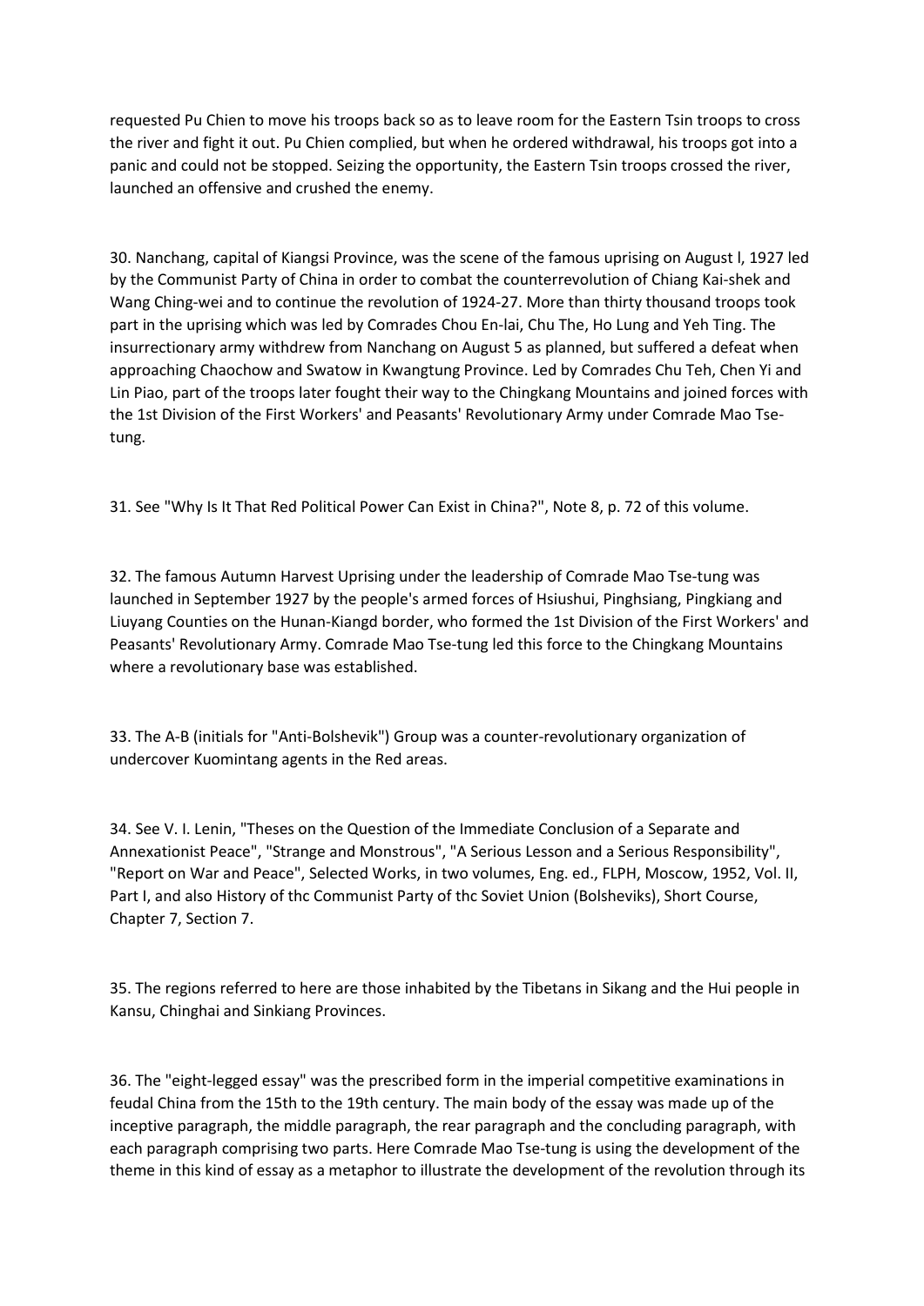requested Pu Chien to move his troops back so as to leave room for the Eastern Tsin troops to cross the river and fight it out. Pu Chien complied, but when he ordered withdrawal, his troops got into a panic and could not be stopped. Seizing the opportunity, the Eastern Tsin troops crossed the river, launched an offensive and crushed the enemy.

30. Nanchang, capital of Kiangsi Province, was the scene of the famous uprising on August l, 1927 led by the Communist Party of China in order to combat the counterrevolution of Chiang Kai-shek and Wang Ching-wei and to continue the revolution of 1924-27. More than thirty thousand troops took part in the uprising which was led by Comrades Chou En-lai, Chu The, Ho Lung and Yeh Ting. The insurrectionary army withdrew from Nanchang on August 5 as planned, but suffered a defeat when approaching Chaochow and Swatow in Kwangtung Province. Led by Comrades Chu Teh, Chen Yi and Lin Piao, part of the troops later fought their way to the Chingkang Mountains and joined forces with the 1st Division of the First Workers' and Peasants' Revolutionary Army under Comrade Mao Tse-tung.

31. See "Why Is It That Red Political Power Can Exist in China?", Note 8, p. 72 of this volume.

32. The famous Autumn Harvest Uprising under the leadership of Comrade Mao Tse-tung was launched in September 1927 by the people's armed forces of Hsiushui, Pinghsiang, Pingkiang and Liuyang Counties on the Hunan-Kiangd border, who formed the 1st Division of the First Workers' and Peasants' Revolutionary Army. Comrade Mao Tse-tung led this force to the Chingkang Mountains where a revolutionary base was established.

33. The A-B (initials for "Anti-Bolshevik") Group was a counter-revolutionary organization of undercover Kuomintang agents in the Red areas.

34. See V. I. Lenin, "Theses on the Question of the Immediate Conclusion of a Separate and Annexationist Peace", "Strange and Monstrous", "A Serious Lesson and a Serious Responsibility", "Report on War and Peace", Selected Works, in two volumes, Eng. ed., FLPH, Moscow, 1952, Vol. II, Part I, and also History of thc Communist Party of thc Soviet Union (Bolsheviks), Short Course, Chapter 7, Section 7.

35. The regions referred to here are those inhabited by the Tibetans in Sikang and the Hui people in Kansu, Chinghai and Sinkiang Provinces.

36. The "eight-legged essay" was the prescribed form in the imperial competitive examinations in feudal China from the 15th to the 19th century. The main body of the essay was made up of the inceptive paragraph, the middle paragraph, the rear paragraph and the concluding paragraph, with each paragraph comprising two parts. Here Comrade Mao Tse-tung is using the development of the theme in this kind of essay as a metaphor to illustrate the development of the revolution through its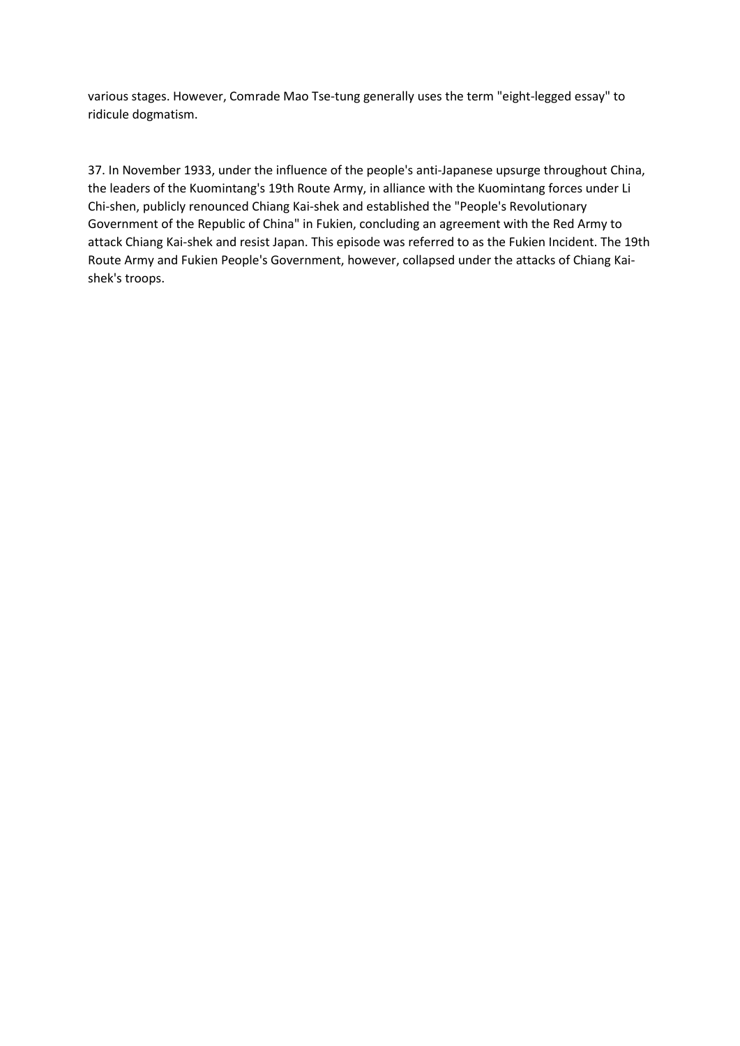various stages. However, Comrade Mao Tse-tung generally uses the term "eight-legged essay" to ridicule dogmatism.

37. In November 1933, under the influence of the people's anti-Japanese upsurge throughout China, the leaders of the Kuomintang's 19th Route Army, in alliance with the Kuomintang forces under Li Chi-shen, publicly renounced Chiang Kai-shek and established the "People's Revolutionary Government of the Republic of China" in Fukien, concluding an agreement with the Red Army to attack Chiang Kai-shek and resist Japan. This episode was referred to as the Fukien Incident. The 19th Route Army and Fukien People's Government, however, collapsed under the attacks of Chiang Kai-shek's troops.